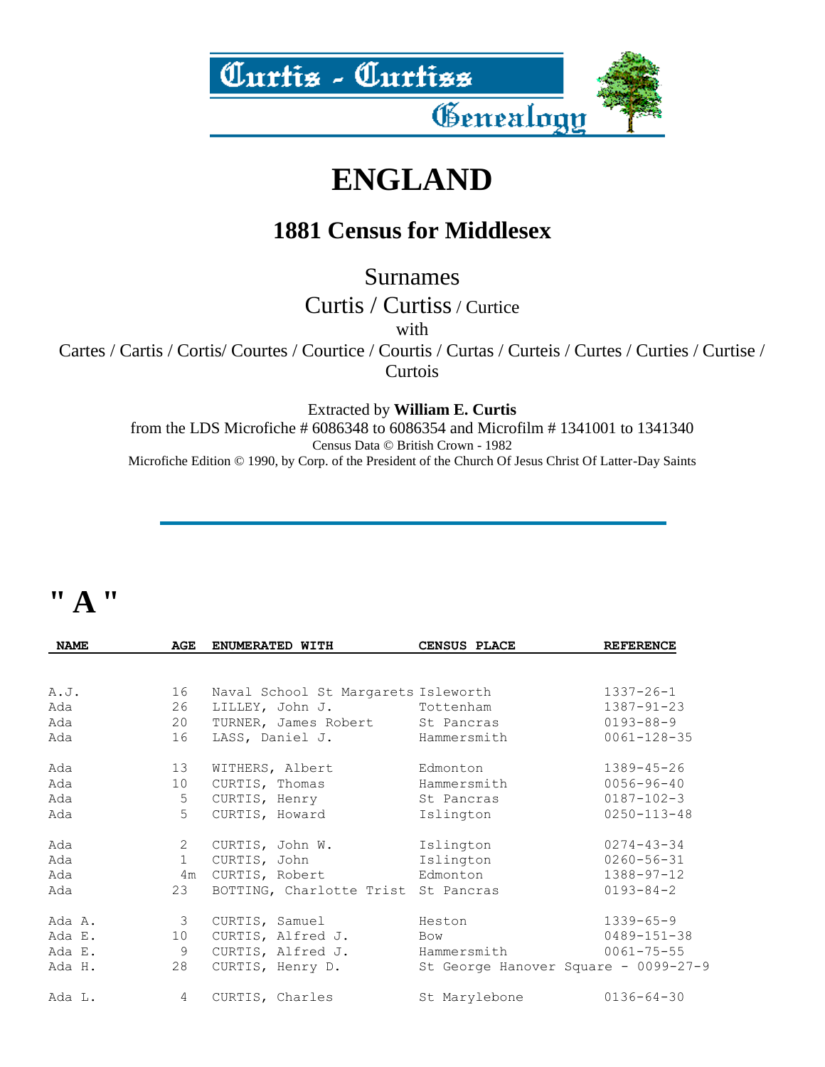Curtis - Curtiss Genealogy

# ENGLAND

## 1881 Census for Middlesex

Surnames

Curtis / Curtiss / Curtice

with

Cartes / Cartis / Cortis/ Courtes / Courtice / Courtis / Curtas / Curteis / Curtes / Curties / Curtise / Curtois

Extracted by **William E. Curtis**

from the LDS Microfiche # 6086348 to 6086354 and Microfilm # 1341001 to 1341340

Census Data © British Crown - 1982

Microfiche Edition © 1990, by Corp. of the President of the Church Of Jesus Christ Of Latter-Day Saints

---

# " A "

| NAME | AGE | ENUMERATED WITH | CENSUS PLACE | REFERENCE |
|---|---|---|---|---|
| A.J. | 16 | Naval School St Margarets | Isleworth | 1337-26-1 |
| Ada | 26 | LILLEY, John J. | Tottenham | 1387-91-23 |
| Ada | 20 | TURNER, James Robert | St Pancras | 0193-88-9 |
| Ada | 16 | LASS, Daniel J. | Hammersmith | 0061-128-35 |
| Ada | 13 | WITHERS, Albert | Edmonton | 1389-45-26 |
| Ada | 10 | CURTIS, Thomas | Hammersmith | 0056-96-40 |
| Ada | 5 | CURTIS, Henry | St Pancras | 0187-102-3 |
| Ada | 5 | CURTIS, Howard | Islington | 0250-113-48 |
| Ada | 2 | CURTIS, John W. | Islington | 0274-43-34 |
| Ada | 1 | CURTIS, John | Islington | 0260-56-31 |
| Ada | 4m | CURTIS, Robert | Edmonton | 1388-97-12 |
| Ada | 23 | BOTTING, Charlotte Trist | St Pancras | 0193-84-2 |
| Ada A. | 3 | CURTIS, Samuel | Heston | 1339-65-9 |
| Ada E. | 10 | CURTIS, Alfred J. | Bow | 0489-151-38 |
| Ada E. | 9 | CURTIS, Alfred J. | Hammersmith | 0061-75-55 |
| Ada H. | 28 | CURTIS, Henry D. | St George Hanover Square | 0099-27-9 |
| Ada L. | 4 | CURTIS, Charles | St Marylebone | 0136-64-30 |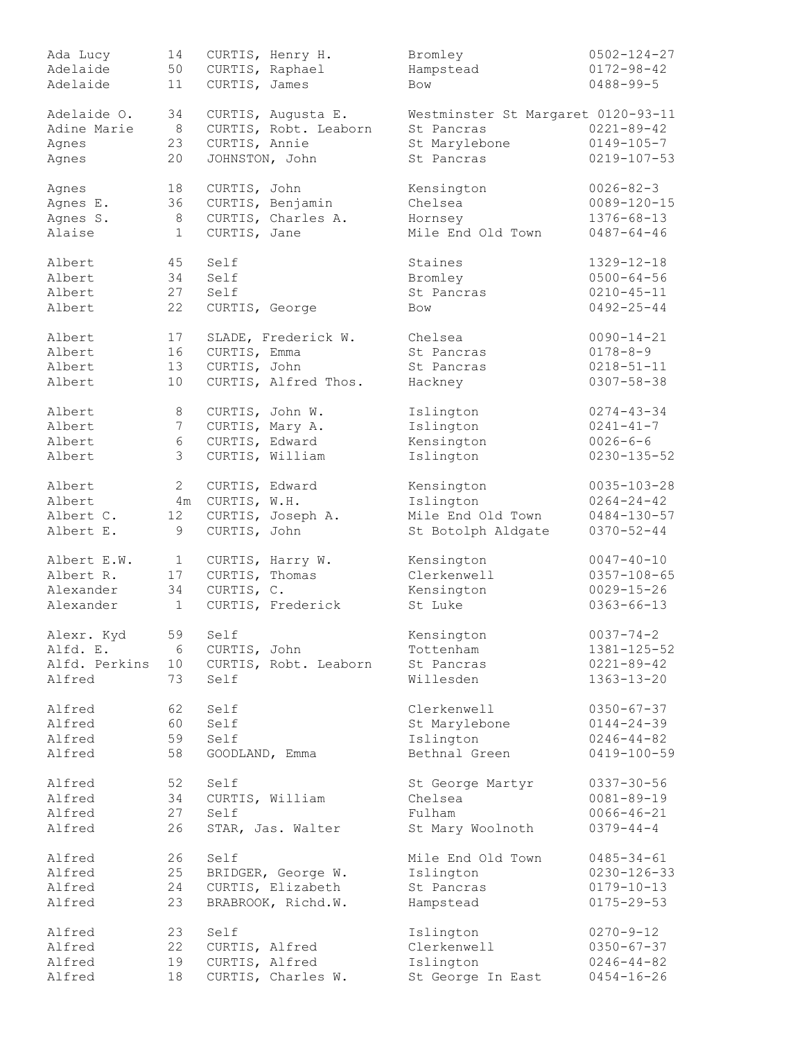| | | | | |
|---|---|---|---|---|
| Ada Lucy | 14 | CURTIS, Henry H. | Bromley | 0502-124-27 |
| Adelaide | 50 | CURTIS, Raphael | Hampstead | 0172-98-42 |
| Adelaide | 11 | CURTIS, James | Bow | 0488-99-5 |
| Adelaide O. | 34 | CURTIS, Augusta E. | Westminster St Margaret | 0120-93-11 |
| Adine Marie | 8 | CURTIS, Robt. Leaborn | St Pancras | 0221-89-42 |
| Agnes | 23 | CURTIS, Annie | St Marylebone | 0149-105-7 |
| Agnes | 20 | JOHNSTON, John | St Pancras | 0219-107-53 |
| Agnes | 18 | CURTIS, John | Kensington | 0026-82-3 |
| Agnes E. | 36 | CURTIS, Benjamin | Chelsea | 0089-120-15 |
| Agnes S. | 8 | CURTIS, Charles A. | Hornsey | 1376-68-13 |
| Alaise | 1 | CURTIS, Jane | Mile End Old Town | 0487-64-46 |
| Albert | 45 | Self | Staines | 1329-12-18 |
| Albert | 34 | Self | Bromley | 0500-64-56 |
| Albert | 27 | Self | St Pancras | 0210-45-11 |
| Albert | 22 | CURTIS, George | Bow | 0492-25-44 |
| Albert | 17 | SLADE, Frederick W. | Chelsea | 0090-14-21 |
| Albert | 16 | CURTIS, Emma | St Pancras | 0178-8-9 |
| Albert | 13 | CURTIS, John | St Pancras | 0218-51-11 |
| Albert | 10 | CURTIS, Alfred Thos. | Hackney | 0307-58-38 |
| Albert | 8 | CURTIS, John W. | Islington | 0274-43-34 |
| Albert | 7 | CURTIS, Mary A. | Islington | 0241-41-7 |
| Albert | 6 | CURTIS, Edward | Kensington | 0026-6-6 |
| Albert | 3 | CURTIS, William | Islington | 0230-135-52 |
| Albert | 2 | CURTIS, Edward | Kensington | 0035-103-28 |
| Albert | 4m | CURTIS, W.H. | Islington | 0264-24-42 |
| Albert C. | 12 | CURTIS, Joseph A. | Mile End Old Town | 0484-130-57 |
| Albert E. | 9 | CURTIS, John | St Botolph Aldgate | 0370-52-44 |
| Albert E.W. | 1 | CURTIS, Harry W. | Kensington | 0047-40-10 |
| Albert R. | 17 | CURTIS, Thomas | Clerkenwell | 0357-108-65 |
| Alexander | 34 | CURTIS, C. | Kensington | 0029-15-26 |
| Alexander | 1 | CURTIS, Frederick | St Luke | 0363-66-13 |
| Alexr. Kyd | 59 | Self | Kensington | 0037-74-2 |
| Alfd. E. | 6 | CURTIS, John | Tottenham | 1381-125-52 |
| Alfd. Perkins | 10 | CURTIS, Robt. Leaborn | St Pancras | 0221-89-42 |
| Alfred | 73 | Self | Willesden | 1363-13-20 |
| Alfred | 62 | Self | Clerkenwell | 0350-67-37 |
| Alfred | 60 | Self | St Marylebone | 0144-24-39 |
| Alfred | 59 | Self | Islington | 0246-44-82 |
| Alfred | 58 | GOODLAND, Emma | Bethnal Green | 0419-100-59 |
| Alfred | 52 | Self | St George Martyr | 0337-30-56 |
| Alfred | 34 | CURTIS, William | Chelsea | 0081-89-19 |
| Alfred | 27 | Self | Fulham | 0066-46-21 |
| Alfred | 26 | STAR, Jas. Walter | St Mary Woolnoth | 0379-44-4 |
| Alfred | 26 | Self | Mile End Old Town | 0485-34-61 |
| Alfred | 25 | BRIDGER, George W. | Islington | 0230-126-33 |
| Alfred | 24 | CURTIS, Elizabeth | St Pancras | 0179-10-13 |
| Alfred | 23 | BRABROOK, Richd.W. | Hampstead | 0175-29-53 |
| Alfred | 23 | Self | Islington | 0270-9-12 |
| Alfred | 22 | CURTIS, Alfred | Clerkenwell | 0350-67-37 |
| Alfred | 19 | CURTIS, Alfred | Islington | 0246-44-82 |
| Alfred | 18 | CURTIS, Charles W. | St George In East | 0454-16-26 |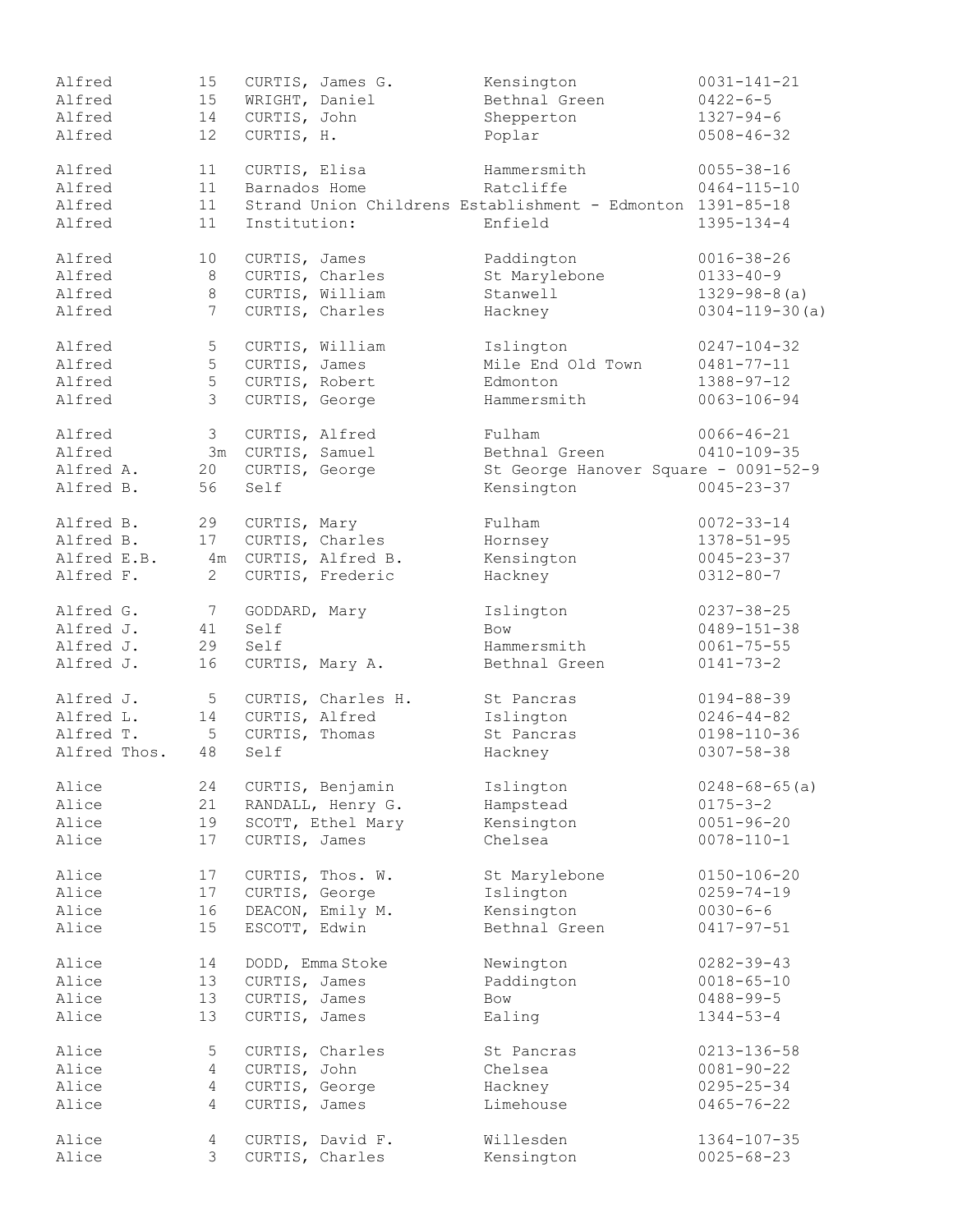```
Alfred         15   CURTIS, James G.         Kensington            0031-141-21
Alfred         15   WRIGHT, Daniel           Bethnal Green         0422-6-5
Alfred         14   CURTIS, John             Shepperton            1327-94-6
Alfred         12   CURTIS, H.               Poplar                0508-46-32

Alfred         11   CURTIS, Elisa            Hammersmith           0055-38-16
Alfred         11   Barnados Home            Ratcliffe             0464-115-10
Alfred         11   Strand Union Childrens Establishment - Edmonton  1391-85-18
Alfred         11   Institution:             Enfield               1395-134-4

Alfred         10   CURTIS, James            Paddington            0016-38-26
Alfred          8   CURTIS, Charles          St Marylebone         0133-40-9
Alfred          8   CURTIS, William          Stanwell              1329-98-8(a)
Alfred          7   CURTIS, Charles          Hackney               0304-119-30(a)

Alfred          5   CURTIS, William          Islington             0247-104-32
Alfred          5   CURTIS, James            Mile End Old Town     0481-77-11
Alfred          5   CURTIS, Robert           Edmonton              1388-97-12
Alfred          3   CURTIS, George           Hammersmith           0063-106-94

Alfred          3   CURTIS, Alfred           Fulham                0066-46-21
Alfred          3m  CURTIS, Samuel           Bethnal Green         0410-109-35
Alfred A.      20   CURTIS, George           St George Hanover Square - 0091-52-9
Alfred B.      56   Self                     Kensington            0045-23-37

Alfred B.      29   CURTIS, Mary             Fulham                0072-33-14
Alfred B.      17   CURTIS, Charles          Hornsey               1378-51-95
Alfred E.B.     4m  CURTIS, Alfred B.        Kensington            0045-23-37
Alfred F.       2   CURTIS, Frederic         Hackney               0312-80-7

Alfred G.       7   GODDARD, Mary            Islington             0237-38-25
Alfred J.      41   Self                     Bow                   0489-151-38
Alfred J.      29   Self                     Hammersmith           0061-75-55
Alfred J.      16   CURTIS, Mary A.          Bethnal Green         0141-73-2

Alfred J.       5   CURTIS, Charles H.       St Pancras            0194-88-39
Alfred L.      14   CURTIS, Alfred           Islington             0246-44-82
Alfred T.       5   CURTIS, Thomas           St Pancras            0198-110-36
Alfred Thos.   48   Self                     Hackney               0307-58-38

Alice          24   CURTIS, Benjamin         Islington             0248-68-65(a)
Alice          21   RANDALL, Henry G.        Hampstead             0175-3-2
Alice          19   SCOTT, Ethel Mary        Kensington            0051-96-20
Alice          17   CURTIS, James            Chelsea               0078-110-1

Alice          17   CURTIS, Thos. W.         St Marylebone         0150-106-20
Alice          17   CURTIS, George           Islington             0259-74-19
Alice          16   DEACON, Emily M.         Kensington            0030-6-6
Alice          15   ESCOTT, Edwin            Bethnal Green         0417-97-51

Alice          14   DODD, Emma Stoke         Newington             0282-39-43
Alice          13   CURTIS, James            Paddington            0018-65-10
Alice          13   CURTIS, James            Bow                   0488-99-5
Alice          13   CURTIS, James            Ealing                1344-53-4

Alice           5   CURTIS, Charles          St Pancras            0213-136-58
Alice           4   CURTIS, John             Chelsea               0081-90-22
Alice           4   CURTIS, George           Hackney               0295-25-34
Alice           4   CURTIS, James            Limehouse             0465-76-22

Alice           4   CURTIS, David F.         Willesden             1364-107-35
Alice           3   CURTIS, Charles          Kensington            0025-68-23
```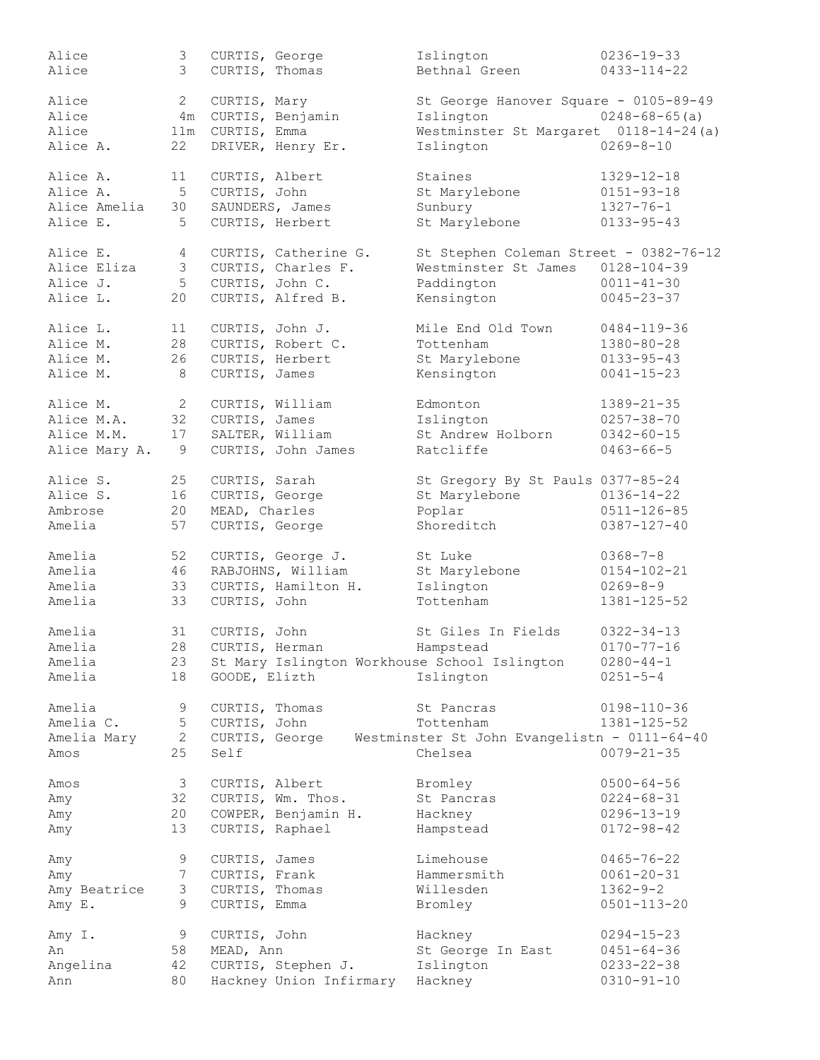```
Alice           3   CURTIS, George          Islington               0236-19-33
Alice           3   CURTIS, Thomas          Bethnal Green           0433-114-22

Alice           2   CURTIS, Mary            St George Hanover Square - 0105-89-49
Alice          4m   CURTIS, Benjamin        Islington               0248-68-65(a)
Alice         11m   CURTIS, Emma            Westminster St Margaret  0118-14-24(a)
Alice A.       22   DRIVER, Henry Er.       Islington               0269-8-10

Alice A.       11   CURTIS, Albert          Staines                 1329-12-18
Alice A.        5   CURTIS, John            St Marylebone           0151-93-18
Alice Amelia   30   SAUNDERS, James         Sunbury                 1327-76-1
Alice E.        5   CURTIS, Herbert         St Marylebone           0133-95-43

Alice E.        4   CURTIS, Catherine G.    St Stephen Coleman Street - 0382-76-12
Alice Eliza     3   CURTIS, Charles F.      Westminster St James    0128-104-39
Alice J.        5   CURTIS, John C.         Paddington              0011-41-30
Alice L.       20   CURTIS, Alfred B.       Kensington              0045-23-37

Alice L.       11   CURTIS, John J.         Mile End Old Town       0484-119-36
Alice M.       28   CURTIS, Robert C.       Tottenham               1380-80-28
Alice M.       26   CURTIS, Herbert         St Marylebone           0133-95-43
Alice M.        8   CURTIS, James           Kensington              0041-15-23

Alice M.        2   CURTIS, William         Edmonton                1389-21-35
Alice M.A.     32   CURTIS, James           Islington               0257-38-70
Alice M.M.     17   SALTER, William         St Andrew Holborn       0342-60-15
Alice Mary A.   9   CURTIS, John James      Ratcliffe               0463-66-5

Alice S.       25   CURTIS, Sarah           St Gregory By St Pauls 0377-85-24
Alice S.       16   CURTIS, George          St Marylebone           0136-14-22
Ambrose        20   MEAD, Charles           Poplar                  0511-126-85
Amelia         57   CURTIS, George          Shoreditch              0387-127-40

Amelia         52   CURTIS, George J.       St Luke                 0368-7-8
Amelia         46   RABJOHNS, William       St Marylebone           0154-102-21
Amelia         33   CURTIS, Hamilton H.     Islington               0269-8-9
Amelia         33   CURTIS, John            Tottenham               1381-125-52

Amelia         31   CURTIS, John            St Giles In Fields      0322-34-13
Amelia         28   CURTIS, Herman          Hampstead               0170-77-16
Amelia         23   St Mary Islington Workhouse School Islington    0280-44-1
Amelia         18   GOODE, Elizth           Islington               0251-5-4

Amelia          9   CURTIS, Thomas          St Pancras              0198-110-36
Amelia C.       5   CURTIS, John            Tottenham               1381-125-52
Amelia Mary     2   CURTIS, George    Westminster St John Evangelistn - 0111-64-40
Amos           25   Self                    Chelsea                 0079-21-35

Amos            3   CURTIS, Albert          Bromley                 0500-64-56
Amy            32   CURTIS, Wm. Thos.       St Pancras              0224-68-31
Amy            20   COWPER, Benjamin H.     Hackney                 0296-13-19
Amy            13   CURTIS, Raphael         Hampstead               0172-98-42

Amy             9   CURTIS, James           Limehouse               0465-76-22
Amy             7   CURTIS, Frank           Hammersmith             0061-20-31
Amy Beatrice    3   CURTIS, Thomas          Willesden               1362-9-2
Amy E.          9   CURTIS, Emma            Bromley                 0501-113-20

Amy I.          9   CURTIS, John            Hackney                 0294-15-23
An             58   MEAD, Ann               St George In East       0451-64-36
Angelina       42   CURTIS, Stephen J.      Islington               0233-22-38
Ann            80   Hackney Union Infirmary  Hackney                0310-91-10
```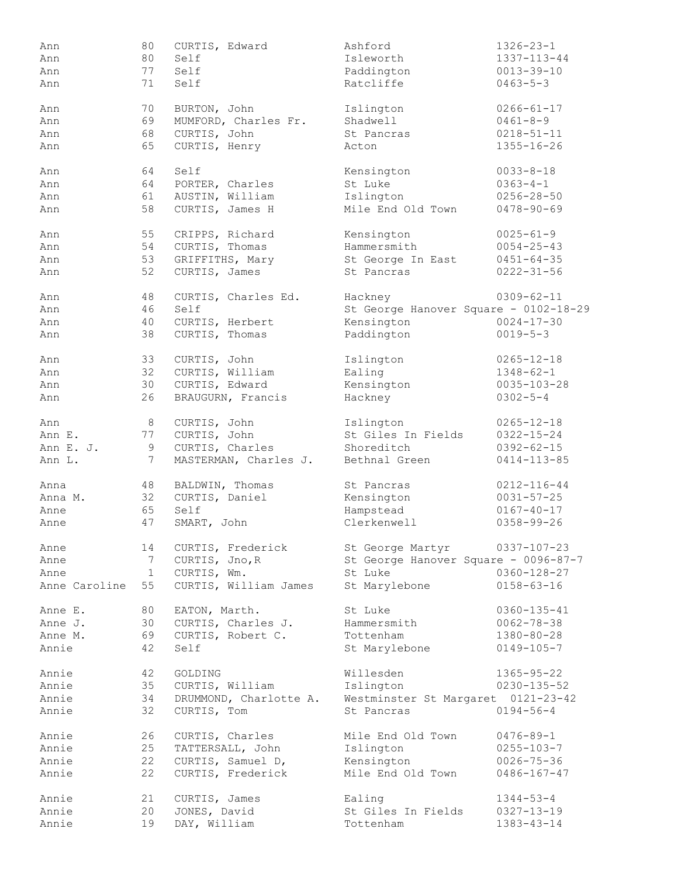| Name | Age | Head of Household | Place | Reference |
|---|---|---|---|---|
| Ann | 80 | CURTIS, Edward | Ashford | 1326-23-1 |
| Ann | 80 | Self | Isleworth | 1337-113-44 |
| Ann | 77 | Self | Paddington | 0013-39-10 |
| Ann | 71 | Self | Ratcliffe | 0463-5-3 |
| Ann | 70 | BURTON, John | Islington | 0266-61-17 |
| Ann | 69 | MUMFORD, Charles Fr. | Shadwell | 0461-8-9 |
| Ann | 68 | CURTIS, John | St Pancras | 0218-51-11 |
| Ann | 65 | CURTIS, Henry | Acton | 1355-16-26 |
| Ann | 64 | Self | Kensington | 0033-8-18 |
| Ann | 64 | PORTER, Charles | St Luke | 0363-4-1 |
| Ann | 61 | AUSTIN, William | Islington | 0256-28-50 |
| Ann | 58 | CURTIS, James H | Mile End Old Town | 0478-90-69 |
| Ann | 55 | CRIPPS, Richard | Kensington | 0025-61-9 |
| Ann | 54 | CURTIS, Thomas | Hammersmith | 0054-25-43 |
| Ann | 53 | GRIFFITHS, Mary | St George In East | 0451-64-35 |
| Ann | 52 | CURTIS, James | St Pancras | 0222-31-56 |
| Ann | 48 | CURTIS, Charles Ed. | Hackney | 0309-62-11 |
| Ann | 46 | Self | St George Hanover Square - 0102-18-29 | |
| Ann | 40 | CURTIS, Herbert | Kensington | 0024-17-30 |
| Ann | 38 | CURTIS, Thomas | Paddington | 0019-5-3 |
| Ann | 33 | CURTIS, John | Islington | 0265-12-18 |
| Ann | 32 | CURTIS, William | Ealing | 1348-62-1 |
| Ann | 30 | CURTIS, Edward | Kensington | 0035-103-28 |
| Ann | 26 | BRAUGURN, Francis | Hackney | 0302-5-4 |
| Ann | 8 | CURTIS, John | Islington | 0265-12-18 |
| Ann E. | 77 | CURTIS, John | St Giles In Fields | 0322-15-24 |
| Ann E. J. | 9 | CURTIS, Charles | Shoreditch | 0392-62-15 |
| Ann L. | 7 | MASTERMAN, Charles J. | Bethnal Green | 0414-113-85 |
| Anna | 48 | BALDWIN, Thomas | St Pancras | 0212-116-44 |
| Anna M. | 32 | CURTIS, Daniel | Kensington | 0031-57-25 |
| Anne | 65 | Self | Hampstead | 0167-40-17 |
| Anne | 47 | SMART, John | Clerkenwell | 0358-99-26 |
| Anne | 14 | CURTIS, Frederick | St George Martyr | 0337-107-23 |
| Anne | 7 | CURTIS, Jno,R | St George Hanover Square - 0096-87-7 | |
| Anne | 1 | CURTIS, Wm. | St Luke | 0360-128-27 |
| Anne Caroline | 55 | CURTIS, William James | St Marylebone | 0158-63-16 |
| Anne E. | 80 | EATON, Marth. | St Luke | 0360-135-41 |
| Anne J. | 30 | CURTIS, Charles J. | Hammersmith | 0062-78-38 |
| Anne M. | 69 | CURTIS, Robert C. | Tottenham | 1380-80-28 |
| Annie | 42 | Self | St Marylebone | 0149-105-7 |
| Annie | 42 | GOLDING | Willesden | 1365-95-22 |
| Annie | 35 | CURTIS, William | Islington | 0230-135-52 |
| Annie | 34 | DRUMMOND, Charlotte A. | Westminster St Margaret 0121-23-42 | |
| Annie | 32 | CURTIS, Tom | St Pancras | 0194-56-4 |
| Annie | 26 | CURTIS, Charles | Mile End Old Town | 0476-89-1 |
| Annie | 25 | TATTERSALL, John | Islington | 0255-103-7 |
| Annie | 22 | CURTIS, Samuel D, | Kensington | 0026-75-36 |
| Annie | 22 | CURTIS, Frederick | Mile End Old Town | 0486-167-47 |
| Annie | 21 | CURTIS, James | Ealing | 1344-53-4 |
| Annie | 20 | JONES, David | St Giles In Fields | 0327-13-19 |
| Annie | 19 | DAY, William | Tottenham | 1383-43-14 |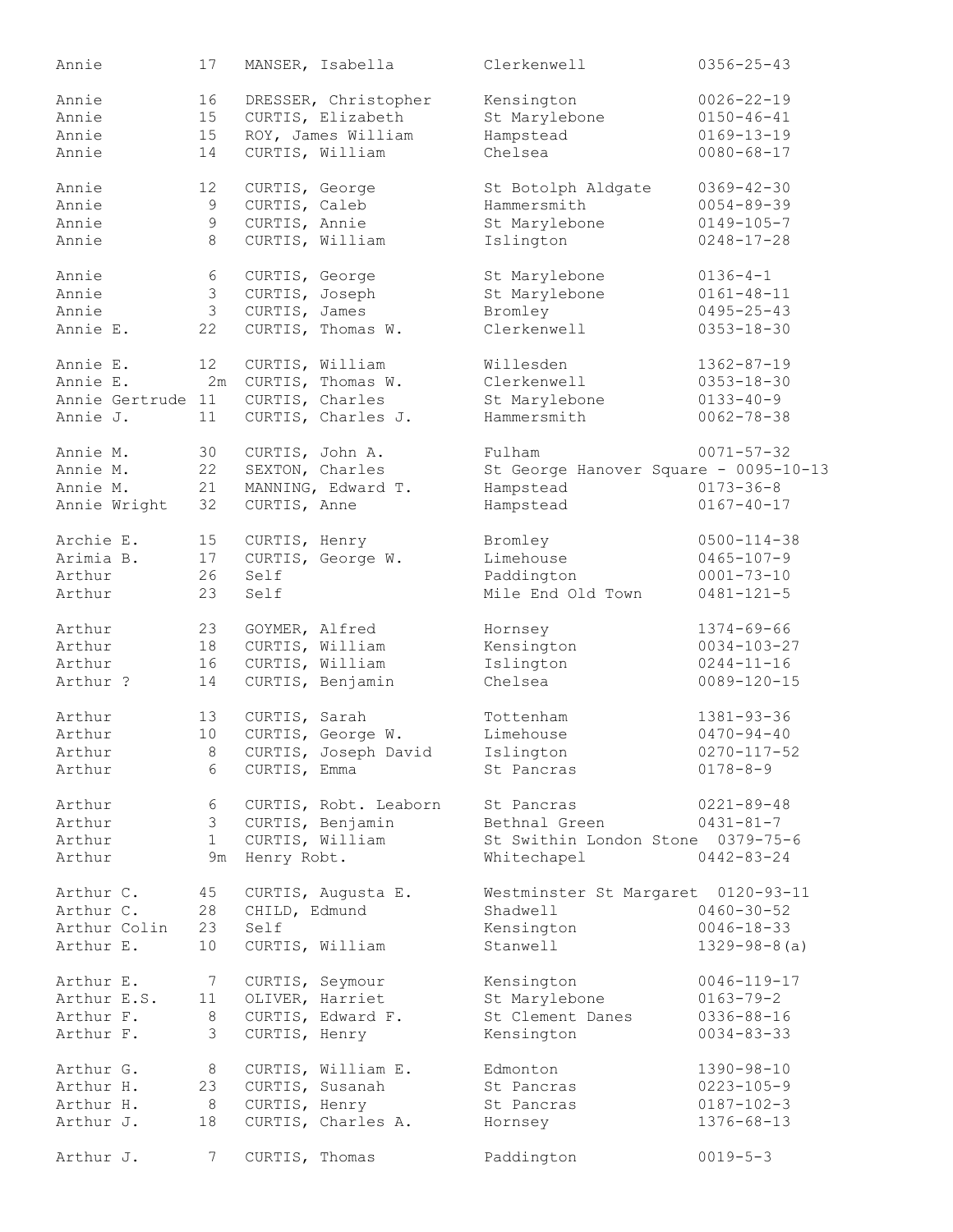| | | | | |
|---|---|---|---|---|
| Annie | 17 | MANSER, Isabella | Clerkenwell | 0356-25-43 |
| Annie | 16 | DRESSER, Christopher | Kensington | 0026-22-19 |
| Annie | 15 | CURTIS, Elizabeth | St Marylebone | 0150-46-41 |
| Annie | 15 | ROY, James William | Hampstead | 0169-13-19 |
| Annie | 14 | CURTIS, William | Chelsea | 0080-68-17 |
| Annie | 12 | CURTIS, George | St Botolph Aldgate | 0369-42-30 |
| Annie | 9 | CURTIS, Caleb | Hammersmith | 0054-89-39 |
| Annie | 9 | CURTIS, Annie | St Marylebone | 0149-105-7 |
| Annie | 8 | CURTIS, William | Islington | 0248-17-28 |
| Annie | 6 | CURTIS, George | St Marylebone | 0136-4-1 |
| Annie | 3 | CURTIS, Joseph | St Marylebone | 0161-48-11 |
| Annie | 3 | CURTIS, James | Bromley | 0495-25-43 |
| Annie E. | 22 | CURTIS, Thomas W. | Clerkenwell | 0353-18-30 |
| Annie E. | 12 | CURTIS, William | Willesden | 1362-87-19 |
| Annie E. | 2m | CURTIS, Thomas W. | Clerkenwell | 0353-18-30 |
| Annie Gertrude | 11 | CURTIS, Charles | St Marylebone | 0133-40-9 |
| Annie J. | 11 | CURTIS, Charles J. | Hammersmith | 0062-78-38 |
| Annie M. | 30 | CURTIS, John A. | Fulham | 0071-57-32 |
| Annie M. | 22 | SEXTON, Charles | St George Hanover Square - | 0095-10-13 |
| Annie M. | 21 | MANNING, Edward T. | Hampstead | 0173-36-8 |
| Annie Wright | 32 | CURTIS, Anne | Hampstead | 0167-40-17 |
| Archie E. | 15 | CURTIS, Henry | Bromley | 0500-114-38 |
| Arimia B. | 17 | CURTIS, George W. | Limehouse | 0465-107-9 |
| Arthur | 26 | Self | Paddington | 0001-73-10 |
| Arthur | 23 | Self | Mile End Old Town | 0481-121-5 |
| Arthur | 23 | GOYMER, Alfred | Hornsey | 1374-69-66 |
| Arthur | 18 | CURTIS, William | Kensington | 0034-103-27 |
| Arthur | 16 | CURTIS, William | Islington | 0244-11-16 |
| Arthur ? | 14 | CURTIS, Benjamin | Chelsea | 0089-120-15 |
| Arthur | 13 | CURTIS, Sarah | Tottenham | 1381-93-36 |
| Arthur | 10 | CURTIS, George W. | Limehouse | 0470-94-40 |
| Arthur | 8 | CURTIS, Joseph David | Islington | 0270-117-52 |
| Arthur | 6 | CURTIS, Emma | St Pancras | 0178-8-9 |
| Arthur | 6 | CURTIS, Robt. Leaborn | St Pancras | 0221-89-48 |
| Arthur | 3 | CURTIS, Benjamin | Bethnal Green | 0431-81-7 |
| Arthur | 1 | CURTIS, William | St Swithin London Stone | 0379-75-6 |
| Arthur | 9m | Henry Robt. | Whitechapel | 0442-83-24 |
| Arthur C. | 45 | CURTIS, Augusta E. | Westminster St Margaret | 0120-93-11 |
| Arthur C. | 28 | CHILD, Edmund | Shadwell | 0460-30-52 |
| Arthur Colin | 23 | Self | Kensington | 0046-18-33 |
| Arthur E. | 10 | CURTIS, William | Stanwell | 1329-98-8(a) |
| Arthur E. | 7 | CURTIS, Seymour | Kensington | 0046-119-17 |
| Arthur E.S. | 11 | OLIVER, Harriet | St Marylebone | 0163-79-2 |
| Arthur F. | 8 | CURTIS, Edward F. | St Clement Danes | 0336-88-16 |
| Arthur F. | 3 | CURTIS, Henry | Kensington | 0034-83-33 |
| Arthur G. | 8 | CURTIS, William E. | Edmonton | 1390-98-10 |
| Arthur H. | 23 | CURTIS, Susanah | St Pancras | 0223-105-9 |
| Arthur H. | 8 | CURTIS, Henry | St Pancras | 0187-102-3 |
| Arthur J. | 18 | CURTIS, Charles A. | Hornsey | 1376-68-13 |
| Arthur J. | 7 | CURTIS, Thomas | Paddington | 0019-5-3 |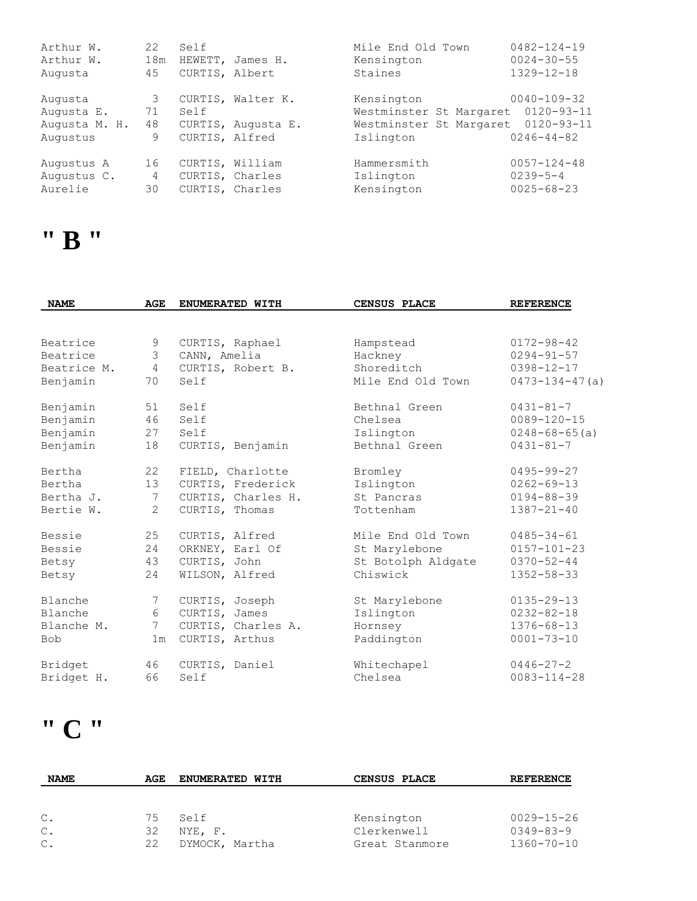| NAME | AGE | ENUMERATED WITH | CENSUS PLACE | REFERENCE |
|---|---|---|---|---|
| Arthur W. | 22 | Self | Mile End Old Town | 0482-124-19 |
| Arthur W. | 18m | HEWETT, James H. | Kensington | 0024-30-55 |
| Augusta | 45 | CURTIS, Albert | Staines | 1329-12-18 |
| Augusta | 3 | CURTIS, Walter K. | Kensington | 0040-109-32 |
| Augusta E. | 71 | Self | Westminster St Margaret | 0120-93-11 |
| Augusta M. H. | 48 | CURTIS, Augusta E. | Westminster St Margaret | 0120-93-11 |
| Augustus | 9 | CURTIS, Alfred | Islington | 0246-44-82 |
| Augustus A | 16 | CURTIS, William | Hammersmith | 0057-124-48 |
| Augustus C. | 4 | CURTIS, Charles | Islington | 0239-5-4 |
| Aurelie | 30 | CURTIS, Charles | Kensington | 0025-68-23 |

# " B "

| NAME | AGE | ENUMERATED WITH | CENSUS PLACE | REFERENCE |
|---|---|---|---|---|
| Beatrice | 9 | CURTIS, Raphael | Hampstead | 0172-98-42 |
| Beatrice | 3 | CANN, Amelia | Hackney | 0294-91-57 |
| Beatrice M. | 4 | CURTIS, Robert B. | Shoreditch | 0398-12-17 |
| Benjamin | 70 | Self | Mile End Old Town | 0473-134-47(a) |
| Benjamin | 51 | Self | Bethnal Green | 0431-81-7 |
| Benjamin | 46 | Self | Chelsea | 0089-120-15 |
| Benjamin | 27 | Self | Islington | 0248-68-65(a) |
| Benjamin | 18 | CURTIS, Benjamin | Bethnal Green | 0431-81-7 |
| Bertha | 22 | FIELD, Charlotte | Bromley | 0495-99-27 |
| Bertha | 13 | CURTIS, Frederick | Islington | 0262-69-13 |
| Bertha J. | 7 | CURTIS, Charles H. | St Pancras | 0194-88-39 |
| Bertie W. | 2 | CURTIS, Thomas | Tottenham | 1387-21-40 |
| Bessie | 25 | CURTIS, Alfred | Mile End Old Town | 0485-34-61 |
| Bessie | 24 | ORKNEY, Earl Of | St Marylebone | 0157-101-23 |
| Betsy | 43 | CURTIS, John | St Botolph Aldgate | 0370-52-44 |
| Betsy | 24 | WILSON, Alfred | Chiswick | 1352-58-33 |
| Blanche | 7 | CURTIS, Joseph | St Marylebone | 0135-29-13 |
| Blanche | 6 | CURTIS, James | Islington | 0232-82-18 |
| Blanche M. | 7 | CURTIS, Charles A. | Hornsey | 1376-68-13 |
| Bob | 1m | CURTIS, Arthus | Paddington | 0001-73-10 |
| Bridget | 46 | CURTIS, Daniel | Whitechapel | 0446-27-2 |
| Bridget H. | 66 | Self | Chelsea | 0083-114-28 |

# " C "

| NAME | AGE | ENUMERATED WITH | CENSUS PLACE | REFERENCE |
|---|---|---|---|---|
| C. | 75 | Self | Kensington | 0029-15-26 |
| C. | 32 | NYE, F. | Clerkenwell | 0349-83-9 |
| C. | 22 | DYMOCK, Martha | Great Stanmore | 1360-70-10 |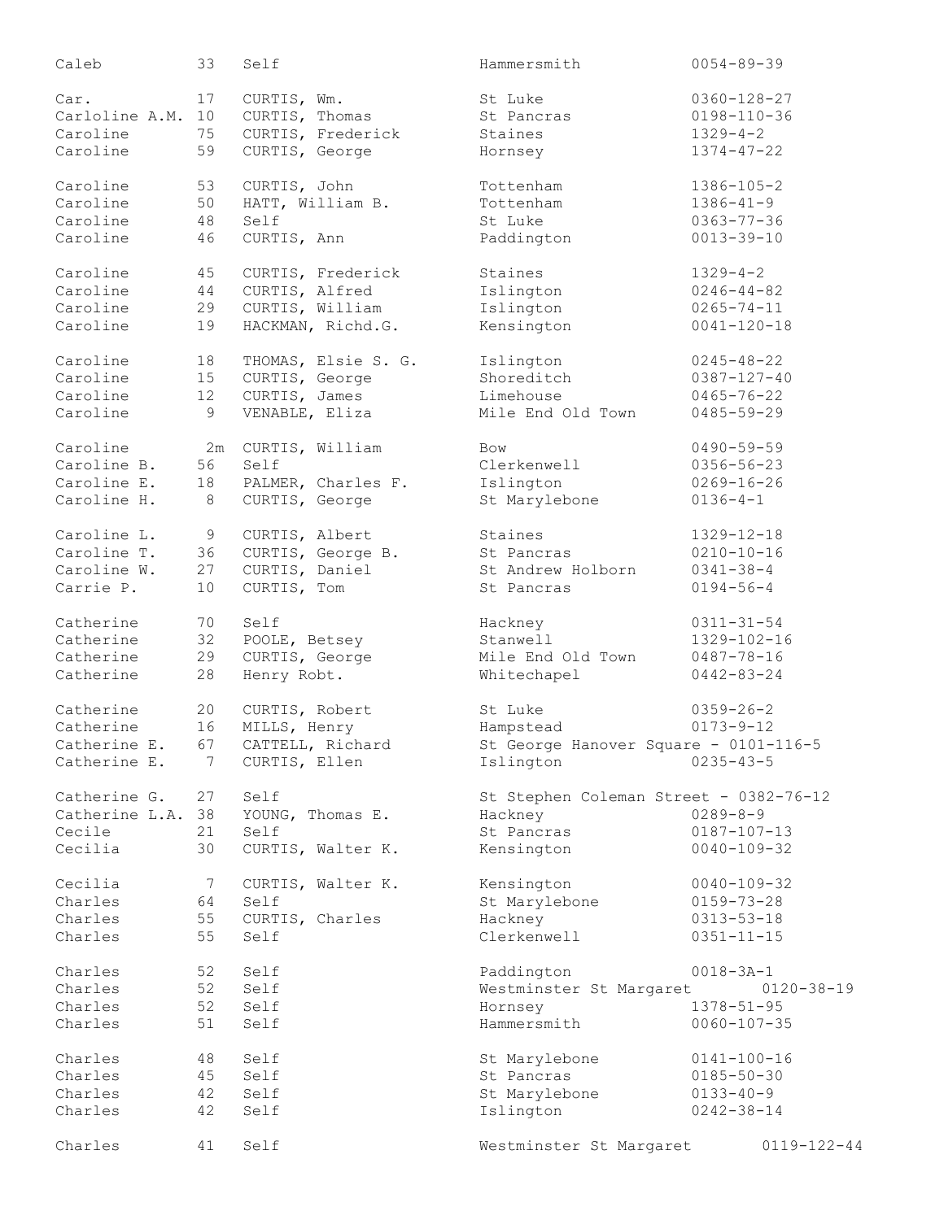| | | | | |
|---|---|---|---|---|
| Caleb | 33 | Self | Hammersmith | 0054-89-39 |
| Car. | 17 | CURTIS, Wm. | St Luke | 0360-128-27 |
| Carloline A.M. | 10 | CURTIS, Thomas | St Pancras | 0198-110-36 |
| Caroline | 75 | CURTIS, Frederick | Staines | 1329-4-2 |
| Caroline | 59 | CURTIS, George | Hornsey | 1374-47-22 |
| Caroline | 53 | CURTIS, John | Tottenham | 1386-105-2 |
| Caroline | 50 | HATT, William B. | Tottenham | 1386-41-9 |
| Caroline | 48 | Self | St Luke | 0363-77-36 |
| Caroline | 46 | CURTIS, Ann | Paddington | 0013-39-10 |
| Caroline | 45 | CURTIS, Frederick | Staines | 1329-4-2 |
| Caroline | 44 | CURTIS, Alfred | Islington | 0246-44-82 |
| Caroline | 29 | CURTIS, William | Islington | 0265-74-11 |
| Caroline | 19 | HACKMAN, Richd.G. | Kensington | 0041-120-18 |
| Caroline | 18 | THOMAS, Elsie S. G. | Islington | 0245-48-22 |
| Caroline | 15 | CURTIS, George | Shoreditch | 0387-127-40 |
| Caroline | 12 | CURTIS, James | Limehouse | 0465-76-22 |
| Caroline | 9 | VENABLE, Eliza | Mile End Old Town | 0485-59-29 |
| Caroline | 2m | CURTIS, William | Bow | 0490-59-59 |
| Caroline B. | 56 | Self | Clerkenwell | 0356-56-23 |
| Caroline E. | 18 | PALMER, Charles F. | Islington | 0269-16-26 |
| Caroline H. | 8 | CURTIS, George | St Marylebone | 0136-4-1 |
| Caroline L. | 9 | CURTIS, Albert | Staines | 1329-12-18 |
| Caroline T. | 36 | CURTIS, George B. | St Pancras | 0210-10-16 |
| Caroline W. | 27 | CURTIS, Daniel | St Andrew Holborn | 0341-38-4 |
| Carrie P. | 10 | CURTIS, Tom | St Pancras | 0194-56-4 |
| Catherine | 70 | Self | Hackney | 0311-31-54 |
| Catherine | 32 | POOLE, Betsey | Stanwell | 1329-102-16 |
| Catherine | 29 | CURTIS, George | Mile End Old Town | 0487-78-16 |
| Catherine | 28 | Henry Robt. | Whitechapel | 0442-83-24 |
| Catherine | 20 | CURTIS, Robert | St Luke | 0359-26-2 |
| Catherine | 16 | MILLS, Henry | Hampstead | 0173-9-12 |
| Catherine E. | 67 | CATTELL, Richard | St George Hanover Square - 0101-116-5 | |
| Catherine E. | 7 | CURTIS, Ellen | Islington | 0235-43-5 |
| Catherine G. | 27 | Self | St Stephen Coleman Street - 0382-76-12 | |
| Catherine L.A. | 38 | YOUNG, Thomas E. | Hackney | 0289-8-9 |
| Cecile | 21 | Self | St Pancras | 0187-107-13 |
| Cecilia | 30 | CURTIS, Walter K. | Kensington | 0040-109-32 |
| Cecilia | 7 | CURTIS, Walter K. | Kensington | 0040-109-32 |
| Charles | 64 | Self | St Marylebone | 0159-73-28 |
| Charles | 55 | CURTIS, Charles | Hackney | 0313-53-18 |
| Charles | 55 | Self | Clerkenwell | 0351-11-15 |
| Charles | 52 | Self | Paddington | 0018-3A-1 |
| Charles | 52 | Self | Westminster St Margaret | 0120-38-19 |
| Charles | 52 | Self | Hornsey | 1378-51-95 |
| Charles | 51 | Self | Hammersmith | 0060-107-35 |
| Charles | 48 | Self | St Marylebone | 0141-100-16 |
| Charles | 45 | Self | St Pancras | 0185-50-30 |
| Charles | 42 | Self | St Marylebone | 0133-40-9 |
| Charles | 42 | Self | Islington | 0242-38-14 |
| Charles | 41 | Self | Westminster St Margaret | 0119-122-44 |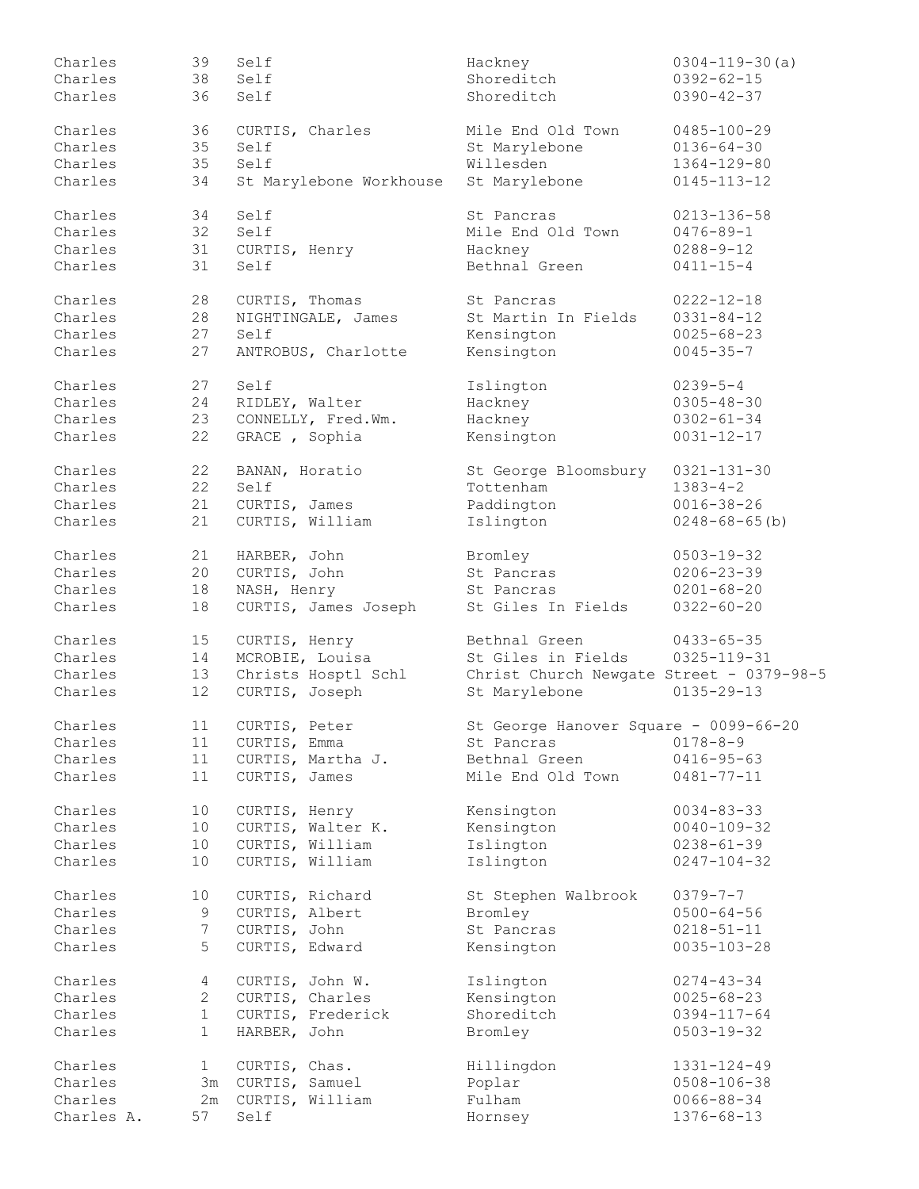| | | | | |
|---|---|---|---|---|
| Charles | 39 | Self | Hackney | 0304-119-30(a) |
| Charles | 38 | Self | Shoreditch | 0392-62-15 |
| Charles | 36 | Self | Shoreditch | 0390-42-37 |
| Charles | 36 | CURTIS, Charles | Mile End Old Town | 0485-100-29 |
| Charles | 35 | Self | St Marylebone | 0136-64-30 |
| Charles | 35 | Self | Willesden | 1364-129-80 |
| Charles | 34 | St Marylebone Workhouse | St Marylebone | 0145-113-12 |
| Charles | 34 | Self | St Pancras | 0213-136-58 |
| Charles | 32 | Self | Mile End Old Town | 0476-89-1 |
| Charles | 31 | CURTIS, Henry | Hackney | 0288-9-12 |
| Charles | 31 | Self | Bethnal Green | 0411-15-4 |
| Charles | 28 | CURTIS, Thomas | St Pancras | 0222-12-18 |
| Charles | 28 | NIGHTINGALE, James | St Martin In Fields | 0331-84-12 |
| Charles | 27 | Self | Kensington | 0025-68-23 |
| Charles | 27 | ANTROBUS, Charlotte | Kensington | 0045-35-7 |
| Charles | 27 | Self | Islington | 0239-5-4 |
| Charles | 24 | RIDLEY, Walter | Hackney | 0305-48-30 |
| Charles | 23 | CONNELLY, Fred.Wm. | Hackney | 0302-61-34 |
| Charles | 22 | GRACE , Sophia | Kensington | 0031-12-17 |
| Charles | 22 | BANAN, Horatio | St George Bloomsbury | 0321-131-30 |
| Charles | 22 | Self | Tottenham | 1383-4-2 |
| Charles | 21 | CURTIS, James | Paddington | 0016-38-26 |
| Charles | 21 | CURTIS, William | Islington | 0248-68-65(b) |
| Charles | 21 | HARBER, John | Bromley | 0503-19-32 |
| Charles | 20 | CURTIS, John | St Pancras | 0206-23-39 |
| Charles | 18 | NASH, Henry | St Pancras | 0201-68-20 |
| Charles | 18 | CURTIS, James Joseph | St Giles In Fields | 0322-60-20 |
| Charles | 15 | CURTIS, Henry | Bethnal Green | 0433-65-35 |
| Charles | 14 | MCROBIE, Louisa | St Giles in Fields | 0325-119-31 |
| Charles | 13 | Christs Hosptl Schl | Christ Church Newgate Street - 0379-98-5 | |
| Charles | 12 | CURTIS, Joseph | St Marylebone | 0135-29-13 |
| Charles | 11 | CURTIS, Peter | St George Hanover Square - 0099-66-20 | |
| Charles | 11 | CURTIS, Emma | St Pancras | 0178-8-9 |
| Charles | 11 | CURTIS, Martha J. | Bethnal Green | 0416-95-63 |
| Charles | 11 | CURTIS, James | Mile End Old Town | 0481-77-11 |
| Charles | 10 | CURTIS, Henry | Kensington | 0034-83-33 |
| Charles | 10 | CURTIS, Walter K. | Kensington | 0040-109-32 |
| Charles | 10 | CURTIS, William | Islington | 0238-61-39 |
| Charles | 10 | CURTIS, William | Islington | 0247-104-32 |
| Charles | 10 | CURTIS, Richard | St Stephen Walbrook | 0379-7-7 |
| Charles | 9 | CURTIS, Albert | Bromley | 0500-64-56 |
| Charles | 7 | CURTIS, John | St Pancras | 0218-51-11 |
| Charles | 5 | CURTIS, Edward | Kensington | 0035-103-28 |
| Charles | 4 | CURTIS, John W. | Islington | 0274-43-34 |
| Charles | 2 | CURTIS, Charles | Kensington | 0025-68-23 |
| Charles | 1 | CURTIS, Frederick | Shoreditch | 0394-117-64 |
| Charles | 1 | HARBER, John | Bromley | 0503-19-32 |
| Charles | 1 | CURTIS, Chas. | Hillingdon | 1331-124-49 |
| Charles | 3m | CURTIS, Samuel | Poplar | 0508-106-38 |
| Charles | 2m | CURTIS, William | Fulham | 0066-88-34 |
| Charles A. | 57 | Self | Hornsey | 1376-68-13 |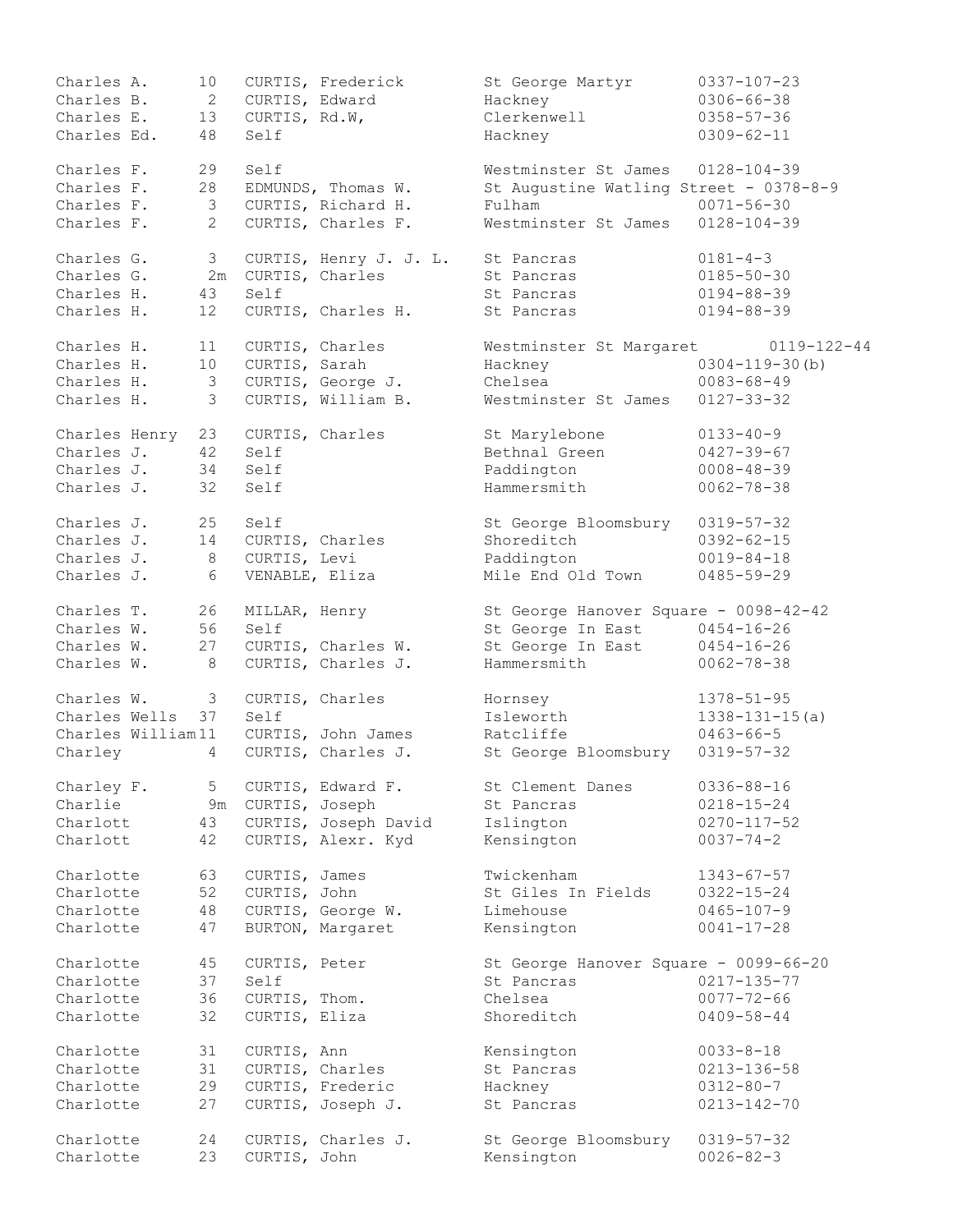| | | | | |
|---|---|---|---|---|
| Charles A. | 10 | CURTIS, Frederick | St George Martyr | 0337-107-23 |
| Charles B. | 2 | CURTIS, Edward | Hackney | 0306-66-38 |
| Charles E. | 13 | CURTIS, Rd.W, | Clerkenwell | 0358-57-36 |
| Charles Ed. | 48 | Self | Hackney | 0309-62-11 |
| Charles F. | 29 | Self | Westminster St James | 0128-104-39 |
| Charles F. | 28 | EDMUNDS, Thomas W. | St Augustine Watling Street - 0378-8-9 | |
| Charles F. | 3 | CURTIS, Richard H. | Fulham | 0071-56-30 |
| Charles F. | 2 | CURTIS, Charles F. | Westminster St James | 0128-104-39 |
| Charles G. | 3 | CURTIS, Henry J. J. L. | St Pancras | 0181-4-3 |
| Charles G. | 2m | CURTIS, Charles | St Pancras | 0185-50-30 |
| Charles H. | 43 | Self | St Pancras | 0194-88-39 |
| Charles H. | 12 | CURTIS, Charles H. | St Pancras | 0194-88-39 |
| Charles H. | 11 | CURTIS, Charles | Westminster St Margaret | 0119-122-44 |
| Charles H. | 10 | CURTIS, Sarah | Hackney | 0304-119-30(b) |
| Charles H. | 3 | CURTIS, George J. | Chelsea | 0083-68-49 |
| Charles H. | 3 | CURTIS, William B. | Westminster St James | 0127-33-32 |
| Charles Henry | 23 | CURTIS, Charles | St Marylebone | 0133-40-9 |
| Charles J. | 42 | Self | Bethnal Green | 0427-39-67 |
| Charles J. | 34 | Self | Paddington | 0008-48-39 |
| Charles J. | 32 | Self | Hammersmith | 0062-78-38 |
| Charles J. | 25 | Self | St George Bloomsbury | 0319-57-32 |
| Charles J. | 14 | CURTIS, Charles | Shoreditch | 0392-62-15 |
| Charles J. | 8 | CURTIS, Levi | Paddington | 0019-84-18 |
| Charles J. | 6 | VENABLE, Eliza | Mile End Old Town | 0485-59-29 |
| Charles T. | 26 | MILLAR, Henry | St George Hanover Square - 0098-42-42 | |
| Charles W. | 56 | Self | St George In East | 0454-16-26 |
| Charles W. | 27 | CURTIS, Charles W. | St George In East | 0454-16-26 |
| Charles W. | 8 | CURTIS, Charles J. | Hammersmith | 0062-78-38 |
| Charles W. | 3 | CURTIS, Charles | Hornsey | 1378-51-95 |
| Charles Wells | 37 | Self | Isleworth | 1338-131-15(a) |
| Charles William | 11 | CURTIS, John James | Ratcliffe | 0463-66-5 |
| Charley | 4 | CURTIS, Charles J. | St George Bloomsbury | 0319-57-32 |
| Charley F. | 5 | CURTIS, Edward F. | St Clement Danes | 0336-88-16 |
| Charlie | 9m | CURTIS, Joseph | St Pancras | 0218-15-24 |
| Charlott | 43 | CURTIS, Joseph David | Islington | 0270-117-52 |
| Charlott | 42 | CURTIS, Alexr. Kyd | Kensington | 0037-74-2 |
| Charlotte | 63 | CURTIS, James | Twickenham | 1343-67-57 |
| Charlotte | 52 | CURTIS, John | St Giles In Fields | 0322-15-24 |
| Charlotte | 48 | CURTIS, George W. | Limehouse | 0465-107-9 |
| Charlotte | 47 | BURTON, Margaret | Kensington | 0041-17-28 |
| Charlotte | 45 | CURTIS, Peter | St George Hanover Square - 0099-66-20 | |
| Charlotte | 37 | Self | St Pancras | 0217-135-77 |
| Charlotte | 36 | CURTIS, Thom. | Chelsea | 0077-72-66 |
| Charlotte | 32 | CURTIS, Eliza | Shoreditch | 0409-58-44 |
| Charlotte | 31 | CURTIS, Ann | Kensington | 0033-8-18 |
| Charlotte | 31 | CURTIS, Charles | St Pancras | 0213-136-58 |
| Charlotte | 29 | CURTIS, Frederic | Hackney | 0312-80-7 |
| Charlotte | 27 | CURTIS, Joseph J. | St Pancras | 0213-142-70 |
| Charlotte | 24 | CURTIS, Charles J. | St George Bloomsbury | 0319-57-32 |
| Charlotte | 23 | CURTIS, John | Kensington | 0026-82-3 |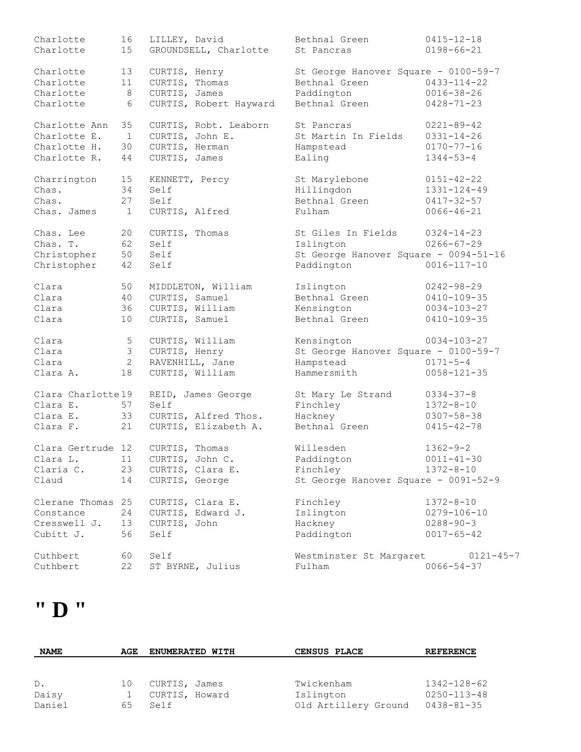| NAME | AGE | ENUMERATED WITH | CENSUS PLACE | REFERENCE |
|---|---|---|---|---|
| Charlotte | 16 | LILLEY, David | Bethnal Green | 0415-12-18 |
| Charlotte | 15 | GROUNDSELL, Charlotte | St Pancras | 0198-66-21 |
| Charlotte | 13 | CURTIS, Henry | St George Hanover Square - 0100-59-7 | |
| Charlotte | 11 | CURTIS, Thomas | Bethnal Green | 0433-114-22 |
| Charlotte | 8 | CURTIS, James | Paddington | 0016-38-26 |
| Charlotte | 6 | CURTIS, Robert Hayward | Bethnal Green | 0428-71-23 |
| Charlotte Ann | 35 | CURTIS, Robt. Leaborn | St Pancras | 0221-89-42 |
| Charlotte E. | 1 | CURTIS, John E. | St Martin In Fields | 0331-14-26 |
| Charlotte H. | 30 | CURTIS, Herman | Hampstead | 0170-77-16 |
| Charlotte R. | 44 | CURTIS, James | Ealing | 1344-53-4 |
| Charrington | 15 | KENNETT, Percy | St Marylebone | 0151-42-22 |
| Chas. | 34 | Self | Hillingdon | 1331-124-49 |
| Chas. | 27 | Self | Bethnal Green | 0417-32-57 |
| Chas. James | 1 | CURTIS, Alfred | Fulham | 0066-46-21 |
| Chas. Lee | 20 | CURTIS, Thomas | St Giles In Fields | 0324-14-23 |
| Chas. T. | 62 | Self | Islington | 0266-67-29 |
| Christopher | 50 | Self | St George Hanover Square - 0094-51-16 | |
| Christopher | 42 | Self | Paddington | 0016-117-10 |
| Clara | 50 | MIDDLETON, William | Islington | 0242-98-29 |
| Clara | 40 | CURTIS, Samuel | Bethnal Green | 0410-109-35 |
| Clara | 36 | CURTIS, William | Kensington | 0034-103-27 |
| Clara | 10 | CURTIS, Samuel | Bethnal Green | 0410-109-35 |
| Clara | 5 | CURTIS, William | Kensington | 0034-103-27 |
| Clara | 3 | CURTIS, Henry | St George Hanover Square - 0100-59-7 | |
| Clara | 2 | RAVENHILL, Jane | Hampstead | 0171-5-4 |
| Clara A. | 18 | CURTIS, William | Hammersmith | 0058-121-35 |
| Clara Charlotte | 19 | REID, James George | St Mary Le Strand | 0334-37-8 |
| Clara E. | 57 | Self | Finchley | 1372-8-10 |
| Clara E. | 33 | CURTIS, Alfred Thos. | Hackney | 0307-58-38 |
| Clara F. | 21 | CURTIS, Elizabeth A. | Bethnal Green | 0415-42-78 |
| Clara Gertrude | 12 | CURTIS, Thomas | Willesden | 1362-9-2 |
| Clara L. | 11 | CURTIS, John C. | Paddington | 0011-41-30 |
| Claria C. | 23 | CURTIS, Clara E. | Finchley | 1372-8-10 |
| Claud | 14 | CURTIS, George | St George Hanover Square - 0091-52-9 | |
| Clerane Thomas | 25 | CURTIS, Clara E. | Finchley | 1372-8-10 |
| Constance | 24 | CURTIS, Edward J. | Islington | 0279-106-10 |
| Cresswell J. | 13 | CURTIS, John | Hackney | 0288-90-3 |
| Cubitt J. | 56 | Self | Paddington | 0017-65-42 |
| Cuthbert | 60 | Self | Westminster St Margaret | 0121-45-7 |
| Cuthbert | 22 | ST BYRNE, Julius | Fulham | 0066-54-37 |

# " D "

| NAME | AGE | ENUMERATED WITH | CENSUS PLACE | REFERENCE |
|---|---|---|---|---|
| D. | 10 | CURTIS, James | Twickenham | 1342-128-62 |
| Daisy | 1 | CURTIS, Howard | Islington | 0250-113-48 |
| Daniel | 65 | Self | Old Artillery Ground | 0438-81-35 |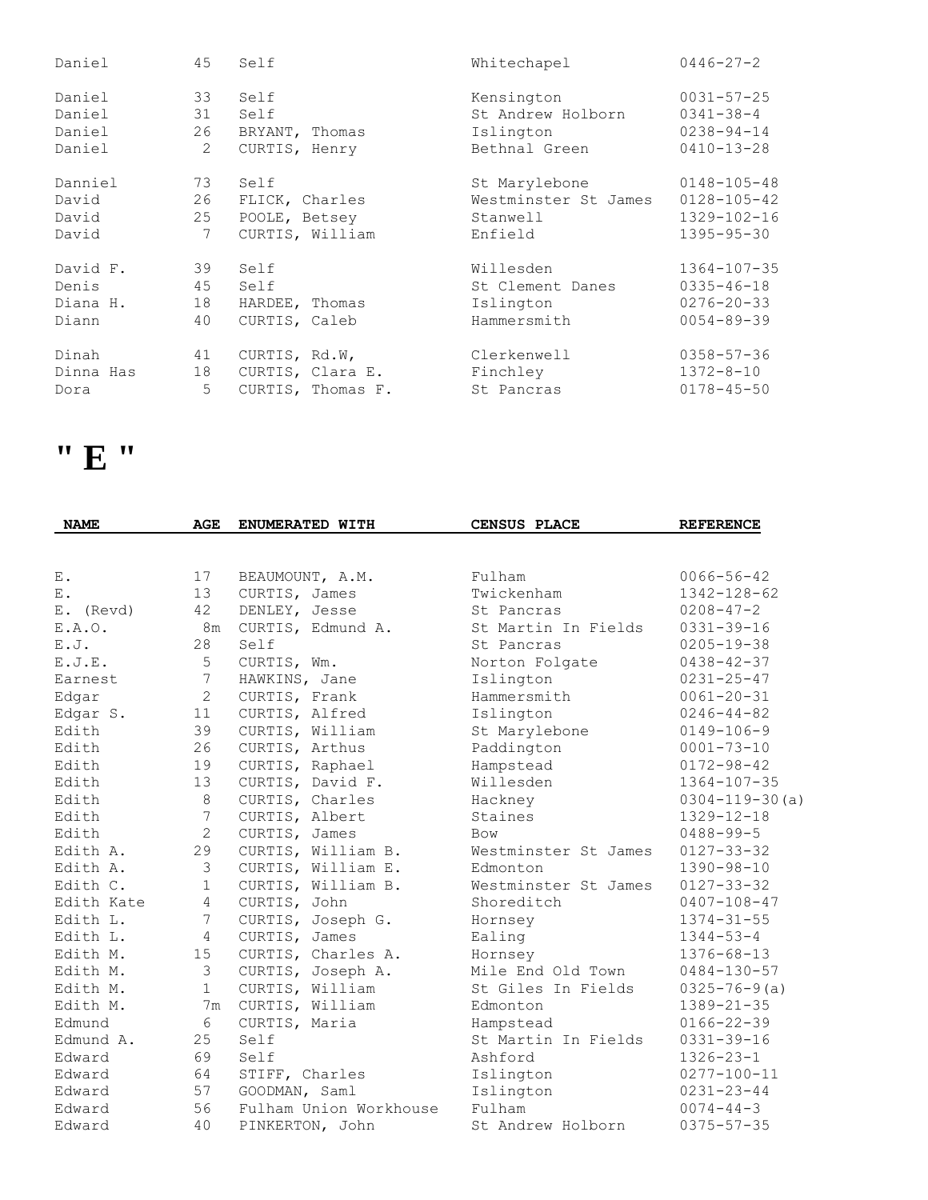| | | | | |
|---|---|---|---|---|
| Daniel | 45 | Self | Whitechapel | 0446-27-2 |
| Daniel | 33 | Self | Kensington | 0031-57-25 |
| Daniel | 31 | Self | St Andrew Holborn | 0341-38-4 |
| Daniel | 26 | BRYANT, Thomas | Islington | 0238-94-14 |
| Daniel | 2 | CURTIS, Henry | Bethnal Green | 0410-13-28 |
| Danniel | 73 | Self | St Marylebone | 0148-105-48 |
| David | 26 | FLICK, Charles | Westminster St James | 0128-105-42 |
| David | 25 | POOLE, Betsey | Stanwell | 1329-102-16 |
| David | 7 | CURTIS, William | Enfield | 1395-95-30 |
| David F. | 39 | Self | Willesden | 1364-107-35 |
| Denis | 45 | Self | St Clement Danes | 0335-46-18 |
| Diana H. | 18 | HARDEE, Thomas | Islington | 0276-20-33 |
| Diann | 40 | CURTIS, Caleb | Hammersmith | 0054-89-39 |
| Dinah | 41 | CURTIS, Rd.W, | Clerkenwell | 0358-57-36 |
| Dinna Has | 18 | CURTIS, Clara E. | Finchley | 1372-8-10 |
| Dora | 5 | CURTIS, Thomas F. | St Pancras | 0178-45-50 |

# " E "

| NAME | AGE | ENUMERATED WITH | CENSUS PLACE | REFERENCE |
|---|---|---|---|---|
| E. | 17 | BEAUMOUNT, A.M. | Fulham | 0066-56-42 |
| E. | 13 | CURTIS, James | Twickenham | 1342-128-62 |
| E. (Revd) | 42 | DENLEY, Jesse | St Pancras | 0208-47-2 |
| E.A.O. | 8m | CURTIS, Edmund A. | St Martin In Fields | 0331-39-16 |
| E.J. | 28 | Self | St Pancras | 0205-19-38 |
| E.J.E. | 5 | CURTIS, Wm. | Norton Folgate | 0438-42-37 |
| Earnest | 7 | HAWKINS, Jane | Islington | 0231-25-47 |
| Edgar | 2 | CURTIS, Frank | Hammersmith | 0061-20-31 |
| Edgar S. | 11 | CURTIS, Alfred | Islington | 0246-44-82 |
| Edith | 39 | CURTIS, William | St Marylebone | 0149-106-9 |
| Edith | 26 | CURTIS, Arthus | Paddington | 0001-73-10 |
| Edith | 19 | CURTIS, Raphael | Hampstead | 0172-98-42 |
| Edith | 13 | CURTIS, David F. | Willesden | 1364-107-35 |
| Edith | 8 | CURTIS, Charles | Hackney | 0304-119-30(a) |
| Edith | 7 | CURTIS, Albert | Staines | 1329-12-18 |
| Edith | 2 | CURTIS, James | Bow | 0488-99-5 |
| Edith A. | 29 | CURTIS, William B. | Westminster St James | 0127-33-32 |
| Edith A. | 3 | CURTIS, William E. | Edmonton | 1390-98-10 |
| Edith C. | 1 | CURTIS, William B. | Westminster St James | 0127-33-32 |
| Edith Kate | 4 | CURTIS, John | Shoreditch | 0407-108-47 |
| Edith L. | 7 | CURTIS, Joseph G. | Hornsey | 1374-31-55 |
| Edith L. | 4 | CURTIS, James | Ealing | 1344-53-4 |
| Edith M. | 15 | CURTIS, Charles A. | Hornsey | 1376-68-13 |
| Edith M. | 3 | CURTIS, Joseph A. | Mile End Old Town | 0484-130-57 |
| Edith M. | 1 | CURTIS, William | St Giles In Fields | 0325-76-9(a) |
| Edith M. | 7m | CURTIS, William | Edmonton | 1389-21-35 |
| Edmund | 6 | CURTIS, Maria | Hampstead | 0166-22-39 |
| Edmund A. | 25 | Self | St Martin In Fields | 0331-39-16 |
| Edward | 69 | Self | Ashford | 1326-23-1 |
| Edward | 64 | STIFF, Charles | Islington | 0277-100-11 |
| Edward | 57 | GOODMAN, Saml | Islington | 0231-23-44 |
| Edward | 56 | Fulham Union Workhouse | Fulham | 0074-44-3 |
| Edward | 40 | PINKERTON, John | St Andrew Holborn | 0375-57-35 |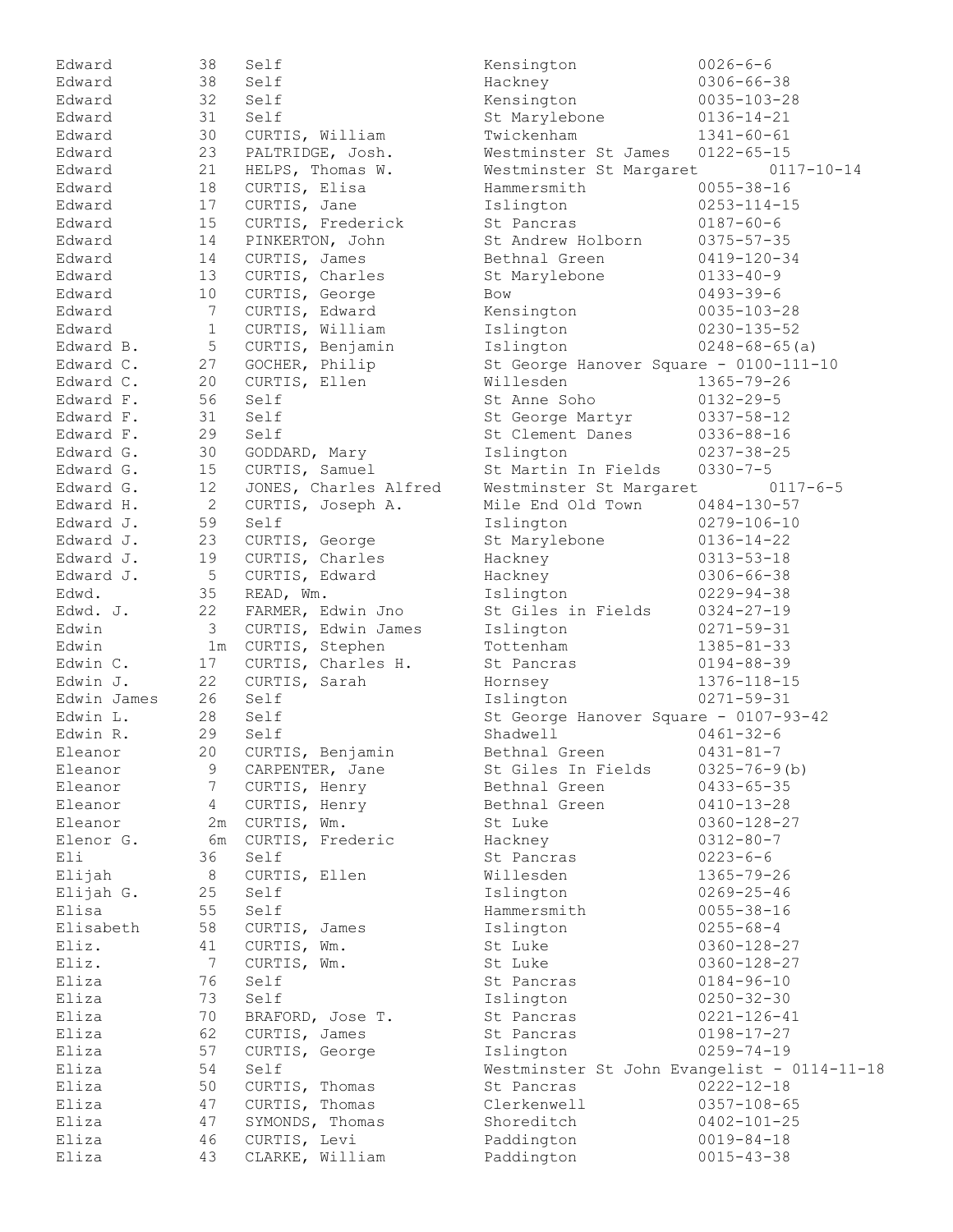| | | | | |
|---|---|---|---|---|
| Edward | 38 | Self | Kensington | 0026-6-6 |
| Edward | 38 | Self | Hackney | 0306-66-38 |
| Edward | 32 | Self | Kensington | 0035-103-28 |
| Edward | 31 | Self | St Marylebone | 0136-14-21 |
| Edward | 30 | CURTIS, William | Twickenham | 1341-60-61 |
| Edward | 23 | PALTRIDGE, Josh. | Westminster St James | 0122-65-15 |
| Edward | 21 | HELPS, Thomas W. | Westminster St Margaret | 0117-10-14 |
| Edward | 18 | CURTIS, Elisa | Hammersmith | 0055-38-16 |
| Edward | 17 | CURTIS, Jane | Islington | 0253-114-15 |
| Edward | 15 | CURTIS, Frederick | St Pancras | 0187-60-6 |
| Edward | 14 | PINKERTON, John | St Andrew Holborn | 0375-57-35 |
| Edward | 14 | CURTIS, James | Bethnal Green | 0419-120-34 |
| Edward | 13 | CURTIS, Charles | St Marylebone | 0133-40-9 |
| Edward | 10 | CURTIS, George | Bow | 0493-39-6 |
| Edward | 7 | CURTIS, Edward | Kensington | 0035-103-28 |
| Edward | 1 | CURTIS, William | Islington | 0230-135-52 |
| Edward B. | 5 | CURTIS, Benjamin | Islington | 0248-68-65(a) |
| Edward C. | 27 | GOCHER, Philip | St George Hanover Square - 0100-111-10 | |
| Edward C. | 20 | CURTIS, Ellen | Willesden | 1365-79-26 |
| Edward F. | 56 | Self | St Anne Soho | 0132-29-5 |
| Edward F. | 31 | Self | St George Martyr | 0337-58-12 |
| Edward F. | 29 | Self | St Clement Danes | 0336-88-16 |
| Edward G. | 30 | GODDARD, Mary | Islington | 0237-38-25 |
| Edward G. | 15 | CURTIS, Samuel | St Martin In Fields | 0330-7-5 |
| Edward G. | 12 | JONES, Charles Alfred | Westminster St Margaret | 0117-6-5 |
| Edward H. | 2 | CURTIS, Joseph A. | Mile End Old Town | 0484-130-57 |
| Edward J. | 59 | Self | Islington | 0279-106-10 |
| Edward J. | 23 | CURTIS, George | St Marylebone | 0136-14-22 |
| Edward J. | 19 | CURTIS, Charles | Hackney | 0313-53-18 |
| Edward J. | 5 | CURTIS, Edward | Hackney | 0306-66-38 |
| Edwd. | 35 | READ, Wm. | Islington | 0229-94-38 |
| Edwd. J. | 22 | FARMER, Edwin Jno | St Giles in Fields | 0324-27-19 |
| Edwin | 3 | CURTIS, Edwin James | Islington | 0271-59-31 |
| Edwin | 1m | CURTIS, Stephen | Tottenham | 1385-81-33 |
| Edwin C. | 17 | CURTIS, Charles H. | St Pancras | 0194-88-39 |
| Edwin J. | 22 | CURTIS, Sarah | Hornsey | 1376-118-15 |
| Edwin James | 26 | Self | Islington | 0271-59-31 |
| Edwin L. | 28 | Self | St George Hanover Square - 0107-93-42 | |
| Edwin R. | 29 | Self | Shadwell | 0461-32-6 |
| Eleanor | 20 | CURTIS, Benjamin | Bethnal Green | 0431-81-7 |
| Eleanor | 9 | CARPENTER, Jane | St Giles In Fields | 0325-76-9(b) |
| Eleanor | 7 | CURTIS, Henry | Bethnal Green | 0433-65-35 |
| Eleanor | 4 | CURTIS, Henry | Bethnal Green | 0410-13-28 |
| Eleanor | 2m | CURTIS, Wm. | St Luke | 0360-128-27 |
| Elenor G. | 6m | CURTIS, Frederic | Hackney | 0312-80-7 |
| Eli | 36 | Self | St Pancras | 0223-6-6 |
| Elijah | 8 | CURTIS, Ellen | Willesden | 1365-79-26 |
| Elijah G. | 25 | Self | Islington | 0269-25-46 |
| Elisa | 55 | Self | Hammersmith | 0055-38-16 |
| Elisabeth | 58 | CURTIS, James | Islington | 0255-68-4 |
| Eliz. | 41 | CURTIS, Wm. | St Luke | 0360-128-27 |
| Eliz. | 7 | CURTIS, Wm. | St Luke | 0360-128-27 |
| Eliza | 76 | Self | St Pancras | 0184-96-10 |
| Eliza | 73 | Self | Islington | 0250-32-30 |
| Eliza | 70 | BRAFORD, Jose T. | St Pancras | 0221-126-41 |
| Eliza | 62 | CURTIS, James | St Pancras | 0198-17-27 |
| Eliza | 57 | CURTIS, George | Islington | 0259-74-19 |
| Eliza | 54 | Self | Westminster St John Evangelist - 0114-11-18 | |
| Eliza | 50 | CURTIS, Thomas | St Pancras | 0222-12-18 |
| Eliza | 47 | CURTIS, Thomas | Clerkenwell | 0357-108-65 |
| Eliza | 47 | SYMONDS, Thomas | Shoreditch | 0402-101-25 |
| Eliza | 46 | CURTIS, Levi | Paddington | 0019-84-18 |
| Eliza | 43 | CLARKE, William | Paddington | 0015-43-38 |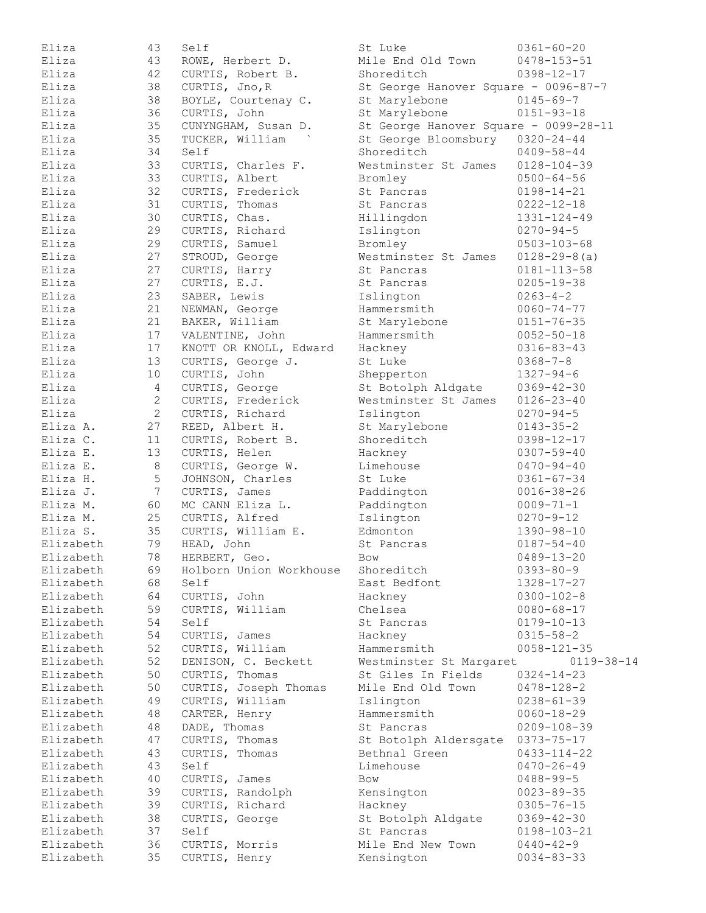| | | | | |
|---|---|---|---|---|
| Eliza | 43 | Self | St Luke | 0361-60-20 |
| Eliza | 43 | ROWE, Herbert D. | Mile End Old Town | 0478-153-51 |
| Eliza | 42 | CURTIS, Robert B. | Shoreditch | 0398-12-17 |
| Eliza | 38 | CURTIS, Jno,R | St George Hanover Square - 0096-87-7 | |
| Eliza | 38 | BOYLE, Courtenay C. | St Marylebone | 0145-69-7 |
| Eliza | 36 | CURTIS, John | St Marylebone | 0151-93-18 |
| Eliza | 35 | CUNYNGHAM, Susan D. | St George Hanover Square - 0099-28-11 | |
| Eliza | 35 | TUCKER, William ` | St George Bloomsbury | 0320-24-44 |
| Eliza | 34 | Self | Shoreditch | 0409-58-44 |
| Eliza | 33 | CURTIS, Charles F. | Westminster St James | 0128-104-39 |
| Eliza | 33 | CURTIS, Albert | Bromley | 0500-64-56 |
| Eliza | 32 | CURTIS, Frederick | St Pancras | 0198-14-21 |
| Eliza | 31 | CURTIS, Thomas | St Pancras | 0222-12-18 |
| Eliza | 30 | CURTIS, Chas. | Hillingdon | 1331-124-49 |
| Eliza | 29 | CURTIS, Richard | Islington | 0270-94-5 |
| Eliza | 29 | CURTIS, Samuel | Bromley | 0503-103-68 |
| Eliza | 27 | STROUD, George | Westminster St James | 0128-29-8(a) |
| Eliza | 27 | CURTIS, Harry | St Pancras | 0181-113-58 |
| Eliza | 27 | CURTIS, E.J. | St Pancras | 0205-19-38 |
| Eliza | 23 | SABER, Lewis | Islington | 0263-4-2 |
| Eliza | 21 | NEWMAN, George | Hammersmith | 0060-74-77 |
| Eliza | 21 | BAKER, William | St Marylebone | 0151-76-35 |
| Eliza | 17 | VALENTINE, John | Hammersmith | 0052-50-18 |
| Eliza | 17 | KNOTT OR KNOLL, Edward | Hackney | 0316-83-43 |
| Eliza | 13 | CURTIS, George J. | St Luke | 0368-7-8 |
| Eliza | 10 | CURTIS, John | Shepperton | 1327-94-6 |
| Eliza | 4 | CURTIS, George | St Botolph Aldgate | 0369-42-30 |
| Eliza | 2 | CURTIS, Frederick | Westminster St James | 0126-23-40 |
| Eliza | 2 | CURTIS, Richard | Islington | 0270-94-5 |
| Eliza A. | 27 | REED, Albert H. | St Marylebone | 0143-35-2 |
| Eliza C. | 11 | CURTIS, Robert B. | Shoreditch | 0398-12-17 |
| Eliza E. | 13 | CURTIS, Helen | Hackney | 0307-59-40 |
| Eliza E. | 8 | CURTIS, George W. | Limehouse | 0470-94-40 |
| Eliza H. | 5 | JOHNSON, Charles | St Luke | 0361-67-34 |
| Eliza J. | 7 | CURTIS, James | Paddington | 0016-38-26 |
| Eliza M. | 60 | MC CANN Eliza L. | Paddington | 0009-71-1 |
| Eliza M. | 25 | CURTIS, Alfred | Islington | 0270-9-12 |
| Eliza S. | 35 | CURTIS, William E. | Edmonton | 1390-98-10 |
| Elizabeth | 79 | HEAD, John | St Pancras | 0187-54-40 |
| Elizabeth | 78 | HERBERT, Geo. | Bow | 0489-13-20 |
| Elizabeth | 69 | Holborn Union Workhouse | Shoreditch | 0393-80-9 |
| Elizabeth | 68 | Self | East Bedfont | 1328-17-27 |
| Elizabeth | 64 | CURTIS, John | Hackney | 0300-102-8 |
| Elizabeth | 59 | CURTIS, William | Chelsea | 0080-68-17 |
| Elizabeth | 54 | Self | St Pancras | 0179-10-13 |
| Elizabeth | 54 | CURTIS, James | Hackney | 0315-58-2 |
| Elizabeth | 52 | CURTIS, William | Hammersmith | 0058-121-35 |
| Elizabeth | 52 | DENISON, C. Beckett | Westminster St Margaret | 0119-38-14 |
| Elizabeth | 50 | CURTIS, Thomas | St Giles In Fields | 0324-14-23 |
| Elizabeth | 50 | CURTIS, Joseph Thomas | Mile End Old Town | 0478-128-2 |
| Elizabeth | 49 | CURTIS, William | Islington | 0238-61-39 |
| Elizabeth | 48 | CARTER, Henry | Hammersmith | 0060-18-29 |
| Elizabeth | 48 | DADE, Thomas | St Pancras | 0209-108-39 |
| Elizabeth | 47 | CURTIS, Thomas | St Botolph Aldersgate | 0373-75-17 |
| Elizabeth | 43 | CURTIS, Thomas | Bethnal Green | 0433-114-22 |
| Elizabeth | 43 | Self | Limehouse | 0470-26-49 |
| Elizabeth | 40 | CURTIS, James | Bow | 0488-99-5 |
| Elizabeth | 39 | CURTIS, Randolph | Kensington | 0023-89-35 |
| Elizabeth | 39 | CURTIS, Richard | Hackney | 0305-76-15 |
| Elizabeth | 38 | CURTIS, George | St Botolph Aldgate | 0369-42-30 |
| Elizabeth | 37 | Self | St Pancras | 0198-103-21 |
| Elizabeth | 36 | CURTIS, Morris | Mile End New Town | 0440-42-9 |
| Elizabeth | 35 | CURTIS, Henry | Kensington | 0034-83-33 |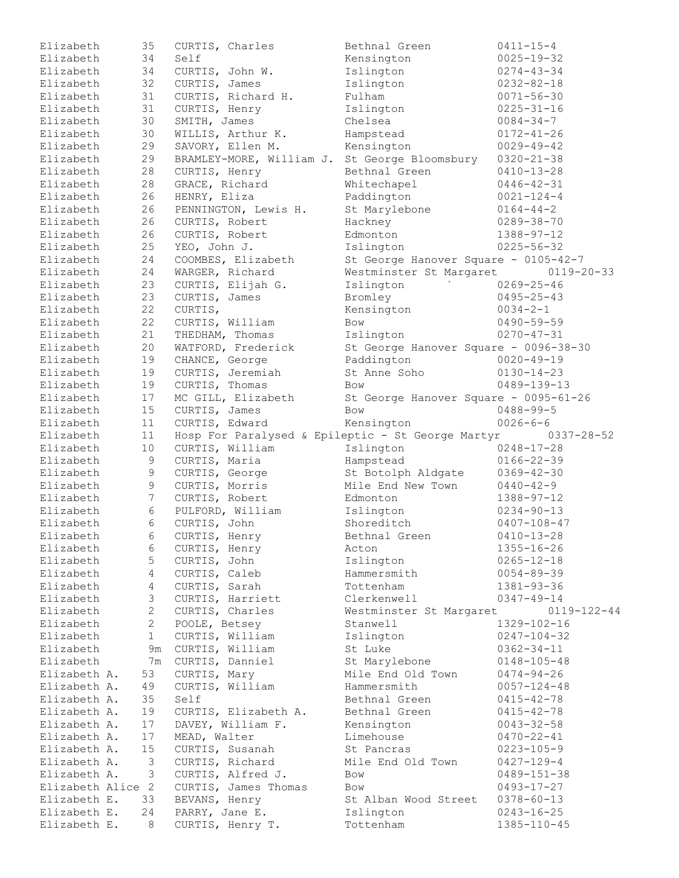| Name | Age | Head / Reference | Place | Ref |
|---|---|---|---|---|
| Elizabeth | 35 | CURTIS, Charles | Bethnal Green | 0411-15-4 |
| Elizabeth | 34 | Self | Kensington | 0025-19-32 |
| Elizabeth | 34 | CURTIS, John W. | Islington | 0274-43-34 |
| Elizabeth | 32 | CURTIS, James | Islington | 0232-82-18 |
| Elizabeth | 31 | CURTIS, Richard H. | Fulham | 0071-56-30 |
| Elizabeth | 31 | CURTIS, Henry | Islington | 0225-31-16 |
| Elizabeth | 30 | SMITH, James | Chelsea | 0084-34-7 |
| Elizabeth | 30 | WILLIS, Arthur K. | Hampstead | 0172-41-26 |
| Elizabeth | 29 | SAVORY, Ellen M. | Kensington | 0029-49-42 |
| Elizabeth | 29 | BRAMLEY-MORE, William J. | St George Bloomsbury | 0320-21-38 |
| Elizabeth | 28 | CURTIS, Henry | Bethnal Green | 0410-13-28 |
| Elizabeth | 28 | GRACE, Richard | Whitechapel | 0446-42-31 |
| Elizabeth | 26 | HENRY, Eliza | Paddington | 0021-124-4 |
| Elizabeth | 26 | PENNINGTON, Lewis H. | St Marylebone | 0164-44-2 |
| Elizabeth | 26 | CURTIS, Robert | Hackney | 0289-38-70 |
| Elizabeth | 26 | CURTIS, Robert | Edmonton | 1388-97-12 |
| Elizabeth | 25 | YEO, John J. | Islington | 0225-56-32 |
| Elizabeth | 24 | COOMBES, Elizabeth | St George Hanover Square - | 0105-42-7 |
| Elizabeth | 24 | WARGER, Richard | Westminster St Margaret | 0119-20-33 |
| Elizabeth | 23 | CURTIS, Elijah G. | Islington ` | 0269-25-46 |
| Elizabeth | 23 | CURTIS, James | Bromley | 0495-25-43 |
| Elizabeth | 22 | CURTIS, | Kensington | 0034-2-1 |
| Elizabeth | 22 | CURTIS, William | Bow | 0490-59-59 |
| Elizabeth | 21 | THEDHAM, Thomas | Islington | 0270-47-31 |
| Elizabeth | 20 | WATFORD, Frederick | St George Hanover Square - | 0096-38-30 |
| Elizabeth | 19 | CHANCE, George | Paddington | 0020-49-19 |
| Elizabeth | 19 | CURTIS, Jeremiah | St Anne Soho | 0130-14-23 |
| Elizabeth | 19 | CURTIS, Thomas | Bow | 0489-139-13 |
| Elizabeth | 17 | MC GILL, Elizabeth | St George Hanover Square - | 0095-61-26 |
| Elizabeth | 15 | CURTIS, James | Bow | 0488-99-5 |
| Elizabeth | 11 | CURTIS, Edward | Kensington | 0026-6-6 |
| Elizabeth | 11 | Hosp For Paralysed & Epileptic - St George Martyr | | 0337-28-52 |
| Elizabeth | 10 | CURTIS, William | Islington | 0248-17-28 |
| Elizabeth | 9 | CURTIS, Maria | Hampstead | 0166-22-39 |
| Elizabeth | 9 | CURTIS, George | St Botolph Aldgate | 0369-42-30 |
| Elizabeth | 9 | CURTIS, Morris | Mile End New Town | 0440-42-9 |
| Elizabeth | 7 | CURTIS, Robert | Edmonton | 1388-97-12 |
| Elizabeth | 6 | PULFORD, William | Islington | 0234-90-13 |
| Elizabeth | 6 | CURTIS, John | Shoreditch | 0407-108-47 |
| Elizabeth | 6 | CURTIS, Henry | Bethnal Green | 0410-13-28 |
| Elizabeth | 6 | CURTIS, Henry | Acton | 1355-16-26 |
| Elizabeth | 5 | CURTIS, John | Islington | 0265-12-18 |
| Elizabeth | 4 | CURTIS, Caleb | Hammersmith | 0054-89-39 |
| Elizabeth | 4 | CURTIS, Sarah | Tottenham | 1381-93-36 |
| Elizabeth | 3 | CURTIS, Harriett | Clerkenwell | 0347-49-14 |
| Elizabeth | 2 | CURTIS, Charles | Westminster St Margaret | 0119-122-44 |
| Elizabeth | 2 | POOLE, Betsey | Stanwell | 1329-102-16 |
| Elizabeth | 1 | CURTIS, William | Islington | 0247-104-32 |
| Elizabeth | 9m | CURTIS, William | St Luke | 0362-34-11 |
| Elizabeth | 7m | CURTIS, Danniel | St Marylebone | 0148-105-48 |
| Elizabeth A. | 53 | CURTIS, Mary | Mile End Old Town | 0474-94-26 |
| Elizabeth A. | 49 | CURTIS, William | Hammersmith | 0057-124-48 |
| Elizabeth A. | 35 | Self | Bethnal Green | 0415-42-78 |
| Elizabeth A. | 19 | CURTIS, Elizabeth A. | Bethnal Green | 0415-42-78 |
| Elizabeth A. | 17 | DAVEY, William F. | Kensington | 0043-32-58 |
| Elizabeth A. | 17 | MEAD, Walter | Limehouse | 0470-22-41 |
| Elizabeth A. | 15 | CURTIS, Susanah | St Pancras | 0223-105-9 |
| Elizabeth A. | 3 | CURTIS, Richard | Mile End Old Town | 0427-129-4 |
| Elizabeth A. | 3 | CURTIS, Alfred J. | Bow | 0489-151-38 |
| Elizabeth Alice | 2 | CURTIS, James Thomas | Bow | 0493-17-27 |
| Elizabeth E. | 33 | BEVANS, Henry | St Alban Wood Street | 0378-60-13 |
| Elizabeth E. | 24 | PARRY, Jane E. | Islington | 0243-16-25 |
| Elizabeth E. | 8 | CURTIS, Henry T. | Tottenham | 1385-110-45 |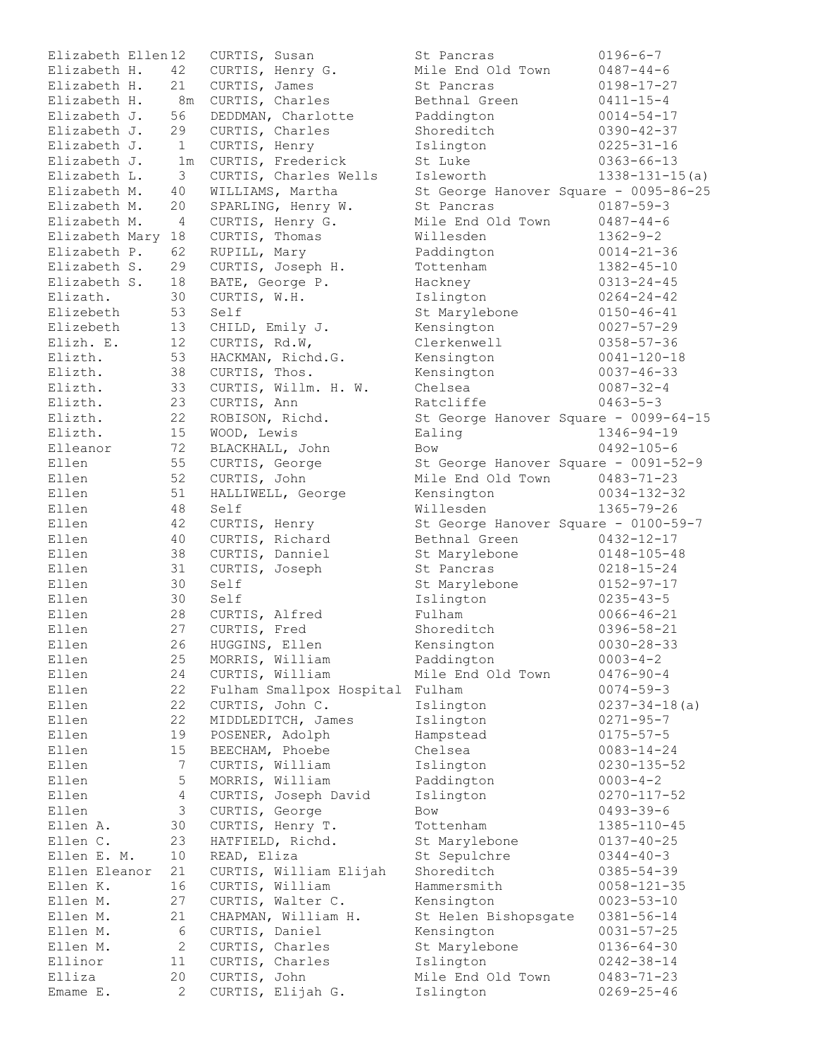| Name | Age | Head of Household | District | Reference |
|---|---|---|---|---|
| Elizabeth Ellen | 12 | CURTIS, Susan | St Pancras | 0196-6-7 |
| Elizabeth H. | 42 | CURTIS, Henry G. | Mile End Old Town | 0487-44-6 |
| Elizabeth H. | 21 | CURTIS, James | St Pancras | 0198-17-27 |
| Elizabeth H. | 8m | CURTIS, Charles | Bethnal Green | 0411-15-4 |
| Elizabeth J. | 56 | DEDDMAN, Charlotte | Paddington | 0014-54-17 |
| Elizabeth J. | 29 | CURTIS, Charles | Shoreditch | 0390-42-37 |
| Elizabeth J. | 1 | CURTIS, Henry | Islington | 0225-31-16 |
| Elizabeth J. | 1m | CURTIS, Frederick | St Luke | 0363-66-13 |
| Elizabeth L. | 3 | CURTIS, Charles Wells | Isleworth | 1338-131-15(a) |
| Elizabeth M. | 40 | WILLIAMS, Martha | St George Hanover Square | 0095-86-25 |
| Elizabeth M. | 20 | SPARLING, Henry W. | St Pancras | 0187-59-3 |
| Elizabeth M. | 4 | CURTIS, Henry G. | Mile End Old Town | 0487-44-6 |
| Elizabeth Mary | 18 | CURTIS, Thomas | Willesden | 1362-9-2 |
| Elizabeth P. | 62 | RUPILL, Mary | Paddington | 0014-21-36 |
| Elizabeth S. | 29 | CURTIS, Joseph H. | Tottenham | 1382-45-10 |
| Elizabeth S. | 18 | BATE, George P. | Hackney | 0313-24-45 |
| Elizath. | 30 | CURTIS, W.H. | Islington | 0264-24-42 |
| Elizebeth | 53 | Self | St Marylebone | 0150-46-41 |
| Elizebeth | 13 | CHILD, Emily J. | Kensington | 0027-57-29 |
| Elizh. E. | 12 | CURTIS, Rd.W, | Clerkenwell | 0358-57-36 |
| Elizth. | 53 | HACKMAN, Richd.G. | Kensington | 0041-120-18 |
| Elizth. | 38 | CURTIS, Thos. | Kensington | 0037-46-33 |
| Elizth. | 33 | CURTIS, Willm. H. W. | Chelsea | 0087-32-4 |
| Elizth. | 23 | CURTIS, Ann | Ratcliffe | 0463-5-3 |
| Elizth. | 22 | ROBISON, Richd. | St George Hanover Square | 0099-64-15 |
| Elizth. | 15 | WOOD, Lewis | Ealing | 1346-94-19 |
| Elleanor | 72 | BLACKHALL, John | Bow | 0492-105-6 |
| Ellen | 55 | CURTIS, George | St George Hanover Square | 0091-52-9 |
| Ellen | 52 | CURTIS, John | Mile End Old Town | 0483-71-23 |
| Ellen | 51 | HALLIWELL, George | Kensington | 0034-132-32 |
| Ellen | 48 | Self | Willesden | 1365-79-26 |
| Ellen | 42 | CURTIS, Henry | St George Hanover Square | 0100-59-7 |
| Ellen | 40 | CURTIS, Richard | Bethnal Green | 0432-12-17 |
| Ellen | 38 | CURTIS, Danniel | St Marylebone | 0148-105-48 |
| Ellen | 31 | CURTIS, Joseph | St Pancras | 0218-15-24 |
| Ellen | 30 | Self | St Marylebone | 0152-97-17 |
| Ellen | 30 | Self | Islington | 0235-43-5 |
| Ellen | 28 | CURTIS, Alfred | Fulham | 0066-46-21 |
| Ellen | 27 | CURTIS, Fred | Shoreditch | 0396-58-21 |
| Ellen | 26 | HUGGINS, Ellen | Kensington | 0030-28-33 |
| Ellen | 25 | MORRIS, William | Paddington | 0003-4-2 |
| Ellen | 24 | CURTIS, William | Mile End Old Town | 0476-90-4 |
| Ellen | 22 | Fulham Smallpox Hospital | Fulham | 0074-59-3 |
| Ellen | 22 | CURTIS, John C. | Islington | 0237-34-18(a) |
| Ellen | 22 | MIDDLEDITCH, James | Islington | 0271-95-7 |
| Ellen | 19 | POSENER, Adolph | Hampstead | 0175-57-5 |
| Ellen | 15 | BEECHAM, Phoebe | Chelsea | 0083-14-24 |
| Ellen | 7 | CURTIS, William | Islington | 0230-135-52 |
| Ellen | 5 | MORRIS, William | Paddington | 0003-4-2 |
| Ellen | 4 | CURTIS, Joseph David | Islington | 0270-117-52 |
| Ellen | 3 | CURTIS, George | Bow | 0493-39-6 |
| Ellen A. | 30 | CURTIS, Henry T. | Tottenham | 1385-110-45 |
| Ellen C. | 23 | HATFIELD, Richd. | St Marylebone | 0137-40-25 |
| Ellen E. M. | 10 | READ, Eliza | St Sepulchre | 0344-40-3 |
| Ellen Eleanor | 21 | CURTIS, William Elijah | Shoreditch | 0385-54-39 |
| Ellen K. | 16 | CURTIS, William | Hammersmith | 0058-121-35 |
| Ellen M. | 27 | CURTIS, Walter C. | Kensington | 0023-53-10 |
| Ellen M. | 21 | CHAPMAN, William H. | St Helen Bishopsgate | 0381-56-14 |
| Ellen M. | 6 | CURTIS, Daniel | Kensington | 0031-57-25 |
| Ellen M. | 2 | CURTIS, Charles | St Marylebone | 0136-64-30 |
| Ellinor | 11 | CURTIS, Charles | Islington | 0242-38-14 |
| Elliza | 20 | CURTIS, John | Mile End Old Town | 0483-71-23 |
| Emame E. | 2 | CURTIS, Elijah G. | Islington | 0269-25-46 |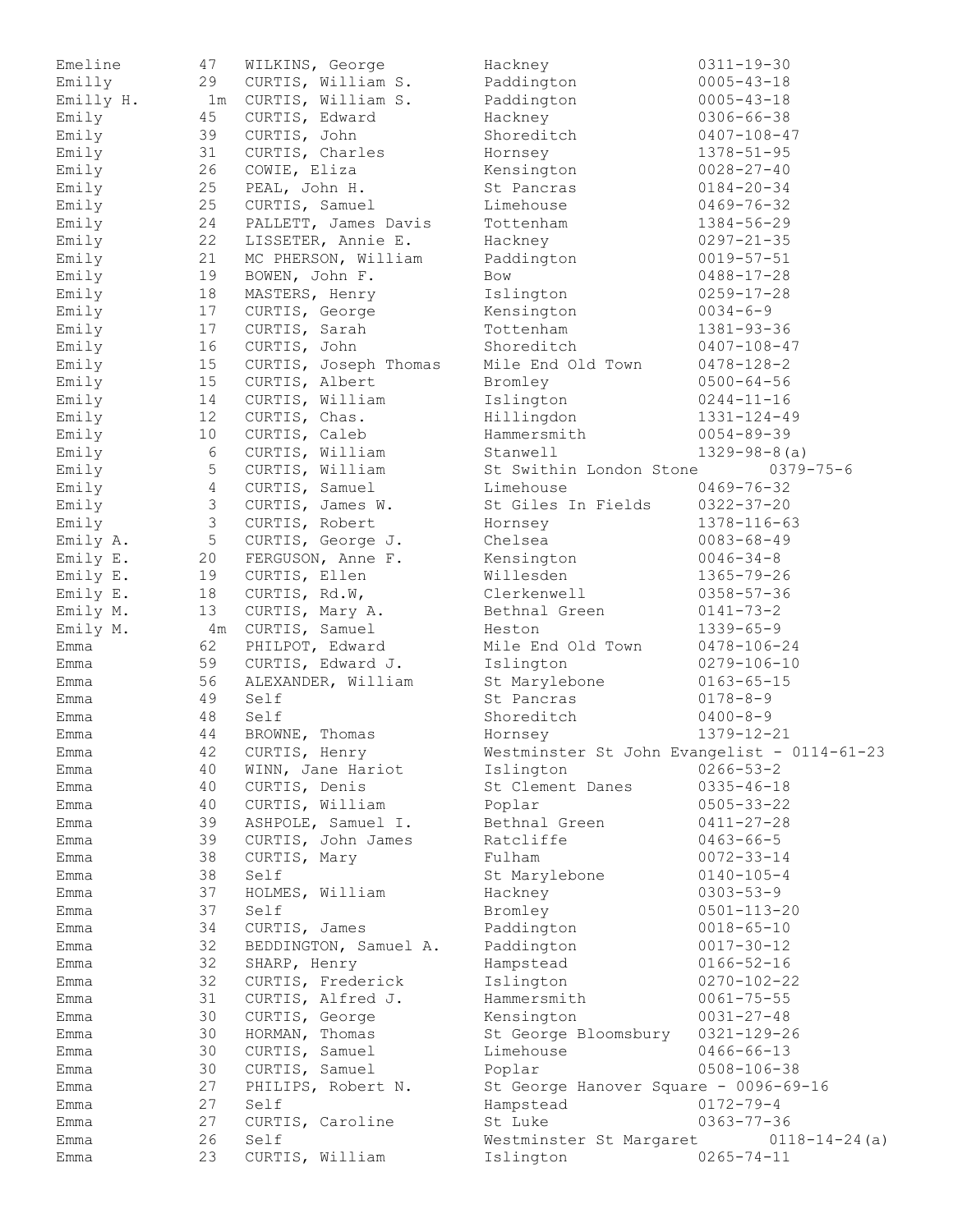| | | | | |
|---|---|---|---|---|
| Emeline | 47 | WILKINS, George | Hackney | 0311-19-30 |
| Emilly | 29 | CURTIS, William S. | Paddington | 0005-43-18 |
| Emilly H. | 1m | CURTIS, William S. | Paddington | 0005-43-18 |
| Emily | 45 | CURTIS, Edward | Hackney | 0306-66-38 |
| Emily | 39 | CURTIS, John | Shoreditch | 0407-108-47 |
| Emily | 31 | CURTIS, Charles | Hornsey | 1378-51-95 |
| Emily | 26 | COWIE, Eliza | Kensington | 0028-27-40 |
| Emily | 25 | PEAL, John H. | St Pancras | 0184-20-34 |
| Emily | 25 | CURTIS, Samuel | Limehouse | 0469-76-32 |
| Emily | 24 | PALLETT, James Davis | Tottenham | 1384-56-29 |
| Emily | 22 | LISSETER, Annie E. | Hackney | 0297-21-35 |
| Emily | 21 | MC PHERSON, William | Paddington | 0019-57-51 |
| Emily | 19 | BOWEN, John F. | Bow | 0488-17-28 |
| Emily | 18 | MASTERS, Henry | Islington | 0259-17-28 |
| Emily | 17 | CURTIS, George | Kensington | 0034-6-9 |
| Emily | 17 | CURTIS, Sarah | Tottenham | 1381-93-36 |
| Emily | 16 | CURTIS, John | Shoreditch | 0407-108-47 |
| Emily | 15 | CURTIS, Joseph Thomas | Mile End Old Town | 0478-128-2 |
| Emily | 15 | CURTIS, Albert | Bromley | 0500-64-56 |
| Emily | 14 | CURTIS, William | Islington | 0244-11-16 |
| Emily | 12 | CURTIS, Chas. | Hillingdon | 1331-124-49 |
| Emily | 10 | CURTIS, Caleb | Hammersmith | 0054-89-39 |
| Emily | 6 | CURTIS, William | Stanwell | 1329-98-8(a) |
| Emily | 5 | CURTIS, William | St Swithin London Stone | 0379-75-6 |
| Emily | 4 | CURTIS, Samuel | Limehouse | 0469-76-32 |
| Emily | 3 | CURTIS, James W. | St Giles In Fields | 0322-37-20 |
| Emily | 3 | CURTIS, Robert | Hornsey | 1378-116-63 |
| Emily A. | 5 | CURTIS, George J. | Chelsea | 0083-68-49 |
| Emily E. | 20 | FERGUSON, Anne F. | Kensington | 0046-34-8 |
| Emily E. | 19 | CURTIS, Ellen | Willesden | 1365-79-26 |
| Emily E. | 18 | CURTIS, Rd.W, | Clerkenwell | 0358-57-36 |
| Emily M. | 13 | CURTIS, Mary A. | Bethnal Green | 0141-73-2 |
| Emily M. | 4m | CURTIS, Samuel | Heston | 1339-65-9 |
| Emma | 62 | PHILPOT, Edward | Mile End Old Town | 0478-106-24 |
| Emma | 59 | CURTIS, Edward J. | Islington | 0279-106-10 |
| Emma | 56 | ALEXANDER, William | St Marylebone | 0163-65-15 |
| Emma | 49 | Self | St Pancras | 0178-8-9 |
| Emma | 48 | Self | Shoreditch | 0400-8-9 |
| Emma | 44 | BROWNE, Thomas | Hornsey | 1379-12-21 |
| Emma | 42 | CURTIS, Henry | Westminster St John Evangelist | 0114-61-23 |
| Emma | 40 | WINN, Jane Hariot | Islington | 0266-53-2 |
| Emma | 40 | CURTIS, Denis | St Clement Danes | 0335-46-18 |
| Emma | 40 | CURTIS, William | Poplar | 0505-33-22 |
| Emma | 39 | ASHPOLE, Samuel I. | Bethnal Green | 0411-27-28 |
| Emma | 39 | CURTIS, John James | Ratcliffe | 0463-66-5 |
| Emma | 38 | CURTIS, Mary | Fulham | 0072-33-14 |
| Emma | 38 | Self | St Marylebone | 0140-105-4 |
| Emma | 37 | HOLMES, William | Hackney | 0303-53-9 |
| Emma | 37 | Self | Bromley | 0501-113-20 |
| Emma | 34 | CURTIS, James | Paddington | 0018-65-10 |
| Emma | 32 | BEDDINGTON, Samuel A. | Paddington | 0017-30-12 |
| Emma | 32 | SHARP, Henry | Hampstead | 0166-52-16 |
| Emma | 32 | CURTIS, Frederick | Islington | 0270-102-22 |
| Emma | 31 | CURTIS, Alfred J. | Hammersmith | 0061-75-55 |
| Emma | 30 | CURTIS, George | Kensington | 0031-27-48 |
| Emma | 30 | HORMAN, Thomas | St George Bloomsbury | 0321-129-26 |
| Emma | 30 | CURTIS, Samuel | Limehouse | 0466-66-13 |
| Emma | 30 | CURTIS, Samuel | Poplar | 0508-106-38 |
| Emma | 27 | PHILIPS, Robert N. | St George Hanover Square | 0096-69-16 |
| Emma | 27 | Self | Hampstead | 0172-79-4 |
| Emma | 27 | CURTIS, Caroline | St Luke | 0363-77-36 |
| Emma | 26 | Self | Westminster St Margaret | 0118-14-24(a) |
| Emma | 23 | CURTIS, William | Islington | 0265-74-11 |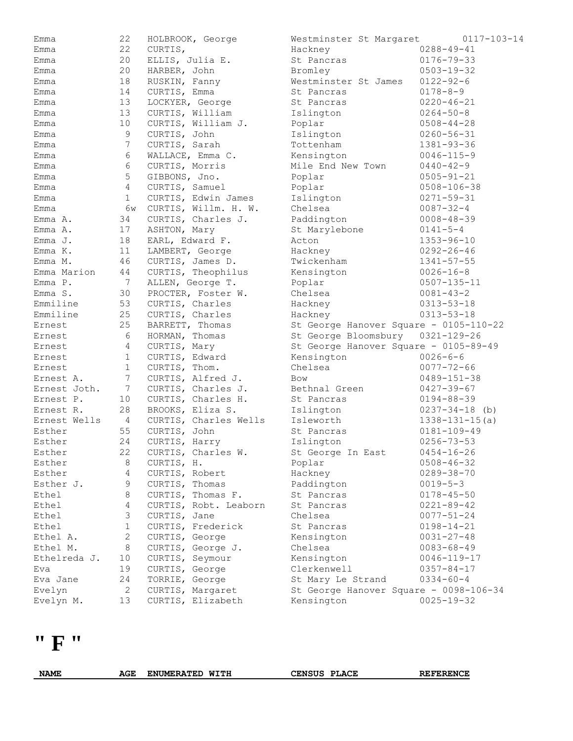| Emma | 22 | HOLBROOK, George | Westminster St Margaret | 0117-103-14 |
|---|---|---|---|---|
| Emma | 22 | CURTIS, | Hackney | 0288-49-41 |
| Emma | 20 | ELLIS, Julia E. | St Pancras | 0176-79-33 |
| Emma | 20 | HARBER, John | Bromley | 0503-19-32 |
| Emma | 18 | RUSKIN, Fanny | Westminster St James | 0122-92-6 |
| Emma | 14 | CURTIS, Emma | St Pancras | 0178-8-9 |
| Emma | 13 | LOCKYER, George | St Pancras | 0220-46-21 |
| Emma | 13 | CURTIS, William | Islington | 0264-50-8 |
| Emma | 10 | CURTIS, William J. | Poplar | 0508-44-28 |
| Emma | 9 | CURTIS, John | Islington | 0260-56-31 |
| Emma | 7 | CURTIS, Sarah | Tottenham | 1381-93-36 |
| Emma | 6 | WALLACE, Emma C. | Kensington | 0046-115-9 |
| Emma | 6 | CURTIS, Morris | Mile End New Town | 0440-42-9 |
| Emma | 5 | GIBBONS, Jno. | Poplar | 0505-91-21 |
| Emma | 4 | CURTIS, Samuel | Poplar | 0508-106-38 |
| Emma | 1 | CURTIS, Edwin James | Islington | 0271-59-31 |
| Emma | 6w | CURTIS, Willm. H. W. | Chelsea | 0087-32-4 |
| Emma A. | 34 | CURTIS, Charles J. | Paddington | 0008-48-39 |
| Emma A. | 17 | ASHTON, Mary | St Marylebone | 0141-5-4 |
| Emma J. | 18 | EARL, Edward F. | Acton | 1353-96-10 |
| Emma K. | 11 | LAMBERT, George | Hackney | 0292-26-46 |
| Emma M. | 46 | CURTIS, James D. | Twickenham | 1341-57-55 |
| Emma Marion | 44 | CURTIS, Theophilus | Kensington | 0026-16-8 |
| Emma P. | 7 | ALLEN, George T. | Poplar | 0507-135-11 |
| Emma S. | 30 | PROCTER, Foster W. | Chelsea | 0081-43-2 |
| Emmiline | 53 | CURTIS, Charles | Hackney | 0313-53-18 |
| Emmiline | 25 | CURTIS, Charles | Hackney | 0313-53-18 |
| Ernest | 25 | BARRETT, Thomas | St George Hanover Square - | 0105-110-22 |
| Ernest | 6 | HORMAN, Thomas | St George Bloomsbury | 0321-129-26 |
| Ernest | 4 | CURTIS, Mary | St George Hanover Square - | 0105-89-49 |
| Ernest | 1 | CURTIS, Edward | Kensington | 0026-6-6 |
| Ernest | 1 | CURTIS, Thom. | Chelsea | 0077-72-66 |
| Ernest A. | 7 | CURTIS, Alfred J. | Bow | 0489-151-38 |
| Ernest Joth. | 7 | CURTIS, Charles J. | Bethnal Green | 0427-39-67 |
| Ernest P. | 10 | CURTIS, Charles H. | St Pancras | 0194-88-39 |
| Ernest R. | 28 | BROOKS, Eliza S. | Islington | 0237-34-18 (b) |
| Ernest Wells | 4 | CURTIS, Charles Wells | Isleworth | 1338-131-15(a) |
| Esther | 55 | CURTIS, John | St Pancras | 0181-109-49 |
| Esther | 24 | CURTIS, Harry | Islington | 0256-73-53 |
| Esther | 22 | CURTIS, Charles W. | St George In East | 0454-16-26 |
| Esther | 8 | CURTIS, H. | Poplar | 0508-46-32 |
| Esther | 4 | CURTIS, Robert | Hackney | 0289-38-70 |
| Esther J. | 9 | CURTIS, Thomas | Paddington | 0019-5-3 |
| Ethel | 8 | CURTIS, Thomas F. | St Pancras | 0178-45-50 |
| Ethel | 4 | CURTIS, Robt. Leaborn | St Pancras | 0221-89-42 |
| Ethel | 3 | CURTIS, Jane | Chelsea | 0077-51-24 |
| Ethel | 1 | CURTIS, Frederick | St Pancras | 0198-14-21 |
| Ethel A. | 2 | CURTIS, George | Kensington | 0031-27-48 |
| Ethel M. | 8 | CURTIS, George J. | Chelsea | 0083-68-49 |
| Ethelreda J. | 10 | CURTIS, Seymour | Kensington | 0046-119-17 |
| Eva | 19 | CURTIS, George | Clerkenwell | 0357-84-17 |
| Eva Jane | 24 | TORRIE, George | St Mary Le Strand | 0334-60-4 |
| Evelyn | 2 | CURTIS, Margaret | St George Hanover Square - | 0098-106-34 |
| Evelyn M. | 13 | CURTIS, Elizabeth | Kensington | 0025-19-32 |

# " F "

| NAME | AGE | ENUMERATED WITH | CENSUS PLACE | REFERENCE |
|---|---|---|---|---|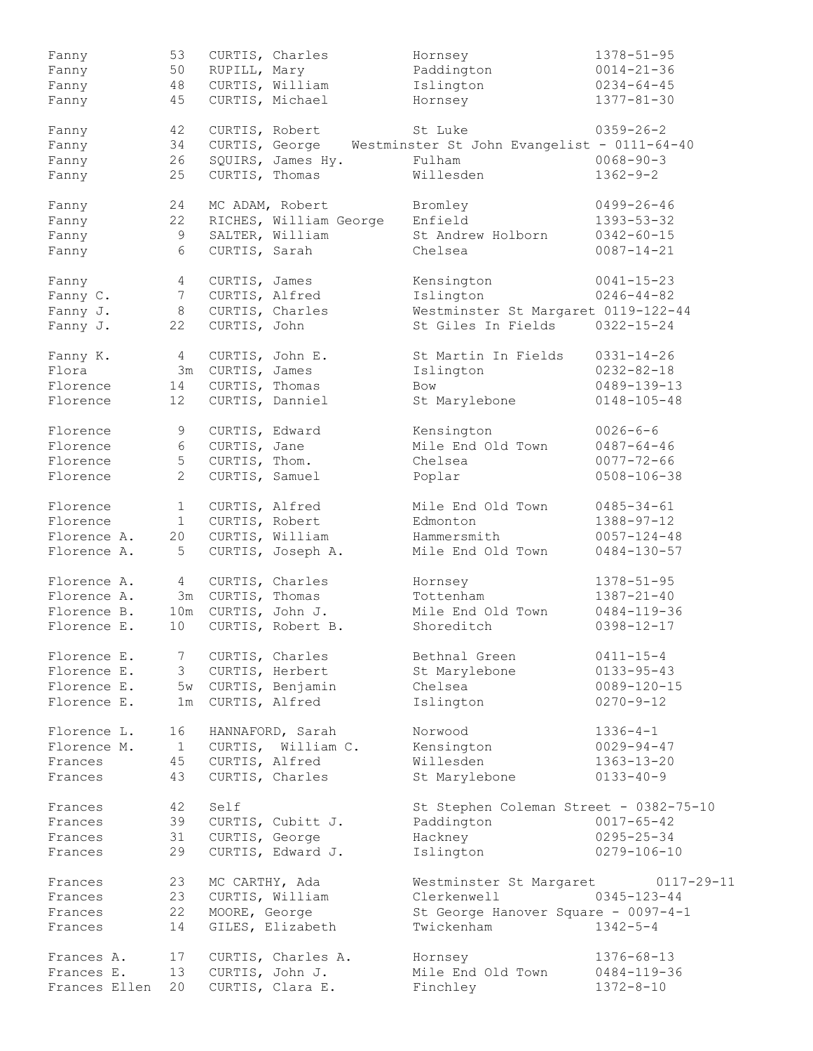| | | | | |
|---|---|---|---|---|
| Fanny | 53 | CURTIS, Charles | Hornsey | 1378-51-95 |
| Fanny | 50 | RUPILL, Mary | Paddington | 0014-21-36 |
| Fanny | 48 | CURTIS, William | Islington | 0234-64-45 |
| Fanny | 45 | CURTIS, Michael | Hornsey | 1377-81-30 |
| Fanny | 42 | CURTIS, Robert | St Luke | 0359-26-2 |
| Fanny | 34 | CURTIS, George | Westminster St John Evangelist - 0111-64-40 | |
| Fanny | 26 | SQUIRS, James Hy. | Fulham | 0068-90-3 |
| Fanny | 25 | CURTIS, Thomas | Willesden | 1362-9-2 |
| Fanny | 24 | MC ADAM, Robert | Bromley | 0499-26-46 |
| Fanny | 22 | RICHES, William George | Enfield | 1393-53-32 |
| Fanny | 9 | SALTER, William | St Andrew Holborn | 0342-60-15 |
| Fanny | 6 | CURTIS, Sarah | Chelsea | 0087-14-21 |
| Fanny | 4 | CURTIS, James | Kensington | 0041-15-23 |
| Fanny C. | 7 | CURTIS, Alfred | Islington | 0246-44-82 |
| Fanny J. | 8 | CURTIS, Charles | Westminster St Margaret 0119-122-44 | |
| Fanny J. | 22 | CURTIS, John | St Giles In Fields | 0322-15-24 |
| Fanny K. | 4 | CURTIS, John E. | St Martin In Fields | 0331-14-26 |
| Flora | 3m | CURTIS, James | Islington | 0232-82-18 |
| Florence | 14 | CURTIS, Thomas | Bow | 0489-139-13 |
| Florence | 12 | CURTIS, Danniel | St Marylebone | 0148-105-48 |
| Florence | 9 | CURTIS, Edward | Kensington | 0026-6-6 |
| Florence | 6 | CURTIS, Jane | Mile End Old Town | 0487-64-46 |
| Florence | 5 | CURTIS, Thom. | Chelsea | 0077-72-66 |
| Florence | 2 | CURTIS, Samuel | Poplar | 0508-106-38 |
| Florence | 1 | CURTIS, Alfred | Mile End Old Town | 0485-34-61 |
| Florence | 1 | CURTIS, Robert | Edmonton | 1388-97-12 |
| Florence A. | 20 | CURTIS, William | Hammersmith | 0057-124-48 |
| Florence A. | 5 | CURTIS, Joseph A. | Mile End Old Town | 0484-130-57 |
| Florence A. | 4 | CURTIS, Charles | Hornsey | 1378-51-95 |
| Florence A. | 3m | CURTIS, Thomas | Tottenham | 1387-21-40 |
| Florence B. | 10m | CURTIS, John J. | Mile End Old Town | 0484-119-36 |
| Florence E. | 10 | CURTIS, Robert B. | Shoreditch | 0398-12-17 |
| Florence E. | 7 | CURTIS, Charles | Bethnal Green | 0411-15-4 |
| Florence E. | 3 | CURTIS, Herbert | St Marylebone | 0133-95-43 |
| Florence E. | 5w | CURTIS, Benjamin | Chelsea | 0089-120-15 |
| Florence E. | 1m | CURTIS, Alfred | Islington | 0270-9-12 |
| Florence L. | 16 | HANNAFORD, Sarah | Norwood | 1336-4-1 |
| Florence M. | 1 | CURTIS, William C. | Kensington | 0029-94-47 |
| Frances | 45 | CURTIS, Alfred | Willesden | 1363-13-20 |
| Frances | 43 | CURTIS, Charles | St Marylebone | 0133-40-9 |
| Frances | 42 | Self | St Stephen Coleman Street - 0382-75-10 | |
| Frances | 39 | CURTIS, Cubitt J. | Paddington | 0017-65-42 |
| Frances | 31 | CURTIS, George | Hackney | 0295-25-34 |
| Frances | 29 | CURTIS, Edward J. | Islington | 0279-106-10 |
| Frances | 23 | MC CARTHY, Ada | Westminster St Margaret | 0117-29-11 |
| Frances | 23 | CURTIS, William | Clerkenwell | 0345-123-44 |
| Frances | 22 | MOORE, George | St George Hanover Square - 0097-4-1 | |
| Frances | 14 | GILES, Elizabeth | Twickenham | 1342-5-4 |
| Frances A. | 17 | CURTIS, Charles A. | Hornsey | 1376-68-13 |
| Frances E. | 13 | CURTIS, John J. | Mile End Old Town | 0484-119-36 |
| Frances Ellen | 20 | CURTIS, Clara E. | Finchley | 1372-8-10 |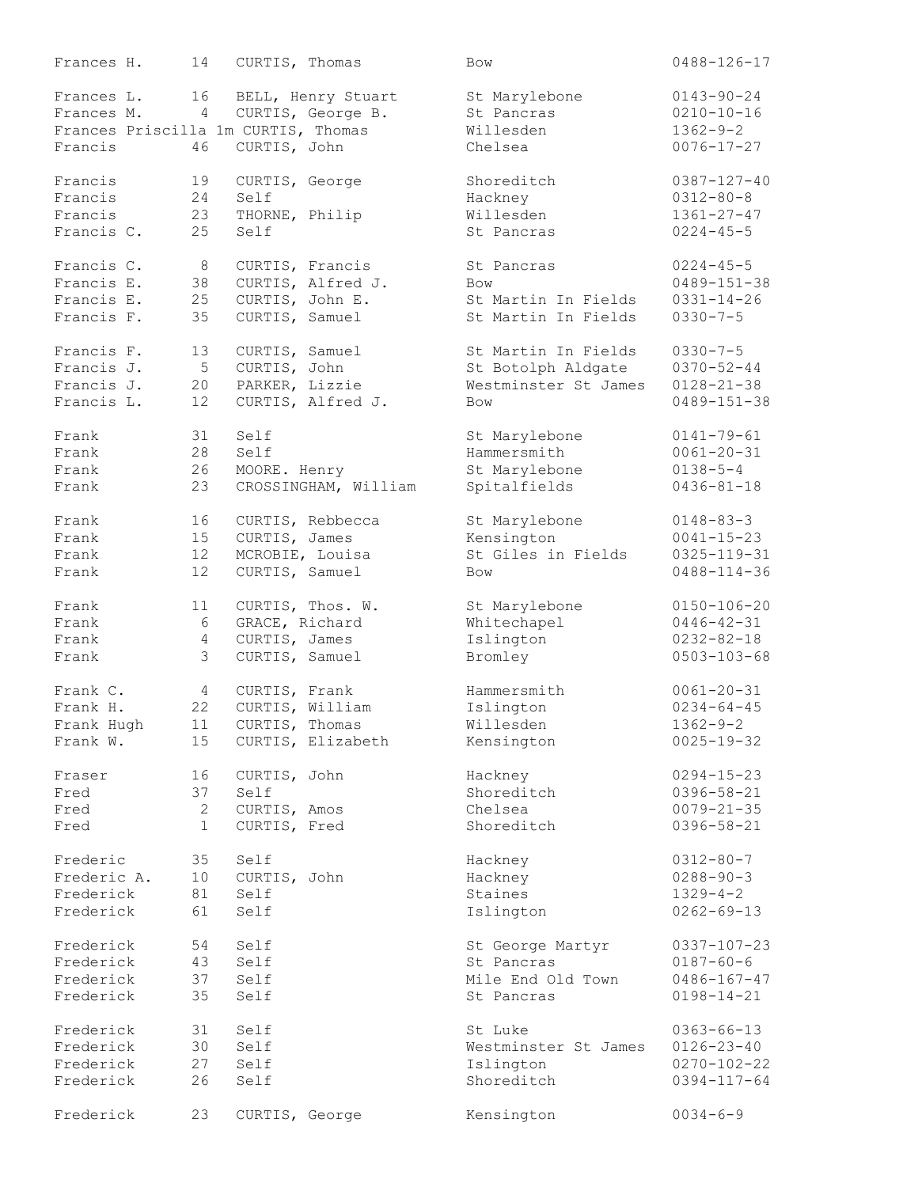| | | | | |
|---|---|---|---|---|
| Frances H. | 14 | CURTIS, Thomas | Bow | 0488-126-17 |
| Frances L. | 16 | BELL, Henry Stuart | St Marylebone | 0143-90-24 |
| Frances M. | 4 | CURTIS, George B. | St Pancras | 0210-10-16 |
| Frances Priscilla | 1m | CURTIS, Thomas | Willesden | 1362-9-2 |
| Francis | 46 | CURTIS, John | Chelsea | 0076-17-27 |
| Francis | 19 | CURTIS, George | Shoreditch | 0387-127-40 |
| Francis | 24 | Self | Hackney | 0312-80-8 |
| Francis | 23 | THORNE, Philip | Willesden | 1361-27-47 |
| Francis C. | 25 | Self | St Pancras | 0224-45-5 |
| Francis C. | 8 | CURTIS, Francis | St Pancras | 0224-45-5 |
| Francis E. | 38 | CURTIS, Alfred J. | Bow | 0489-151-38 |
| Francis E. | 25 | CURTIS, John E. | St Martin In Fields | 0331-14-26 |
| Francis F. | 35 | CURTIS, Samuel | St Martin In Fields | 0330-7-5 |
| Francis F. | 13 | CURTIS, Samuel | St Martin In Fields | 0330-7-5 |
| Francis J. | 5 | CURTIS, John | St Botolph Aldgate | 0370-52-44 |
| Francis J. | 20 | PARKER, Lizzie | Westminster St James | 0128-21-38 |
| Francis L. | 12 | CURTIS, Alfred J. | Bow | 0489-151-38 |
| Frank | 31 | Self | St Marylebone | 0141-79-61 |
| Frank | 28 | Self | Hammersmith | 0061-20-31 |
| Frank | 26 | MOORE. Henry | St Marylebone | 0138-5-4 |
| Frank | 23 | CROSSINGHAM, William | Spitalfields | 0436-81-18 |
| Frank | 16 | CURTIS, Rebbecca | St Marylebone | 0148-83-3 |
| Frank | 15 | CURTIS, James | Kensington | 0041-15-23 |
| Frank | 12 | MCROBIE, Louisa | St Giles in Fields | 0325-119-31 |
| Frank | 12 | CURTIS, Samuel | Bow | 0488-114-36 |
| Frank | 11 | CURTIS, Thos. W. | St Marylebone | 0150-106-20 |
| Frank | 6 | GRACE, Richard | Whitechapel | 0446-42-31 |
| Frank | 4 | CURTIS, James | Islington | 0232-82-18 |
| Frank | 3 | CURTIS, Samuel | Bromley | 0503-103-68 |
| Frank C. | 4 | CURTIS, Frank | Hammersmith | 0061-20-31 |
| Frank H. | 22 | CURTIS, William | Islington | 0234-64-45 |
| Frank Hugh | 11 | CURTIS, Thomas | Willesden | 1362-9-2 |
| Frank W. | 15 | CURTIS, Elizabeth | Kensington | 0025-19-32 |
| Fraser | 16 | CURTIS, John | Hackney | 0294-15-23 |
| Fred | 37 | Self | Shoreditch | 0396-58-21 |
| Fred | 2 | CURTIS, Amos | Chelsea | 0079-21-35 |
| Fred | 1 | CURTIS, Fred | Shoreditch | 0396-58-21 |
| Frederic | 35 | Self | Hackney | 0312-80-7 |
| Frederic A. | 10 | CURTIS, John | Hackney | 0288-90-3 |
| Frederick | 81 | Self | Staines | 1329-4-2 |
| Frederick | 61 | Self | Islington | 0262-69-13 |
| Frederick | 54 | Self | St George Martyr | 0337-107-23 |
| Frederick | 43 | Self | St Pancras | 0187-60-6 |
| Frederick | 37 | Self | Mile End Old Town | 0486-167-47 |
| Frederick | 35 | Self | St Pancras | 0198-14-21 |
| Frederick | 31 | Self | St Luke | 0363-66-13 |
| Frederick | 30 | Self | Westminster St James | 0126-23-40 |
| Frederick | 27 | Self | Islington | 0270-102-22 |
| Frederick | 26 | Self | Shoreditch | 0394-117-64 |
| Frederick | 23 | CURTIS, George | Kensington | 0034-6-9 |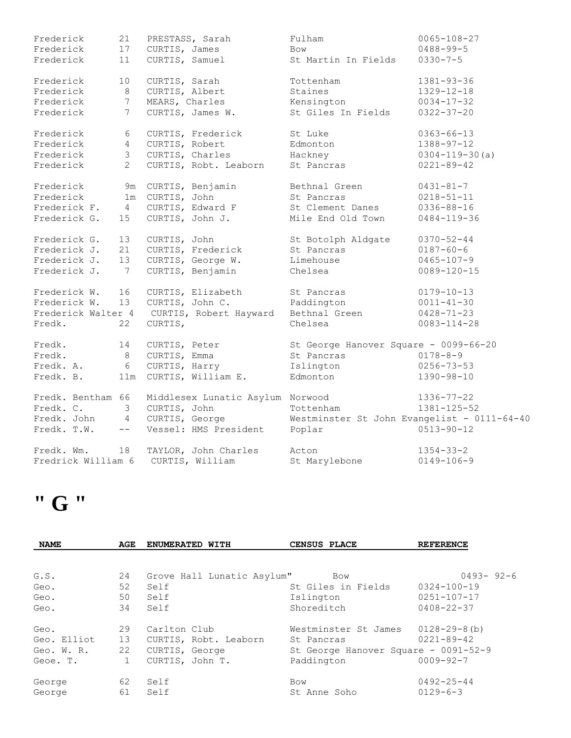| NAME | AGE | ENUMERATED WITH | CENSUS PLACE | REFERENCE |
|---|---|---|---|---|
| Frederick | 21 | PRESTASS, Sarah | Fulham | 0065-108-27 |
| Frederick | 17 | CURTIS, James | Bow | 0488-99-5 |
| Frederick | 11 | CURTIS, Samuel | St Martin In Fields | 0330-7-5 |
| Frederick | 10 | CURTIS, Sarah | Tottenham | 1381-93-36 |
| Frederick | 8 | CURTIS, Albert | Staines | 1329-12-18 |
| Frederick | 7 | MEARS, Charles | Kensington | 0034-17-32 |
| Frederick | 7 | CURTIS, James W. | St Giles In Fields | 0322-37-20 |
| Frederick | 6 | CURTIS, Frederick | St Luke | 0363-66-13 |
| Frederick | 4 | CURTIS, Robert | Edmonton | 1388-97-12 |
| Frederick | 3 | CURTIS, Charles | Hackney | 0304-119-30(a) |
| Frederick | 2 | CURTIS, Robt. Leaborn | St Pancras | 0221-89-42 |
| Frederick | 9m | CURTIS, Benjamin | Bethnal Green | 0431-81-7 |
| Frederick | 1m | CURTIS, John | St Pancras | 0218-51-11 |
| Frederick F. | 4 | CURTIS, Edward F | St Clement Danes | 0336-88-16 |
| Frederick G. | 15 | CURTIS, John J. | Mile End Old Town | 0484-119-36 |
| Frederick G. | 13 | CURTIS, John | St Botolph Aldgate | 0370-52-44 |
| Frederick J. | 21 | CURTIS, Frederick | St Pancras | 0187-60-6 |
| Frederick J. | 13 | CURTIS, George W. | Limehouse | 0465-107-9 |
| Frederick J. | 7 | CURTIS, Benjamin | Chelsea | 0089-120-15 |
| Frederick W. | 16 | CURTIS, Elizabeth | St Pancras | 0179-10-13 |
| Frederick W. | 13 | CURTIS, John C. | Paddington | 0011-41-30 |
| Frederick Walter | 4 | CURTIS, Robert Hayward | Bethnal Green | 0428-71-23 |
| Fredk. | 22 | CURTIS, | Chelsea | 0083-114-28 |
| Fredk. | 14 | CURTIS, Peter | St George Hanover Square - 0099-66-20 | |
| Fredk. | 8 | CURTIS, Emma | St Pancras | 0178-8-9 |
| Fredk. A. | 6 | CURTIS, Harry | Islington | 0256-73-53 |
| Fredk. B. | 11m | CURTIS, William E. | Edmonton | 1390-98-10 |
| Fredk. Bentham | 66 | Middlesex Lunatic Asylum | Norwood | 1336-77-22 |
| Fredk. C. | 3 | CURTIS, John | Tottenham | 1381-125-52 |
| Fredk. John | 4 | CURTIS, George | Westminster St John Evangelist - 0111-64-40 | |
| Fredk. T.W. | -- | Vessel: HMS President | Poplar | 0513-90-12 |
| Fredk. Wm. | 18 | TAYLOR, John Charles | Acton | 1354-33-2 |
| Fredrick William | 6 | CURTIS, William | St Marylebone | 0149-106-9 |

# " G "

| NAME | AGE | ENUMERATED WITH | CENSUS PLACE | REFERENCE |
|---|---|---|---|---|
| G.S. | 24 | Grove Hall Lunatic Asylum" | Bow | 0493- 92-6 |
| Geo. | 52 | Self | St Giles in Fields | 0324-100-19 |
| Geo. | 50 | Self | Islington | 0251-107-17 |
| Geo. | 34 | Self | Shoreditch | 0408-22-37 |
| Geo. | 29 | Carlton Club | Westminster St James | 0128-29-8(b) |
| Geo. Elliot | 13 | CURTIS, Robt. Leaborn | St Pancras | 0221-89-42 |
| Geo. W. R. | 22 | CURTIS, George | St George Hanover Square - 0091-52-9 | |
| Geoe. T. | 1 | CURTIS, John T. | Paddington | 0009-92-7 |
| George | 62 | Self | Bow | 0492-25-44 |
| George | 61 | Self | St Anne Soho | 0129-6-3 |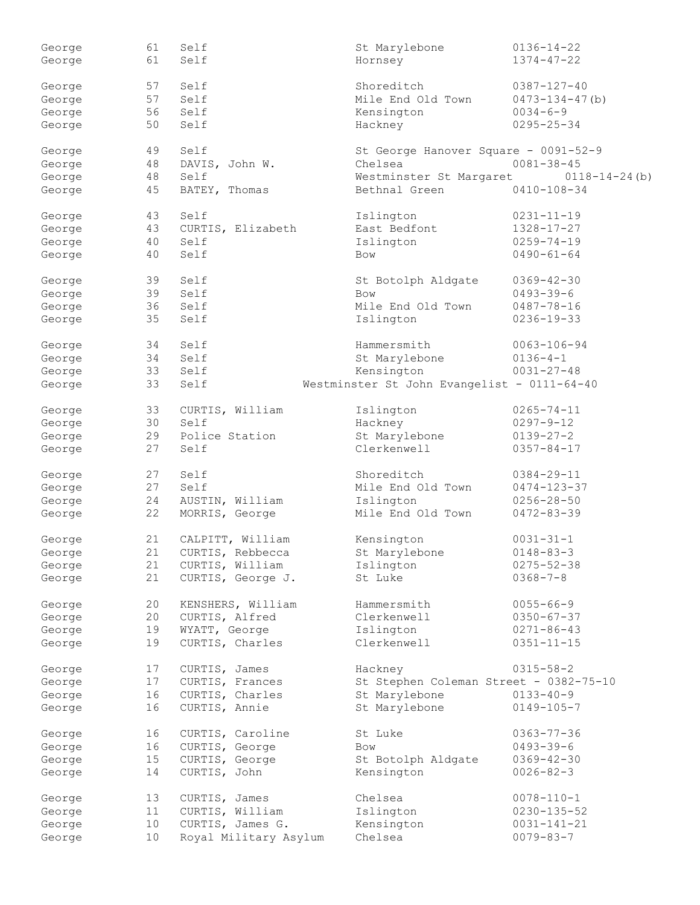| | | | | |
|---|---|---|---|---|
| George | 61 | Self | St Marylebone | 0136-14-22 |
| George | 61 | Self | Hornsey | 1374-47-22 |
| George | 57 | Self | Shoreditch | 0387-127-40 |
| George | 57 | Self | Mile End Old Town | 0473-134-47(b) |
| George | 56 | Self | Kensington | 0034-6-9 |
| George | 50 | Self | Hackney | 0295-25-34 |
| George | 49 | Self | St George Hanover Square - 0091-52-9 | |
| George | 48 | DAVIS, John W. | Chelsea | 0081-38-45 |
| George | 48 | Self | Westminster St Margaret | 0118-14-24(b) |
| George | 45 | BATEY, Thomas | Bethnal Green | 0410-108-34 |
| George | 43 | Self | Islington | 0231-11-19 |
| George | 43 | CURTIS, Elizabeth | East Bedfont | 1328-17-27 |
| George | 40 | Self | Islington | 0259-74-19 |
| George | 40 | Self | Bow | 0490-61-64 |
| George | 39 | Self | St Botolph Aldgate | 0369-42-30 |
| George | 39 | Self | Bow | 0493-39-6 |
| George | 36 | Self | Mile End Old Town | 0487-78-16 |
| George | 35 | Self | Islington | 0236-19-33 |
| George | 34 | Self | Hammersmith | 0063-106-94 |
| George | 34 | Self | St Marylebone | 0136-4-1 |
| George | 33 | Self | Kensington | 0031-27-48 |
| George | 33 | Self | Westminster St John Evangelist - 0111-64-40 | |
| George | 33 | CURTIS, William | Islington | 0265-74-11 |
| George | 30 | Self | Hackney | 0297-9-12 |
| George | 29 | Police Station | St Marylebone | 0139-27-2 |
| George | 27 | Self | Clerkenwell | 0357-84-17 |
| George | 27 | Self | Shoreditch | 0384-29-11 |
| George | 27 | Self | Mile End Old Town | 0474-123-37 |
| George | 24 | AUSTIN, William | Islington | 0256-28-50 |
| George | 22 | MORRIS, George | Mile End Old Town | 0472-83-39 |
| George | 21 | CALPITT, William | Kensington | 0031-31-1 |
| George | 21 | CURTIS, Rebbecca | St Marylebone | 0148-83-3 |
| George | 21 | CURTIS, William | Islington | 0275-52-38 |
| George | 21 | CURTIS, George J. | St Luke | 0368-7-8 |
| George | 20 | KENSHERS, William | Hammersmith | 0055-66-9 |
| George | 20 | CURTIS, Alfred | Clerkenwell | 0350-67-37 |
| George | 19 | WYATT, George | Islington | 0271-86-43 |
| George | 19 | CURTIS, Charles | Clerkenwell | 0351-11-15 |
| George | 17 | CURTIS, James | Hackney | 0315-58-2 |
| George | 17 | CURTIS, Frances | St Stephen Coleman Street - 0382-75-10 | |
| George | 16 | CURTIS, Charles | St Marylebone | 0133-40-9 |
| George | 16 | CURTIS, Annie | St Marylebone | 0149-105-7 |
| George | 16 | CURTIS, Caroline | St Luke | 0363-77-36 |
| George | 16 | CURTIS, George | Bow | 0493-39-6 |
| George | 15 | CURTIS, George | St Botolph Aldgate | 0369-42-30 |
| George | 14 | CURTIS, John | Kensington | 0026-82-3 |
| George | 13 | CURTIS, James | Chelsea | 0078-110-1 |
| George | 11 | CURTIS, William | Islington | 0230-135-52 |
| George | 10 | CURTIS, James G. | Kensington | 0031-141-21 |
| George | 10 | Royal Military Asylum | Chelsea | 0079-83-7 |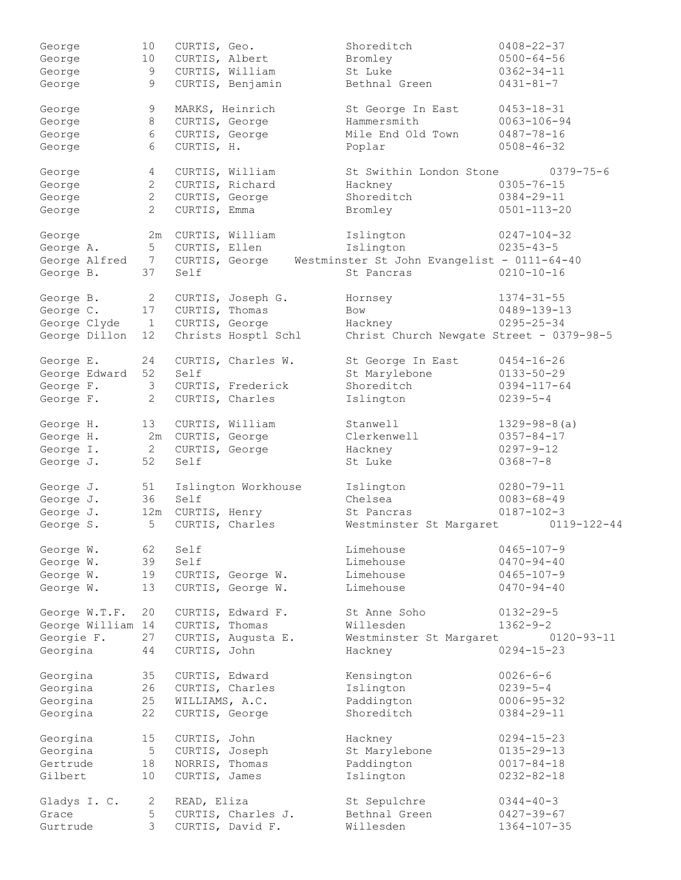| | | | | |
|---|---|---|---|---|
| George | 10 | CURTIS, Geo. | Shoreditch | 0408-22-37 |
| George | 10 | CURTIS, Albert | Bromley | 0500-64-56 |
| George | 9 | CURTIS, William | St Luke | 0362-34-11 |
| George | 9 | CURTIS, Benjamin | Bethnal Green | 0431-81-7 |
| George | 9 | MARKS, Heinrich | St George In East | 0453-18-31 |
| George | 8 | CURTIS, George | Hammersmith | 0063-106-94 |
| George | 6 | CURTIS, George | Mile End Old Town | 0487-78-16 |
| George | 6 | CURTIS, H. | Poplar | 0508-46-32 |
| George | 4 | CURTIS, William | St Swithin London Stone | 0379-75-6 |
| George | 2 | CURTIS, Richard | Hackney | 0305-76-15 |
| George | 2 | CURTIS, George | Shoreditch | 0384-29-11 |
| George | 2 | CURTIS, Emma | Bromley | 0501-113-20 |
| George | 2m | CURTIS, William | Islington | 0247-104-32 |
| George A. | 5 | CURTIS, Ellen | Islington | 0235-43-5 |
| George Alfred | 7 | CURTIS, George | Westminster St John Evangelist | 0111-64-40 |
| George B. | 37 | Self | St Pancras | 0210-10-16 |
| George B. | 2 | CURTIS, Joseph G. | Hornsey | 1374-31-55 |
| George C. | 17 | CURTIS, Thomas | Bow | 0489-139-13 |
| George Clyde | 1 | CURTIS, George | Hackney | 0295-25-34 |
| George Dillon | 12 | Christs Hosptl Schl | Christ Church Newgate Street | 0379-98-5 |
| George E. | 24 | CURTIS, Charles W. | St George In East | 0454-16-26 |
| George Edward | 52 | Self | St Marylebone | 0133-50-29 |
| George F. | 3 | CURTIS, Frederick | Shoreditch | 0394-117-64 |
| George F. | 2 | CURTIS, Charles | Islington | 0239-5-4 |
| George H. | 13 | CURTIS, William | Stanwell | 1329-98-8(a) |
| George H. | 2m | CURTIS, George | Clerkenwell | 0357-84-17 |
| George I. | 2 | CURTIS, George | Hackney | 0297-9-12 |
| George J. | 52 | Self | St Luke | 0368-7-8 |
| George J. | 51 | Islington Workhouse | Islington | 0280-79-11 |
| George J. | 36 | Self | Chelsea | 0083-68-49 |
| George J. | 12m | CURTIS, Henry | St Pancras | 0187-102-3 |
| George S. | 5 | CURTIS, Charles | Westminster St Margaret | 0119-122-44 |
| George W. | 62 | Self | Limehouse | 0465-107-9 |
| George W. | 39 | Self | Limehouse | 0470-94-40 |
| George W. | 19 | CURTIS, George W. | Limehouse | 0465-107-9 |
| George W. | 13 | CURTIS, George W. | Limehouse | 0470-94-40 |
| George W.T.F. | 20 | CURTIS, Edward F. | St Anne Soho | 0132-29-5 |
| George William | 14 | CURTIS, Thomas | Willesden | 1362-9-2 |
| Georgie F. | 27 | CURTIS, Augusta E. | Westminster St Margaret | 0120-93-11 |
| Georgina | 44 | CURTIS, John | Hackney | 0294-15-23 |
| Georgina | 35 | CURTIS, Edward | Kensington | 0026-6-6 |
| Georgina | 26 | CURTIS, Charles | Islington | 0239-5-4 |
| Georgina | 25 | WILLIAMS, A.C. | Paddington | 0006-95-32 |
| Georgina | 22 | CURTIS, George | Shoreditch | 0384-29-11 |
| Georgina | 15 | CURTIS, John | Hackney | 0294-15-23 |
| Georgina | 5 | CURTIS, Joseph | St Marylebone | 0135-29-13 |
| Gertrude | 18 | NORRIS, Thomas | Paddington | 0017-84-18 |
| Gilbert | 10 | CURTIS, James | Islington | 0232-82-18 |
| Gladys I. C. | 2 | READ, Eliza | St Sepulchre | 0344-40-3 |
| Grace | 5 | CURTIS, Charles J. | Bethnal Green | 0427-39-67 |
| Gurtrude | 3 | CURTIS, David F. | Willesden | 1364-107-35 |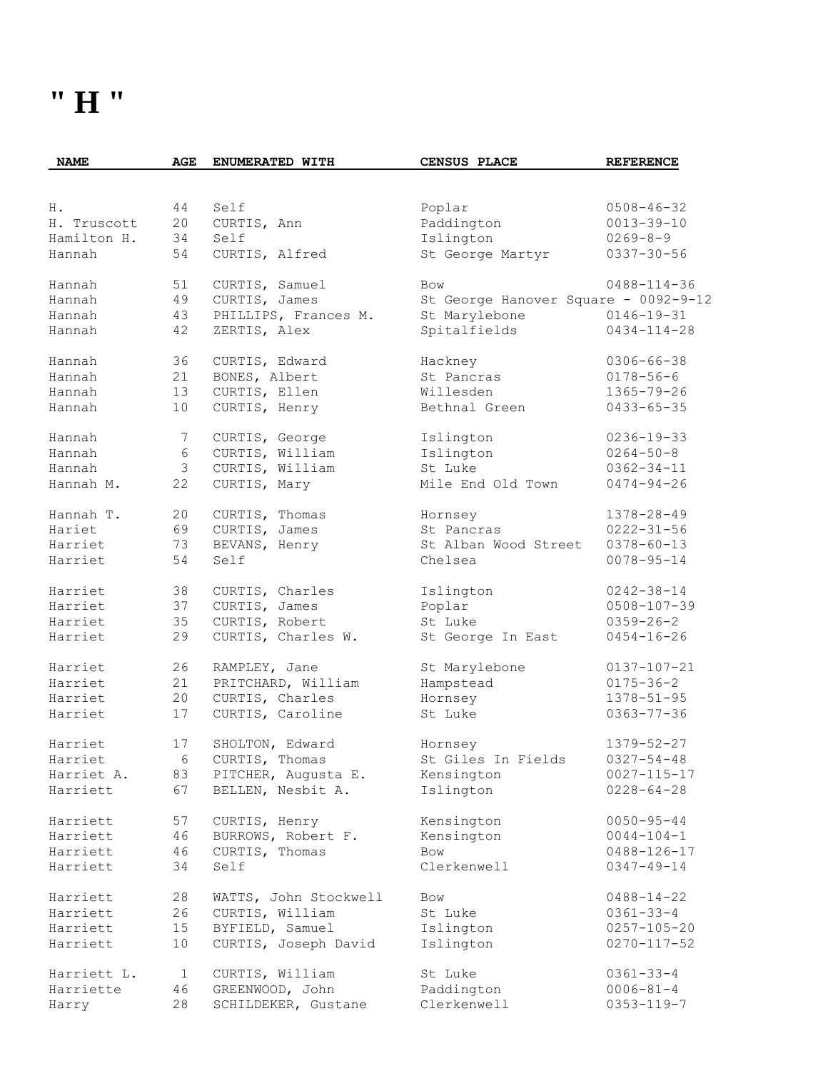# " H "

| NAME | AGE | ENUMERATED WITH | CENSUS PLACE | REFERENCE |
|---|---|---|---|---|
| H. | 44 | Self | Poplar | 0508-46-32 |
| H. Truscott | 20 | CURTIS, Ann | Paddington | 0013-39-10 |
| Hamilton H. | 34 | Self | Islington | 0269-8-9 |
| Hannah | 54 | CURTIS, Alfred | St George Martyr | 0337-30-56 |
| Hannah | 51 | CURTIS, Samuel | Bow | 0488-114-36 |
| Hannah | 49 | CURTIS, James | St George Hanover Square - 0092-9-12 | |
| Hannah | 43 | PHILLIPS, Frances M. | St Marylebone | 0146-19-31 |
| Hannah | 42 | ZERTIS, Alex | Spitalfields | 0434-114-28 |
| Hannah | 36 | CURTIS, Edward | Hackney | 0306-66-38 |
| Hannah | 21 | BONES, Albert | St Pancras | 0178-56-6 |
| Hannah | 13 | CURTIS, Ellen | Willesden | 1365-79-26 |
| Hannah | 10 | CURTIS, Henry | Bethnal Green | 0433-65-35 |
| Hannah | 7 | CURTIS, George | Islington | 0236-19-33 |
| Hannah | 6 | CURTIS, William | Islington | 0264-50-8 |
| Hannah | 3 | CURTIS, William | St Luke | 0362-34-11 |
| Hannah M. | 22 | CURTIS, Mary | Mile End Old Town | 0474-94-26 |
| Hannah T. | 20 | CURTIS, Thomas | Hornsey | 1378-28-49 |
| Hariet | 69 | CURTIS, James | St Pancras | 0222-31-56 |
| Harriet | 73 | BEVANS, Henry | St Alban Wood Street | 0378-60-13 |
| Harriet | 54 | Self | Chelsea | 0078-95-14 |
| Harriet | 38 | CURTIS, Charles | Islington | 0242-38-14 |
| Harriet | 37 | CURTIS, James | Poplar | 0508-107-39 |
| Harriet | 35 | CURTIS, Robert | St Luke | 0359-26-2 |
| Harriet | 29 | CURTIS, Charles W. | St George In East | 0454-16-26 |
| Harriet | 26 | RAMPLEY, Jane | St Marylebone | 0137-107-21 |
| Harriet | 21 | PRITCHARD, William | Hampstead | 0175-36-2 |
| Harriet | 20 | CURTIS, Charles | Hornsey | 1378-51-95 |
| Harriet | 17 | CURTIS, Caroline | St Luke | 0363-77-36 |
| Harriet | 17 | SHOLTON, Edward | Hornsey | 1379-52-27 |
| Harriet | 6 | CURTIS, Thomas | St Giles In Fields | 0327-54-48 |
| Harriet A. | 83 | PITCHER, Augusta E. | Kensington | 0027-115-17 |
| Harriett | 67 | BELLEN, Nesbit A. | Islington | 0228-64-28 |
| Harriett | 57 | CURTIS, Henry | Kensington | 0050-95-44 |
| Harriett | 46 | BURROWS, Robert F. | Kensington | 0044-104-1 |
| Harriett | 46 | CURTIS, Thomas | Bow | 0488-126-17 |
| Harriett | 34 | Self | Clerkenwell | 0347-49-14 |
| Harriett | 28 | WATTS, John Stockwell | Bow | 0488-14-22 |
| Harriett | 26 | CURTIS, William | St Luke | 0361-33-4 |
| Harriett | 15 | BYFIELD, Samuel | Islington | 0257-105-20 |
| Harriett | 10 | CURTIS, Joseph David | Islington | 0270-117-52 |
| Harriett L. | 1 | CURTIS, William | St Luke | 0361-33-4 |
| Harriette | 46 | GREENWOOD, John | Paddington | 0006-81-4 |
| Harry | 28 | SCHILDEKER, Gustane | Clerkenwell | 0353-119-7 |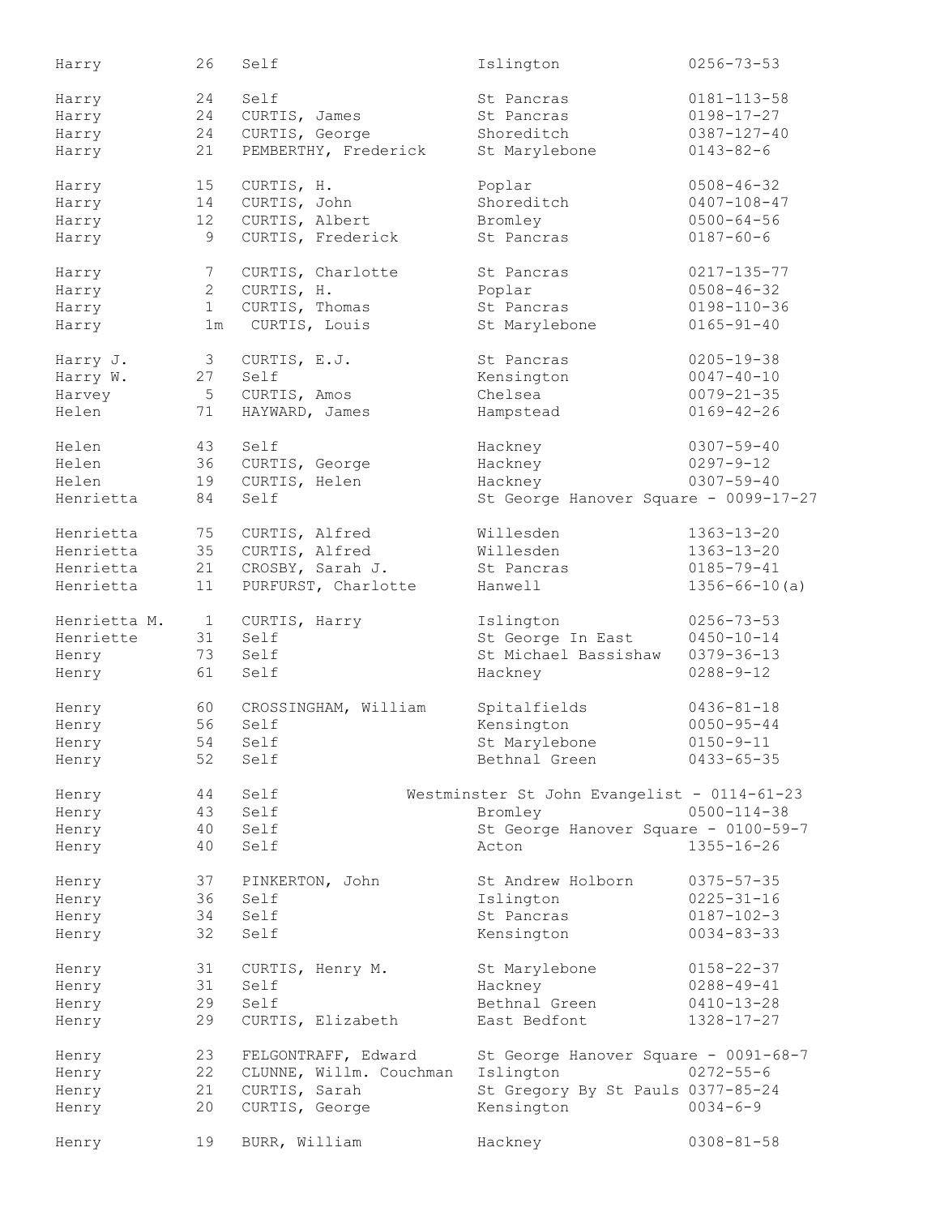| | | | | |
|---|---|---|---|---|
| Harry | 26 | Self | Islington | 0256-73-53 |
| Harry | 24 | Self | St Pancras | 0181-113-58 |
| Harry | 24 | CURTIS, James | St Pancras | 0198-17-27 |
| Harry | 24 | CURTIS, George | Shoreditch | 0387-127-40 |
| Harry | 21 | PEMBERTHY, Frederick | St Marylebone | 0143-82-6 |
| Harry | 15 | CURTIS, H. | Poplar | 0508-46-32 |
| Harry | 14 | CURTIS, John | Shoreditch | 0407-108-47 |
| Harry | 12 | CURTIS, Albert | Bromley | 0500-64-56 |
| Harry | 9 | CURTIS, Frederick | St Pancras | 0187-60-6 |
| Harry | 7 | CURTIS, Charlotte | St Pancras | 0217-135-77 |
| Harry | 2 | CURTIS, H. | Poplar | 0508-46-32 |
| Harry | 1 | CURTIS, Thomas | St Pancras | 0198-110-36 |
| Harry | 1m | CURTIS, Louis | St Marylebone | 0165-91-40 |
| Harry J. | 3 | CURTIS, E.J. | St Pancras | 0205-19-38 |
| Harry W. | 27 | Self | Kensington | 0047-40-10 |
| Harvey | 5 | CURTIS, Amos | Chelsea | 0079-21-35 |
| Helen | 71 | HAYWARD, James | Hampstead | 0169-42-26 |
| Helen | 43 | Self | Hackney | 0307-59-40 |
| Helen | 36 | CURTIS, George | Hackney | 0297-9-12 |
| Helen | 19 | CURTIS, Helen | Hackney | 0307-59-40 |
| Henrietta | 84 | Self | St George Hanover Square - 0099-17-27 | |
| Henrietta | 75 | CURTIS, Alfred | Willesden | 1363-13-20 |
| Henrietta | 35 | CURTIS, Alfred | Willesden | 1363-13-20 |
| Henrietta | 21 | CROSBY, Sarah J. | St Pancras | 0185-79-41 |
| Henrietta | 11 | PURFURST, Charlotte | Hanwell | 1356-66-10(a) |
| Henrietta M. | 1 | CURTIS, Harry | Islington | 0256-73-53 |
| Henriette | 31 | Self | St George In East | 0450-10-14 |
| Henry | 73 | Self | St Michael Bassishaw | 0379-36-13 |
| Henry | 61 | Self | Hackney | 0288-9-12 |
| Henry | 60 | CROSSINGHAM, William | Spitalfields | 0436-81-18 |
| Henry | 56 | Self | Kensington | 0050-95-44 |
| Henry | 54 | Self | St Marylebone | 0150-9-11 |
| Henry | 52 | Self | Bethnal Green | 0433-65-35 |
| Henry | 44 | Self | Westminster St John Evangelist - 0114-61-23 | |
| Henry | 43 | Self | Bromley | 0500-114-38 |
| Henry | 40 | Self | St George Hanover Square - 0100-59-7 | |
| Henry | 40 | Self | Acton | 1355-16-26 |
| Henry | 37 | PINKERTON, John | St Andrew Holborn | 0375-57-35 |
| Henry | 36 | Self | Islington | 0225-31-16 |
| Henry | 34 | Self | St Pancras | 0187-102-3 |
| Henry | 32 | Self | Kensington | 0034-83-33 |
| Henry | 31 | CURTIS, Henry M. | St Marylebone | 0158-22-37 |
| Henry | 31 | Self | Hackney | 0288-49-41 |
| Henry | 29 | Self | Bethnal Green | 0410-13-28 |
| Henry | 29 | CURTIS, Elizabeth | East Bedfont | 1328-17-27 |
| Henry | 23 | FELGONTRAFF, Edward | St George Hanover Square - 0091-68-7 | |
| Henry | 22 | CLUNNE, Willm. Couchman | Islington | 0272-55-6 |
| Henry | 21 | CURTIS, Sarah | St Gregory By St Pauls 0377-85-24 | |
| Henry | 20 | CURTIS, George | Kensington | 0034-6-9 |
| Henry | 19 | BURR, William | Hackney | 0308-81-58 |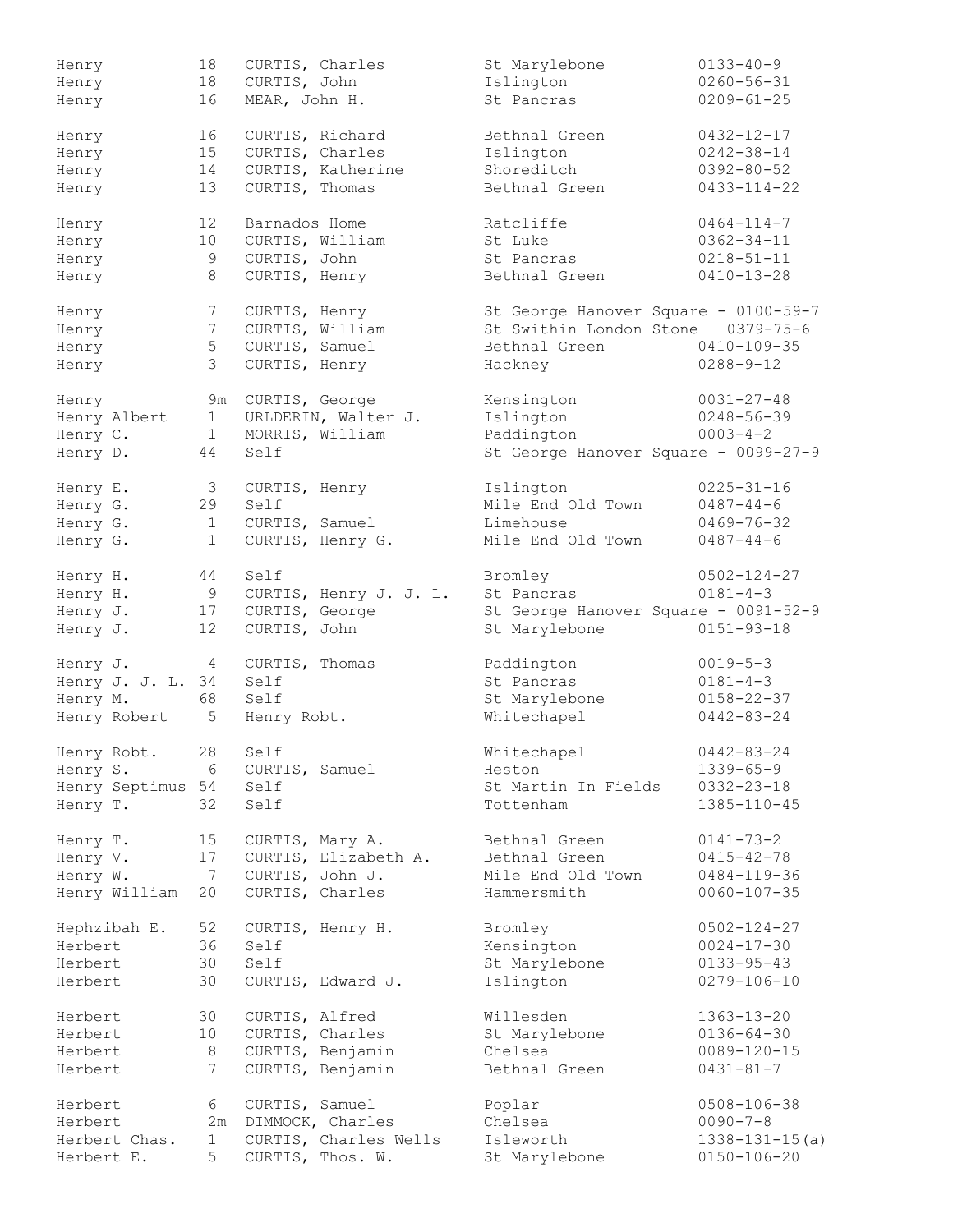| | | | | |
|---|---|---|---|---|
| Henry | 18 | CURTIS, Charles | St Marylebone | 0133-40-9 |
| Henry | 18 | CURTIS, John | Islington | 0260-56-31 |
| Henry | 16 | MEAR, John H. | St Pancras | 0209-61-25 |
| Henry | 16 | CURTIS, Richard | Bethnal Green | 0432-12-17 |
| Henry | 15 | CURTIS, Charles | Islington | 0242-38-14 |
| Henry | 14 | CURTIS, Katherine | Shoreditch | 0392-80-52 |
| Henry | 13 | CURTIS, Thomas | Bethnal Green | 0433-114-22 |
| Henry | 12 | Barnados Home | Ratcliffe | 0464-114-7 |
| Henry | 10 | CURTIS, William | St Luke | 0362-34-11 |
| Henry | 9 | CURTIS, John | St Pancras | 0218-51-11 |
| Henry | 8 | CURTIS, Henry | Bethnal Green | 0410-13-28 |
| Henry | 7 | CURTIS, Henry | St George Hanover Square - 0100-59-7 | |
| Henry | 7 | CURTIS, William | St Swithin London Stone | 0379-75-6 |
| Henry | 5 | CURTIS, Samuel | Bethnal Green | 0410-109-35 |
| Henry | 3 | CURTIS, Henry | Hackney | 0288-9-12 |
| Henry | 9m | CURTIS, George | Kensington | 0031-27-48 |
| Henry Albert | 1 | URLDERIN, Walter J. | Islington | 0248-56-39 |
| Henry C. | 1 | MORRIS, William | Paddington | 0003-4-2 |
| Henry D. | 44 | Self | St George Hanover Square - 0099-27-9 | |
| Henry E. | 3 | CURTIS, Henry | Islington | 0225-31-16 |
| Henry G. | 29 | Self | Mile End Old Town | 0487-44-6 |
| Henry G. | 1 | CURTIS, Samuel | Limehouse | 0469-76-32 |
| Henry G. | 1 | CURTIS, Henry G. | Mile End Old Town | 0487-44-6 |
| Henry H. | 44 | Self | Bromley | 0502-124-27 |
| Henry H. | 9 | CURTIS, Henry J. J. L. | St Pancras | 0181-4-3 |
| Henry J. | 17 | CURTIS, George | St George Hanover Square - 0091-52-9 | |
| Henry J. | 12 | CURTIS, John | St Marylebone | 0151-93-18 |
| Henry J. | 4 | CURTIS, Thomas | Paddington | 0019-5-3 |
| Henry J. J. L. | 34 | Self | St Pancras | 0181-4-3 |
| Henry M. | 68 | Self | St Marylebone | 0158-22-37 |
| Henry Robert | 5 | Henry Robt. | Whitechapel | 0442-83-24 |
| Henry Robt. | 28 | Self | Whitechapel | 0442-83-24 |
| Henry S. | 6 | CURTIS, Samuel | Heston | 1339-65-9 |
| Henry Septimus | 54 | Self | St Martin In Fields | 0332-23-18 |
| Henry T. | 32 | Self | Tottenham | 1385-110-45 |
| Henry T. | 15 | CURTIS, Mary A. | Bethnal Green | 0141-73-2 |
| Henry V. | 17 | CURTIS, Elizabeth A. | Bethnal Green | 0415-42-78 |
| Henry W. | 7 | CURTIS, John J. | Mile End Old Town | 0484-119-36 |
| Henry William | 20 | CURTIS, Charles | Hammersmith | 0060-107-35 |
| Hephzibah E. | 52 | CURTIS, Henry H. | Bromley | 0502-124-27 |
| Herbert | 36 | Self | Kensington | 0024-17-30 |
| Herbert | 30 | Self | St Marylebone | 0133-95-43 |
| Herbert | 30 | CURTIS, Edward J. | Islington | 0279-106-10 |
| Herbert | 30 | CURTIS, Alfred | Willesden | 1363-13-20 |
| Herbert | 10 | CURTIS, Charles | St Marylebone | 0136-64-30 |
| Herbert | 8 | CURTIS, Benjamin | Chelsea | 0089-120-15 |
| Herbert | 7 | CURTIS, Benjamin | Bethnal Green | 0431-81-7 |
| Herbert | 6 | CURTIS, Samuel | Poplar | 0508-106-38 |
| Herbert | 2m | DIMMOCK, Charles | Chelsea | 0090-7-8 |
| Herbert Chas. | 1 | CURTIS, Charles Wells | Isleworth | 1338-131-15(a) |
| Herbert E. | 5 | CURTIS, Thos. W. | St Marylebone | 0150-106-20 |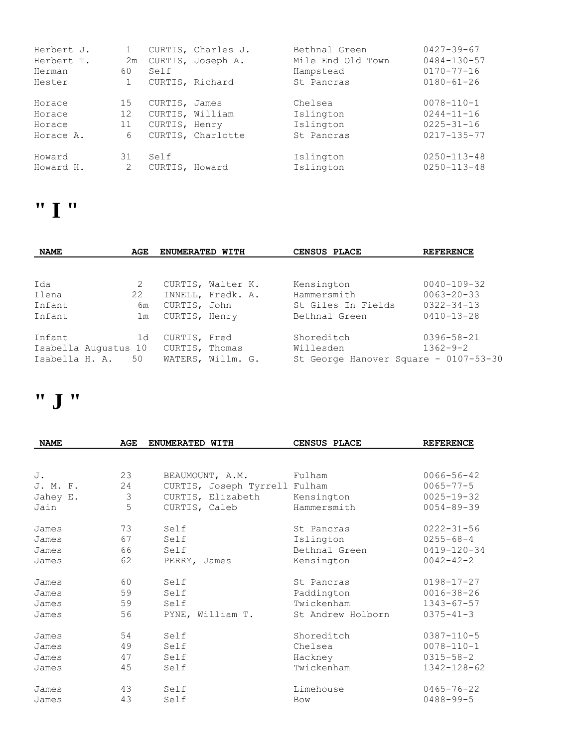| NAME | AGE | ENUMERATED WITH | CENSUS PLACE | REFERENCE |
|---|---|---|---|---|
| Herbert J. | 1 | CURTIS, Charles J. | Bethnal Green | 0427-39-67 |
| Herbert T. | 2m | CURTIS, Joseph A. | Mile End Old Town | 0484-130-57 |
| Herman | 60 | Self | Hampstead | 0170-77-16 |
| Hester | 1 | CURTIS, Richard | St Pancras | 0180-61-26 |
| Horace | 15 | CURTIS, James | Chelsea | 0078-110-1 |
| Horace | 12 | CURTIS, William | Islington | 0244-11-16 |
| Horace | 11 | CURTIS, Henry | Islington | 0225-31-16 |
| Horace A. | 6 | CURTIS, Charlotte | St Pancras | 0217-135-77 |
| Howard | 31 | Self | Islington | 0250-113-48 |
| Howard H. | 2 | CURTIS, Howard | Islington | 0250-113-48 |

# " I "

| NAME | AGE | ENUMERATED WITH | CENSUS PLACE | REFERENCE |
|---|---|---|---|---|
| Ida | 2 | CURTIS, Walter K. | Kensington | 0040-109-32 |
| Ilena | 22 | INNELL, Fredk. A. | Hammersmith | 0063-20-33 |
| Infant | 6m | CURTIS, John | St Giles In Fields | 0322-34-13 |
| Infant | 1m | CURTIS, Henry | Bethnal Green | 0410-13-28 |
| Infant | 1d | CURTIS, Fred | Shoreditch | 0396-58-21 |
| Isabella Augustus | 10 | CURTIS, Thomas | Willesden | 1362-9-2 |
| Isabella H. A. | 50 | WATERS, Willm. G. | St George Hanover Square | 0107-53-30 |

# " J "

| NAME | AGE | ENUMERATED WITH | CENSUS PLACE | REFERENCE |
|---|---|---|---|---|
| J. | 23 | BEAUMOUNT, A.M. | Fulham | 0066-56-42 |
| J. M. F. | 24 | CURTIS, Joseph Tyrrell | Fulham | 0065-77-5 |
| Jahey E. | 3 | CURTIS, Elizabeth | Kensington | 0025-19-32 |
| Jain | 5 | CURTIS, Caleb | Hammersmith | 0054-89-39 |
| James | 73 | Self | St Pancras | 0222-31-56 |
| James | 67 | Self | Islington | 0255-68-4 |
| James | 66 | Self | Bethnal Green | 0419-120-34 |
| James | 62 | PERRY, James | Kensington | 0042-42-2 |
| James | 60 | Self | St Pancras | 0198-17-27 |
| James | 59 | Self | Paddington | 0016-38-26 |
| James | 59 | Self | Twickenham | 1343-67-57 |
| James | 56 | PYNE, William T. | St Andrew Holborn | 0375-41-3 |
| James | 54 | Self | Shoreditch | 0387-110-5 |
| James | 49 | Self | Chelsea | 0078-110-1 |
| James | 47 | Self | Hackney | 0315-58-2 |
| James | 45 | Self | Twickenham | 1342-128-62 |
| James | 43 | Self | Limehouse | 0465-76-22 |
| James | 43 | Self | Bow | 0488-99-5 |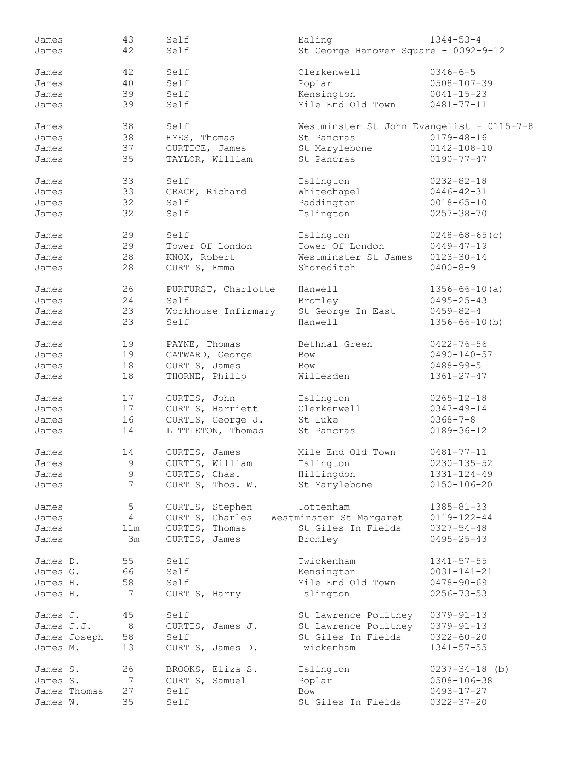| | | | | |
|---|---|---|---|---|
| James | 43 | Self | Ealing | 1344-53-4 |
| James | 42 | Self | St George Hanover Square - 0092-9-12 | |
| James | 42 | Self | Clerkenwell | 0346-6-5 |
| James | 40 | Self | Poplar | 0508-107-39 |
| James | 39 | Self | Kensington | 0041-15-23 |
| James | 39 | Self | Mile End Old Town | 0481-77-11 |
| James | 38 | Self | Westminster St John Evangelist - 0115-7-8 | |
| James | 38 | EMES, Thomas | St Pancras | 0179-48-16 |
| James | 37 | CURTICE, James | St Marylebone | 0142-108-10 |
| James | 35 | TAYLOR, William | St Pancras | 0190-77-47 |
| James | 33 | Self | Islington | 0232-82-18 |
| James | 33 | GRACE, Richard | Whitechapel | 0446-42-31 |
| James | 32 | Self | Paddington | 0018-65-10 |
| James | 32 | Self | Islington | 0257-38-70 |
| James | 29 | Self | Islington | 0248-68-65(c) |
| James | 29 | Tower Of London | Tower Of London | 0449-47-19 |
| James | 28 | KNOX, Robert | Westminster St James | 0123-30-14 |
| James | 28 | CURTIS, Emma | Shoreditch | 0400-8-9 |
| James | 26 | PURFURST, Charlotte | Hanwell | 1356-66-10(a) |
| James | 24 | Self | Bromley | 0495-25-43 |
| James | 23 | Workhouse Infirmary | St George In East | 0459-82-4 |
| James | 23 | Self | Hanwell | 1356-66-10(b) |
| James | 19 | PAYNE, Thomas | Bethnal Green | 0422-76-56 |
| James | 19 | GATWARD, George | Bow | 0490-140-57 |
| James | 18 | CURTIS, James | Bow | 0488-99-5 |
| James | 18 | THORNE, Philip | Willesden | 1361-27-47 |
| James | 17 | CURTIS, John | Islington | 0265-12-18 |
| James | 17 | CURTIS, Harriett | Clerkenwell | 0347-49-14 |
| James | 16 | CURTIS, George J. | St Luke | 0368-7-8 |
| James | 14 | LITTLETON, Thomas | St Pancras | 0189-36-12 |
| James | 14 | CURTIS, James | Mile End Old Town | 0481-77-11 |
| James | 9 | CURTIS, William | Islington | 0230-135-52 |
| James | 9 | CURTIS, Chas. | Hillingdon | 1331-124-49 |
| James | 7 | CURTIS, Thos. W. | St Marylebone | 0150-106-20 |
| James | 5 | CURTIS, Stephen | Tottenham | 1385-81-33 |
| James | 4 | CURTIS, Charles | Westminster St Margaret | 0119-122-44 |
| James | 11m | CURTIS, Thomas | St Giles In Fields | 0327-54-48 |
| James | 3m | CURTIS, James | Bromley | 0495-25-43 |
| James D. | 55 | Self | Twickenham | 1341-57-55 |
| James G. | 66 | Self | Kensington | 0031-141-21 |
| James H. | 58 | Self | Mile End Old Town | 0478-90-69 |
| James H. | 7 | CURTIS, Harry | Islington | 0256-73-53 |
| James J. | 45 | Self | St Lawrence Poultney | 0379-91-13 |
| James J.J. | 8 | CURTIS, James J. | St Lawrence Poultney | 0379-91-13 |
| James Joseph | 58 | Self | St Giles In Fields | 0322-60-20 |
| James M. | 13 | CURTIS, James D. | Twickenham | 1341-57-55 |
| James S. | 26 | BROOKS, Eliza S. | Islington | 0237-34-18 (b) |
| James S. | 7 | CURTIS, Samuel | Poplar | 0508-106-38 |
| James Thomas | 27 | Self | Bow | 0493-17-27 |
| James W. | 35 | Self | St Giles In Fields | 0322-37-20 |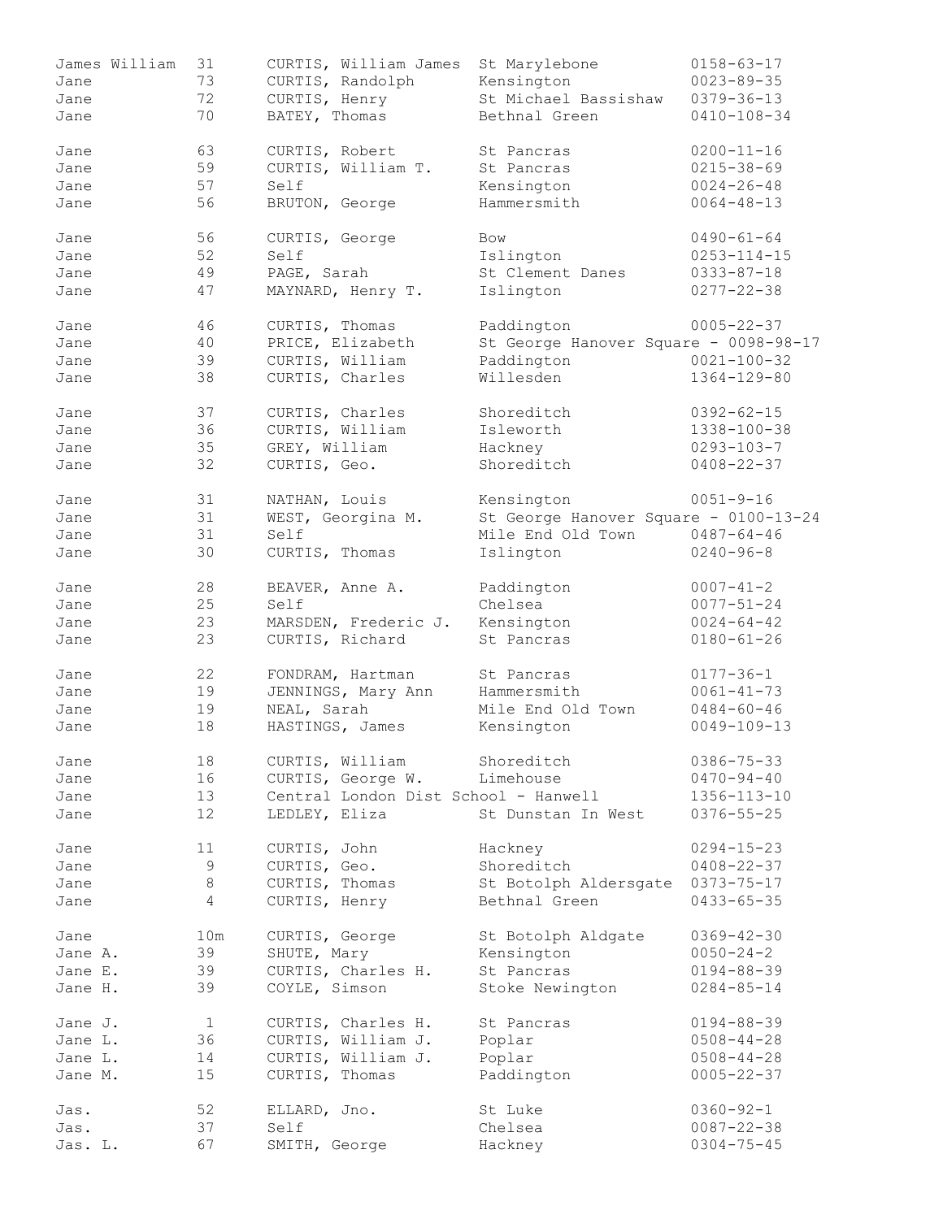| | | | | |
|---|---|---|---|---|
| James William | 31 | CURTIS, William James | St Marylebone | 0158-63-17 |
| Jane | 73 | CURTIS, Randolph | Kensington | 0023-89-35 |
| Jane | 72 | CURTIS, Henry | St Michael Bassishaw | 0379-36-13 |
| Jane | 70 | BATEY, Thomas | Bethnal Green | 0410-108-34 |
| Jane | 63 | CURTIS, Robert | St Pancras | 0200-11-16 |
| Jane | 59 | CURTIS, William T. | St Pancras | 0215-38-69 |
| Jane | 57 | Self | Kensington | 0024-26-48 |
| Jane | 56 | BRUTON, George | Hammersmith | 0064-48-13 |
| Jane | 56 | CURTIS, George | Bow | 0490-61-64 |
| Jane | 52 | Self | Islington | 0253-114-15 |
| Jane | 49 | PAGE, Sarah | St Clement Danes | 0333-87-18 |
| Jane | 47 | MAYNARD, Henry T. | Islington | 0277-22-38 |
| Jane | 46 | CURTIS, Thomas | Paddington | 0005-22-37 |
| Jane | 40 | PRICE, Elizabeth | St George Hanover Square - 0098-98-17 | |
| Jane | 39 | CURTIS, William | Paddington | 0021-100-32 |
| Jane | 38 | CURTIS, Charles | Willesden | 1364-129-80 |
| Jane | 37 | CURTIS, Charles | Shoreditch | 0392-62-15 |
| Jane | 36 | CURTIS, William | Isleworth | 1338-100-38 |
| Jane | 35 | GREY, William | Hackney | 0293-103-7 |
| Jane | 32 | CURTIS, Geo. | Shoreditch | 0408-22-37 |
| Jane | 31 | NATHAN, Louis | Kensington | 0051-9-16 |
| Jane | 31 | WEST, Georgina M. | St George Hanover Square - 0100-13-24 | |
| Jane | 31 | Self | Mile End Old Town | 0487-64-46 |
| Jane | 30 | CURTIS, Thomas | Islington | 0240-96-8 |
| Jane | 28 | BEAVER, Anne A. | Paddington | 0007-41-2 |
| Jane | 25 | Self | Chelsea | 0077-51-24 |
| Jane | 23 | MARSDEN, Frederic J. | Kensington | 0024-64-42 |
| Jane | 23 | CURTIS, Richard | St Pancras | 0180-61-26 |
| Jane | 22 | FONDRAM, Hartman | St Pancras | 0177-36-1 |
| Jane | 19 | JENNINGS, Mary Ann | Hammersmith | 0061-41-73 |
| Jane | 19 | NEAL, Sarah | Mile End Old Town | 0484-60-46 |
| Jane | 18 | HASTINGS, James | Kensington | 0049-109-13 |
| Jane | 18 | CURTIS, William | Shoreditch | 0386-75-33 |
| Jane | 16 | CURTIS, George W. | Limehouse | 0470-94-40 |
| Jane | 13 | Central London Dist School - Hanwell | | 1356-113-10 |
| Jane | 12 | LEDLEY, Eliza | St Dunstan In West | 0376-55-25 |
| Jane | 11 | CURTIS, John | Hackney | 0294-15-23 |
| Jane | 9 | CURTIS, Geo. | Shoreditch | 0408-22-37 |
| Jane | 8 | CURTIS, Thomas | St Botolph Aldersgate | 0373-75-17 |
| Jane | 4 | CURTIS, Henry | Bethnal Green | 0433-65-35 |
| Jane | 10m | CURTIS, George | St Botolph Aldgate | 0369-42-30 |
| Jane A. | 39 | SHUTE, Mary | Kensington | 0050-24-2 |
| Jane E. | 39 | CURTIS, Charles H. | St Pancras | 0194-88-39 |
| Jane H. | 39 | COYLE, Simson | Stoke Newington | 0284-85-14 |
| Jane J. | 1 | CURTIS, Charles H. | St Pancras | 0194-88-39 |
| Jane L. | 36 | CURTIS, William J. | Poplar | 0508-44-28 |
| Jane L. | 14 | CURTIS, William J. | Poplar | 0508-44-28 |
| Jane M. | 15 | CURTIS, Thomas | Paddington | 0005-22-37 |
| Jas. | 52 | ELLARD, Jno. | St Luke | 0360-92-1 |
| Jas. | 37 | Self | Chelsea | 0087-22-38 |
| Jas. L. | 67 | SMITH, George | Hackney | 0304-75-45 |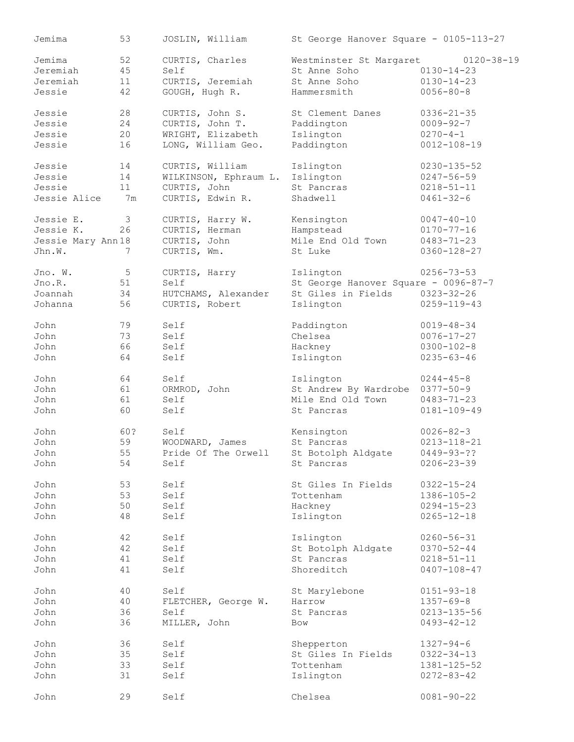| | | | | |
|---|---|---|---|---|
| Jemima | 53 | JOSLIN, William | St George Hanover Square - 0105-113-27 | |
| Jemima | 52 | CURTIS, Charles | Westminster St Margaret | 0120-38-19 |
| Jeremiah | 45 | Self | St Anne Soho | 0130-14-23 |
| Jeremiah | 11 | CURTIS, Jeremiah | St Anne Soho | 0130-14-23 |
| Jessie | 42 | GOUGH, Hugh R. | Hammersmith | 0056-80-8 |
| Jessie | 28 | CURTIS, John S. | St Clement Danes | 0336-21-35 |
| Jessie | 24 | CURTIS, John T. | Paddington | 0009-92-7 |
| Jessie | 20 | WRIGHT, Elizabeth | Islington | 0270-4-1 |
| Jessie | 16 | LONG, William Geo. | Paddington | 0012-108-19 |
| Jessie | 14 | CURTIS, William | Islington | 0230-135-52 |
| Jessie | 14 | WILKINSON, Ephraum L. | Islington | 0247-56-59 |
| Jessie | 11 | CURTIS, John | St Pancras | 0218-51-11 |
| Jessie Alice | 7m | CURTIS, Edwin R. | Shadwell | 0461-32-6 |
| Jessie E. | 3 | CURTIS, Harry W. | Kensington | 0047-40-10 |
| Jessie K. | 26 | CURTIS, Herman | Hampstead | 0170-77-16 |
| Jessie Mary Ann | 18 | CURTIS, John | Mile End Old Town | 0483-71-23 |
| Jhn.W. | 7 | CURTIS, Wm. | St Luke | 0360-128-27 |
| Jno. W. | 5 | CURTIS, Harry | Islington | 0256-73-53 |
| Jno.R. | 51 | Self | St George Hanover Square - 0096-87-7 | |
| Joannah | 34 | HUTCHAMS, Alexander | St Giles in Fields | 0323-32-26 |
| Johanna | 56 | CURTIS, Robert | Islington | 0259-119-43 |
| John | 79 | Self | Paddington | 0019-48-34 |
| John | 73 | Self | Chelsea | 0076-17-27 |
| John | 66 | Self | Hackney | 0300-102-8 |
| John | 64 | Self | Islington | 0235-63-46 |
| John | 64 | Self | Islington | 0244-45-8 |
| John | 61 | ORMROD, John | St Andrew By Wardrobe | 0377-50-9 |
| John | 61 | Self | Mile End Old Town | 0483-71-23 |
| John | 60 | Self | St Pancras | 0181-109-49 |
| John | 60? | Self | Kensington | 0026-82-3 |
| John | 59 | WOODWARD, James | St Pancras | 0213-118-21 |
| John | 55 | Pride Of The Orwell | St Botolph Aldgate | 0449-93-?? |
| John | 54 | Self | St Pancras | 0206-23-39 |
| John | 53 | Self | St Giles In Fields | 0322-15-24 |
| John | 53 | Self | Tottenham | 1386-105-2 |
| John | 50 | Self | Hackney | 0294-15-23 |
| John | 48 | Self | Islington | 0265-12-18 |
| John | 42 | Self | Islington | 0260-56-31 |
| John | 42 | Self | St Botolph Aldgate | 0370-52-44 |
| John | 41 | Self | St Pancras | 0218-51-11 |
| John | 41 | Self | Shoreditch | 0407-108-47 |
| John | 40 | Self | St Marylebone | 0151-93-18 |
| John | 40 | FLETCHER, George W. | Harrow | 1357-69-8 |
| John | 36 | Self | St Pancras | 0213-135-56 |
| John | 36 | MILLER, John | Bow | 0493-42-12 |
| John | 36 | Self | Shepperton | 1327-94-6 |
| John | 35 | Self | St Giles In Fields | 0322-34-13 |
| John | 33 | Self | Tottenham | 1381-125-52 |
| John | 31 | Self | Islington | 0272-83-42 |
| John | 29 | Self | Chelsea | 0081-90-22 |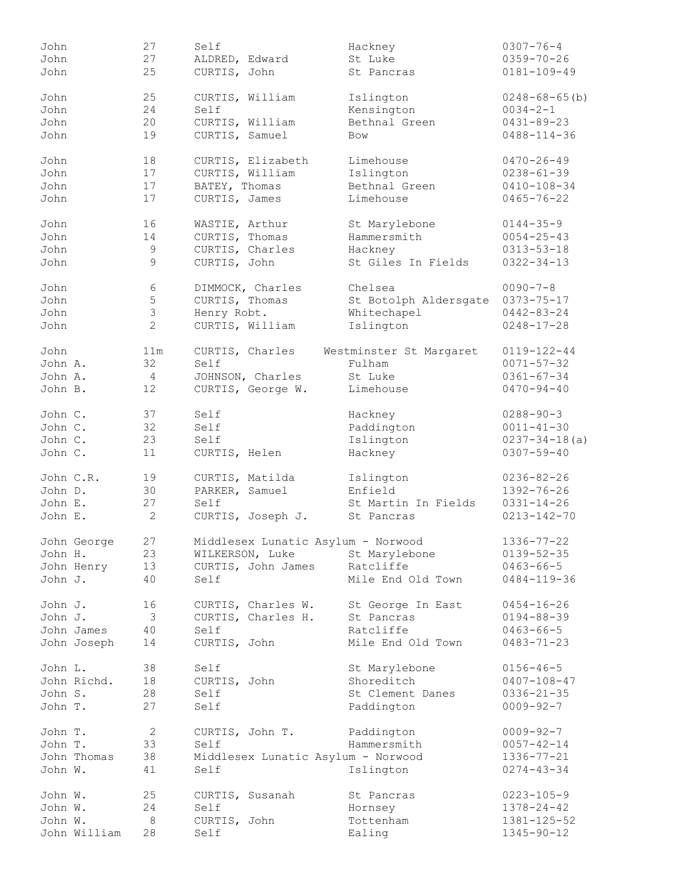| | | | | |
|---|---|---|---|---|
| John | 27 | Self | Hackney | 0307-76-4 |
| John | 27 | ALDRED, Edward | St Luke | 0359-70-26 |
| John | 25 | CURTIS, John | St Pancras | 0181-109-49 |
| John | 25 | CURTIS, William | Islington | 0248-68-65(b) |
| John | 24 | Self | Kensington | 0034-2-1 |
| John | 20 | CURTIS, William | Bethnal Green | 0431-89-23 |
| John | 19 | CURTIS, Samuel | Bow | 0488-114-36 |
| John | 18 | CURTIS, Elizabeth | Limehouse | 0470-26-49 |
| John | 17 | CURTIS, William | Islington | 0238-61-39 |
| John | 17 | BATEY, Thomas | Bethnal Green | 0410-108-34 |
| John | 17 | CURTIS, James | Limehouse | 0465-76-22 |
| John | 16 | WASTIE, Arthur | St Marylebone | 0144-35-9 |
| John | 14 | CURTIS, Thomas | Hammersmith | 0054-25-43 |
| John | 9 | CURTIS, Charles | Hackney | 0313-53-18 |
| John | 9 | CURTIS, John | St Giles In Fields | 0322-34-13 |
| John | 6 | DIMMOCK, Charles | Chelsea | 0090-7-8 |
| John | 5 | CURTIS, Thomas | St Botolph Aldersgate | 0373-75-17 |
| John | 3 | Henry Robt. | Whitechapel | 0442-83-24 |
| John | 2 | CURTIS, William | Islington | 0248-17-28 |
| John | 11m | CURTIS, Charles | Westminster St Margaret | 0119-122-44 |
| John A. | 32 | Self | Fulham | 0071-57-32 |
| John A. | 4 | JOHNSON, Charles | St Luke | 0361-67-34 |
| John B. | 12 | CURTIS, George W. | Limehouse | 0470-94-40 |
| John C. | 37 | Self | Hackney | 0288-90-3 |
| John C. | 32 | Self | Paddington | 0011-41-30 |
| John C. | 23 | Self | Islington | 0237-34-18(a) |
| John C. | 11 | CURTIS, Helen | Hackney | 0307-59-40 |
| John C.R. | 19 | CURTIS, Matilda | Islington | 0236-82-26 |
| John D. | 30 | PARKER, Samuel | Enfield | 1392-76-26 |
| John E. | 27 | Self | St Martin In Fields | 0331-14-26 |
| John E. | 2 | CURTIS, Joseph J. | St Pancras | 0213-142-70 |
| John George | 27 | Middlesex Lunatic Asylum - Norwood | | 1336-77-22 |
| John H. | 23 | WILKERSON, Luke | St Marylebone | 0139-52-35 |
| John Henry | 13 | CURTIS, John James | Ratcliffe | 0463-66-5 |
| John J. | 40 | Self | Mile End Old Town | 0484-119-36 |
| John J. | 16 | CURTIS, Charles W. | St George In East | 0454-16-26 |
| John J. | 3 | CURTIS, Charles H. | St Pancras | 0194-88-39 |
| John James | 40 | Self | Ratcliffe | 0463-66-5 |
| John Joseph | 14 | CURTIS, John | Mile End Old Town | 0483-71-23 |
| John L. | 38 | Self | St Marylebone | 0156-46-5 |
| John Richd. | 18 | CURTIS, John | Shoreditch | 0407-108-47 |
| John S. | 28 | Self | St Clement Danes | 0336-21-35 |
| John T. | 27 | Self | Paddington | 0009-92-7 |
| John T. | 2 | CURTIS, John T. | Paddington | 0009-92-7 |
| John T. | 33 | Self | Hammersmith | 0057-42-14 |
| John Thomas | 38 | Middlesex Lunatic Asylum - Norwood | | 1336-77-21 |
| John W. | 41 | Self | Islington | 0274-43-34 |
| John W. | 25 | CURTIS, Susanah | St Pancras | 0223-105-9 |
| John W. | 24 | Self | Hornsey | 1378-24-42 |
| John W. | 8 | CURTIS, John | Tottenham | 1381-125-52 |
| John William | 28 | Self | Ealing | 1345-90-12 |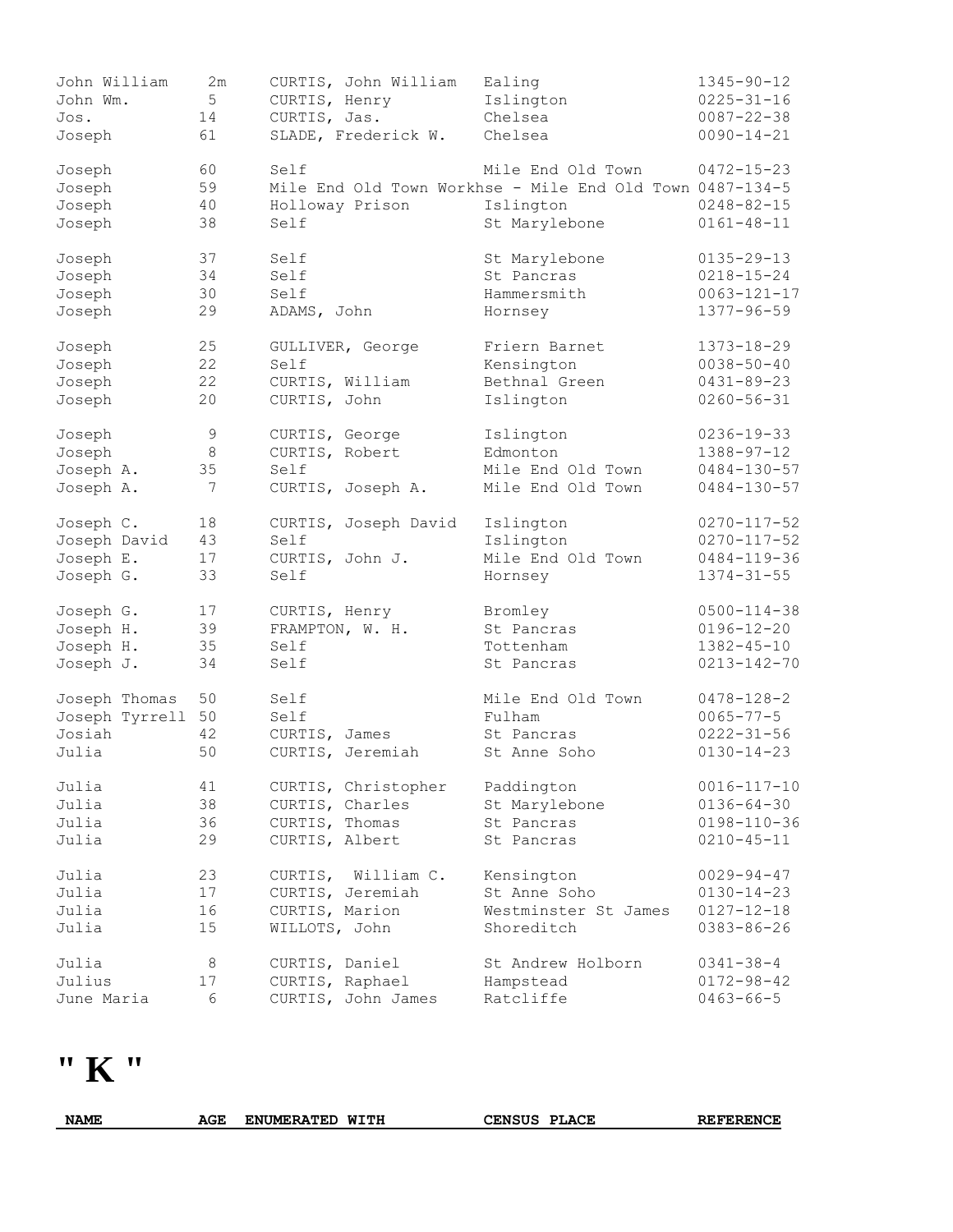| NAME | AGE | ENUMERATED WITH | CENSUS PLACE | REFERENCE |
|---|---|---|---|---|
| John William | 2m | CURTIS, John William | Ealing | 1345-90-12 |
| John Wm. | 5 | CURTIS, Henry | Islington | 0225-31-16 |
| Jos. | 14 | CURTIS, Jas. | Chelsea | 0087-22-38 |
| Joseph | 61 | SLADE, Frederick W. | Chelsea | 0090-14-21 |
| Joseph | 60 | Self | Mile End Old Town | 0472-15-23 |
| Joseph | 59 | Mile End Old Town Workhse - | Mile End Old Town | 0487-134-5 |
| Joseph | 40 | Holloway Prison | Islington | 0248-82-15 |
| Joseph | 38 | Self | St Marylebone | 0161-48-11 |
| Joseph | 37 | Self | St Marylebone | 0135-29-13 |
| Joseph | 34 | Self | St Pancras | 0218-15-24 |
| Joseph | 30 | Self | Hammersmith | 0063-121-17 |
| Joseph | 29 | ADAMS, John | Hornsey | 1377-96-59 |
| Joseph | 25 | GULLIVER, George | Friern Barnet | 1373-18-29 |
| Joseph | 22 | Self | Kensington | 0038-50-40 |
| Joseph | 22 | CURTIS, William | Bethnal Green | 0431-89-23 |
| Joseph | 20 | CURTIS, John | Islington | 0260-56-31 |
| Joseph | 9 | CURTIS, George | Islington | 0236-19-33 |
| Joseph | 8 | CURTIS, Robert | Edmonton | 1388-97-12 |
| Joseph A. | 35 | Self | Mile End Old Town | 0484-130-57 |
| Joseph A. | 7 | CURTIS, Joseph A. | Mile End Old Town | 0484-130-57 |
| Joseph C. | 18 | CURTIS, Joseph David | Islington | 0270-117-52 |
| Joseph David | 43 | Self | Islington | 0270-117-52 |
| Joseph E. | 17 | CURTIS, John J. | Mile End Old Town | 0484-119-36 |
| Joseph G. | 33 | Self | Hornsey | 1374-31-55 |
| Joseph G. | 17 | CURTIS, Henry | Bromley | 0500-114-38 |
| Joseph H. | 39 | FRAMPTON, W. H. | St Pancras | 0196-12-20 |
| Joseph H. | 35 | Self | Tottenham | 1382-45-10 |
| Joseph J. | 34 | Self | St Pancras | 0213-142-70 |
| Joseph Thomas | 50 | Self | Mile End Old Town | 0478-128-2 |
| Joseph Tyrrell | 50 | Self | Fulham | 0065-77-5 |
| Josiah | 42 | CURTIS, James | St Pancras | 0222-31-56 |
| Julia | 50 | CURTIS, Jeremiah | St Anne Soho | 0130-14-23 |
| Julia | 41 | CURTIS, Christopher | Paddington | 0016-117-10 |
| Julia | 38 | CURTIS, Charles | St Marylebone | 0136-64-30 |
| Julia | 36 | CURTIS, Thomas | St Pancras | 0198-110-36 |
| Julia | 29 | CURTIS, Albert | St Pancras | 0210-45-11 |
| Julia | 23 | CURTIS, William C. | Kensington | 0029-94-47 |
| Julia | 17 | CURTIS, Jeremiah | St Anne Soho | 0130-14-23 |
| Julia | 16 | CURTIS, Marion | Westminster St James | 0127-12-18 |
| Julia | 15 | WILLOTS, John | Shoreditch | 0383-86-26 |
| Julia | 8 | CURTIS, Daniel | St Andrew Holborn | 0341-38-4 |
| Julius | 17 | CURTIS, Raphael | Hampstead | 0172-98-42 |
| June Maria | 6 | CURTIS, John James | Ratcliffe | 0463-66-5 |

# " K "

| NAME | AGE | ENUMERATED WITH | CENSUS PLACE | REFERENCE |
|---|---|---|---|---|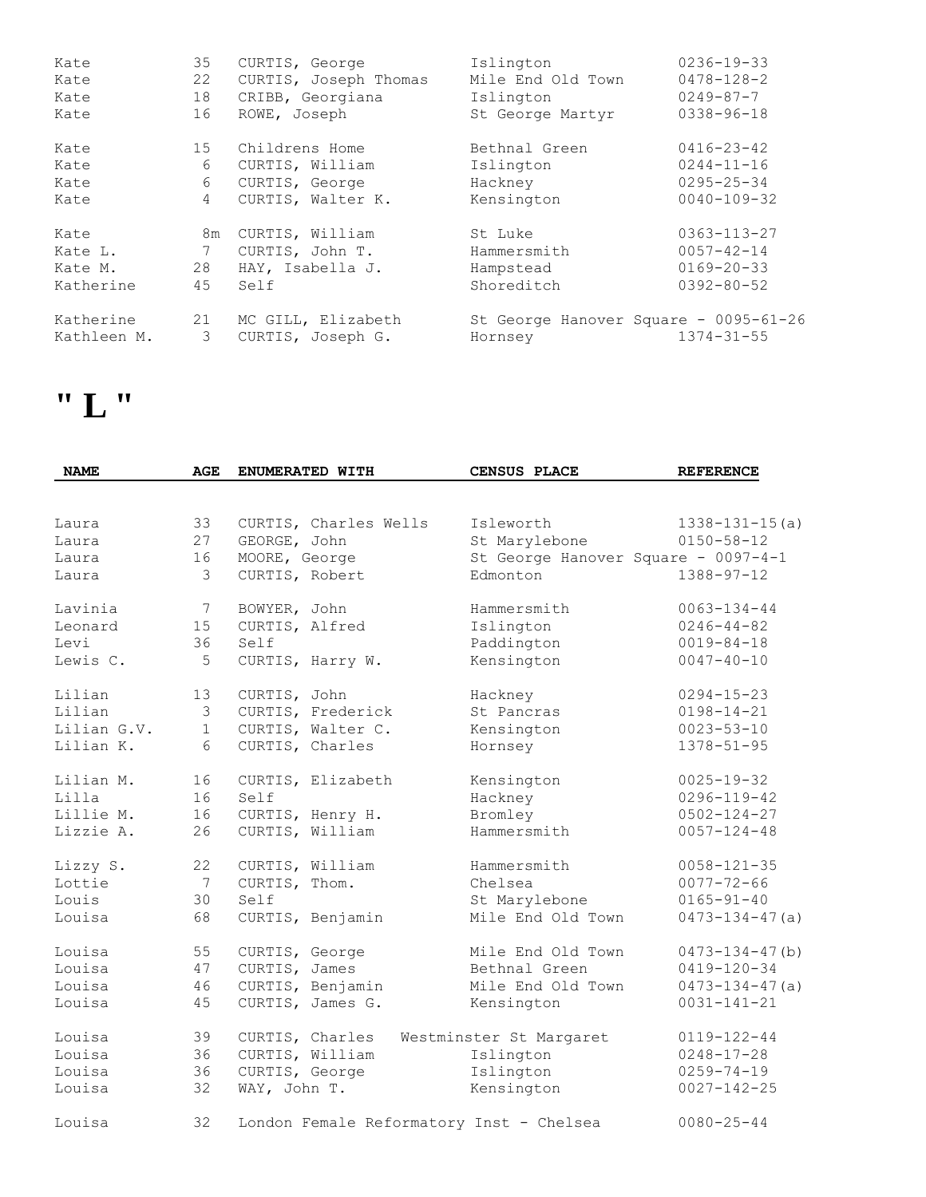| | | | | |
|---|---|---|---|---|
| Kate | 35 | CURTIS, George | Islington | 0236-19-33 |
| Kate | 22 | CURTIS, Joseph Thomas | Mile End Old Town | 0478-128-2 |
| Kate | 18 | CRIBB, Georgiana | Islington | 0249-87-7 |
| Kate | 16 | ROWE, Joseph | St George Martyr | 0338-96-18 |
| Kate | 15 | Childrens Home | Bethnal Green | 0416-23-42 |
| Kate | 6 | CURTIS, William | Islington | 0244-11-16 |
| Kate | 6 | CURTIS, George | Hackney | 0295-25-34 |
| Kate | 4 | CURTIS, Walter K. | Kensington | 0040-109-32 |
| Kate | 8m | CURTIS, William | St Luke | 0363-113-27 |
| Kate L. | 7 | CURTIS, John T. | Hammersmith | 0057-42-14 |
| Kate M. | 28 | HAY, Isabella J. | Hampstead | 0169-20-33 |
| Katherine | 45 | Self | Shoreditch | 0392-80-52 |
| Katherine | 21 | MC GILL, Elizabeth | St George Hanover Square - 0095-61-26 | |
| Kathleen M. | 3 | CURTIS, Joseph G. | Hornsey | 1374-31-55 |

# " L "

| NAME | AGE | ENUMERATED WITH | CENSUS PLACE | REFERENCE |
|---|---|---|---|---|
| Laura | 33 | CURTIS, Charles Wells | Isleworth | 1338-131-15(a) |
| Laura | 27 | GEORGE, John | St Marylebone | 0150-58-12 |
| Laura | 16 | MOORE, George | St George Hanover Square - 0097-4-1 | |
| Laura | 3 | CURTIS, Robert | Edmonton | 1388-97-12 |
| Lavinia | 7 | BOWYER, John | Hammersmith | 0063-134-44 |
| Leonard | 15 | CURTIS, Alfred | Islington | 0246-44-82 |
| Levi | 36 | Self | Paddington | 0019-84-18 |
| Lewis C. | 5 | CURTIS, Harry W. | Kensington | 0047-40-10 |
| Lilian | 13 | CURTIS, John | Hackney | 0294-15-23 |
| Lilian | 3 | CURTIS, Frederick | St Pancras | 0198-14-21 |
| Lilian G.V. | 1 | CURTIS, Walter C. | Kensington | 0023-53-10 |
| Lilian K. | 6 | CURTIS, Charles | Hornsey | 1378-51-95 |
| Lilian M. | 16 | CURTIS, Elizabeth | Kensington | 0025-19-32 |
| Lilla | 16 | Self | Hackney | 0296-119-42 |
| Lillie M. | 16 | CURTIS, Henry H. | Bromley | 0502-124-27 |
| Lizzie A. | 26 | CURTIS, William | Hammersmith | 0057-124-48 |
| Lizzy S. | 22 | CURTIS, William | Hammersmith | 0058-121-35 |
| Lottie | 7 | CURTIS, Thom. | Chelsea | 0077-72-66 |
| Louis | 30 | Self | St Marylebone | 0165-91-40 |
| Louisa | 68 | CURTIS, Benjamin | Mile End Old Town | 0473-134-47(a) |
| Louisa | 55 | CURTIS, George | Mile End Old Town | 0473-134-47(b) |
| Louisa | 47 | CURTIS, James | Bethnal Green | 0419-120-34 |
| Louisa | 46 | CURTIS, Benjamin | Mile End Old Town | 0473-134-47(a) |
| Louisa | 45 | CURTIS, James G. | Kensington | 0031-141-21 |
| Louisa | 39 | CURTIS, Charles | Westminster St Margaret | 0119-122-44 |
| Louisa | 36 | CURTIS, William | Islington | 0248-17-28 |
| Louisa | 36 | CURTIS, George | Islington | 0259-74-19 |
| Louisa | 32 | WAY, John T. | Kensington | 0027-142-25 |
| Louisa | 32 | London Female Reformatory Inst - Chelsea | | 0080-25-44 |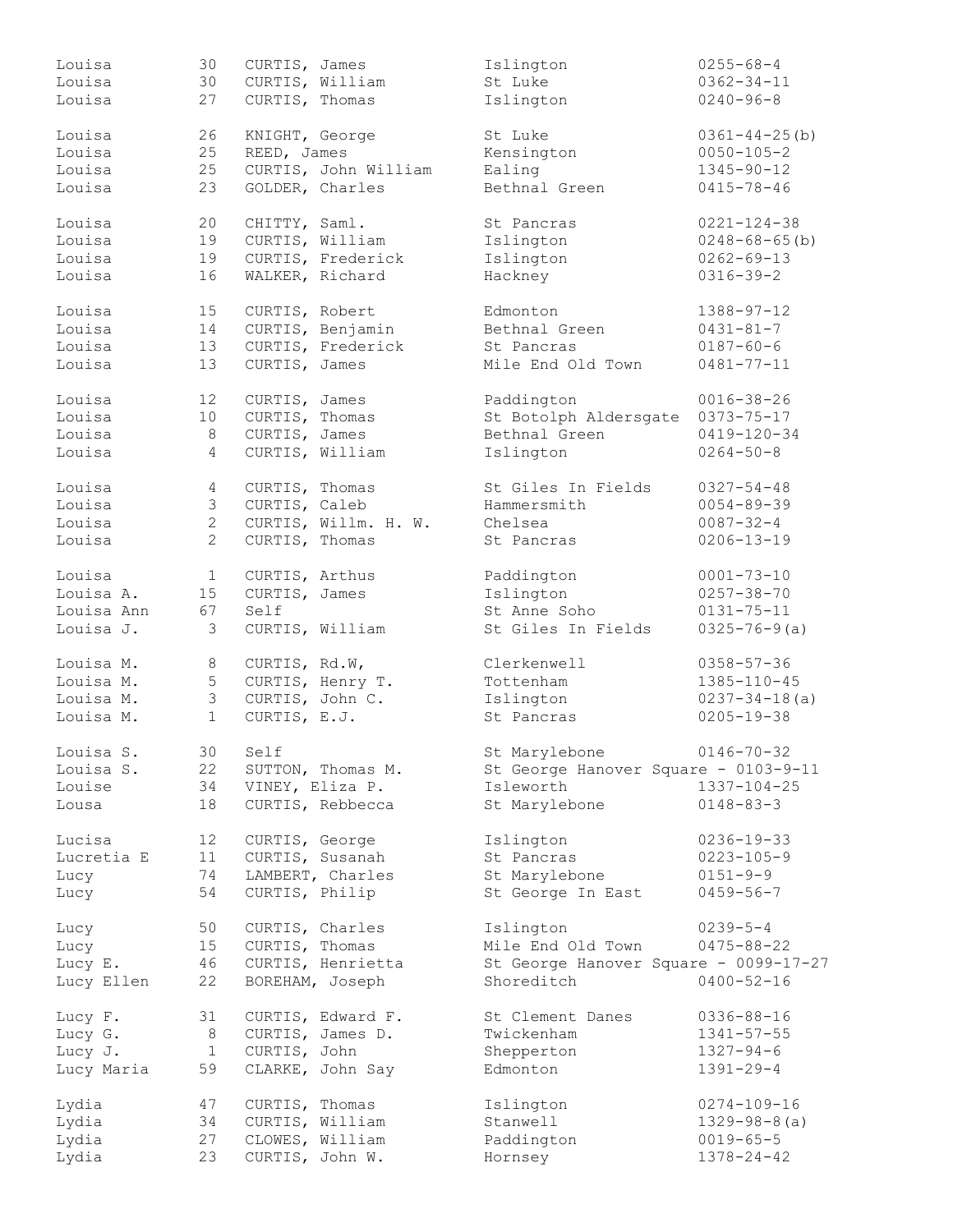| | | | | |
|---|---|---|---|---|
| Louisa | 30 | CURTIS, James | Islington | 0255-68-4 |
| Louisa | 30 | CURTIS, William | St Luke | 0362-34-11 |
| Louisa | 27 | CURTIS, Thomas | Islington | 0240-96-8 |
| Louisa | 26 | KNIGHT, George | St Luke | 0361-44-25(b) |
| Louisa | 25 | REED, James | Kensington | 0050-105-2 |
| Louisa | 25 | CURTIS, John William | Ealing | 1345-90-12 |
| Louisa | 23 | GOLDER, Charles | Bethnal Green | 0415-78-46 |
| Louisa | 20 | CHITTY, Saml. | St Pancras | 0221-124-38 |
| Louisa | 19 | CURTIS, William | Islington | 0248-68-65(b) |
| Louisa | 19 | CURTIS, Frederick | Islington | 0262-69-13 |
| Louisa | 16 | WALKER, Richard | Hackney | 0316-39-2 |
| Louisa | 15 | CURTIS, Robert | Edmonton | 1388-97-12 |
| Louisa | 14 | CURTIS, Benjamin | Bethnal Green | 0431-81-7 |
| Louisa | 13 | CURTIS, Frederick | St Pancras | 0187-60-6 |
| Louisa | 13 | CURTIS, James | Mile End Old Town | 0481-77-11 |
| Louisa | 12 | CURTIS, James | Paddington | 0016-38-26 |
| Louisa | 10 | CURTIS, Thomas | St Botolph Aldersgate | 0373-75-17 |
| Louisa | 8 | CURTIS, James | Bethnal Green | 0419-120-34 |
| Louisa | 4 | CURTIS, William | Islington | 0264-50-8 |
| Louisa | 4 | CURTIS, Thomas | St Giles In Fields | 0327-54-48 |
| Louisa | 3 | CURTIS, Caleb | Hammersmith | 0054-89-39 |
| Louisa | 2 | CURTIS, Willm. H. W. | Chelsea | 0087-32-4 |
| Louisa | 2 | CURTIS, Thomas | St Pancras | 0206-13-19 |
| Louisa | 1 | CURTIS, Arthus | Paddington | 0001-73-10 |
| Louisa A. | 15 | CURTIS, James | Islington | 0257-38-70 |
| Louisa Ann | 67 | Self | St Anne Soho | 0131-75-11 |
| Louisa J. | 3 | CURTIS, William | St Giles In Fields | 0325-76-9(a) |
| Louisa M. | 8 | CURTIS, Rd.W, | Clerkenwell | 0358-57-36 |
| Louisa M. | 5 | CURTIS, Henry T. | Tottenham | 1385-110-45 |
| Louisa M. | 3 | CURTIS, John C. | Islington | 0237-34-18(a) |
| Louisa M. | 1 | CURTIS, E.J. | St Pancras | 0205-19-38 |
| Louisa S. | 30 | Self | St Marylebone | 0146-70-32 |
| Louisa S. | 22 | SUTTON, Thomas M. | St George Hanover Square - 0103-9-11 | |
| Louise | 34 | VINEY, Eliza P. | Isleworth | 1337-104-25 |
| Lousa | 18 | CURTIS, Rebbecca | St Marylebone | 0148-83-3 |
| Lucisa | 12 | CURTIS, George | Islington | 0236-19-33 |
| Lucretia E | 11 | CURTIS, Susanah | St Pancras | 0223-105-9 |
| Lucy | 74 | LAMBERT, Charles | St Marylebone | 0151-9-9 |
| Lucy | 54 | CURTIS, Philip | St George In East | 0459-56-7 |
| Lucy | 50 | CURTIS, Charles | Islington | 0239-5-4 |
| Lucy | 15 | CURTIS, Thomas | Mile End Old Town | 0475-88-22 |
| Lucy E. | 46 | CURTIS, Henrietta | St George Hanover Square - 0099-17-27 | |
| Lucy Ellen | 22 | BOREHAM, Joseph | Shoreditch | 0400-52-16 |
| Lucy F. | 31 | CURTIS, Edward F. | St Clement Danes | 0336-88-16 |
| Lucy G. | 8 | CURTIS, James D. | Twickenham | 1341-57-55 |
| Lucy J. | 1 | CURTIS, John | Shepperton | 1327-94-6 |
| Lucy Maria | 59 | CLARKE, John Say | Edmonton | 1391-29-4 |
| Lydia | 47 | CURTIS, Thomas | Islington | 0274-109-16 |
| Lydia | 34 | CURTIS, William | Stanwell | 1329-98-8(a) |
| Lydia | 27 | CLOWES, William | Paddington | 0019-65-5 |
| Lydia | 23 | CURTIS, John W. | Hornsey | 1378-24-42 |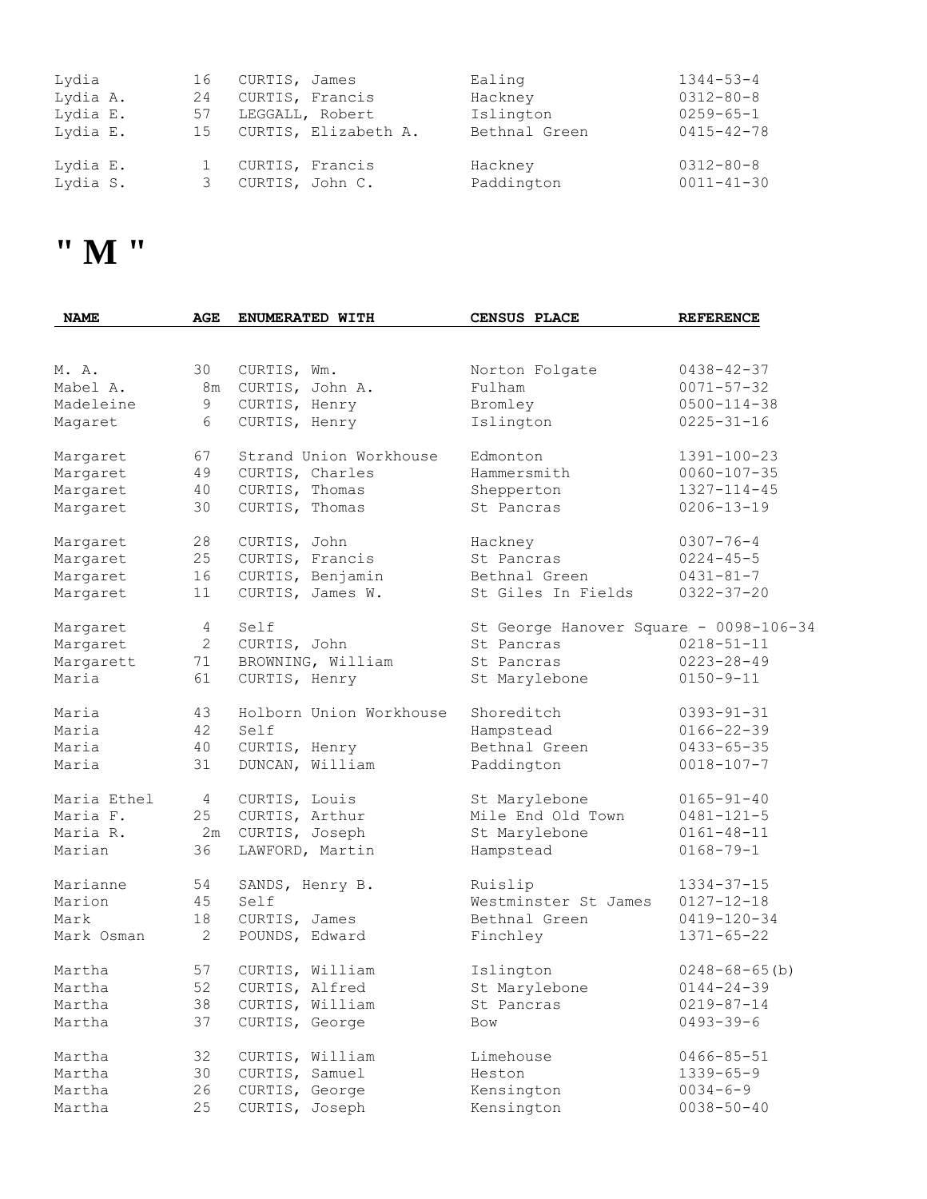| | | | | |
|---|---|---|---|---|
| Lydia | 16 | CURTIS, James | Ealing | 1344-53-4 |
| Lydia A. | 24 | CURTIS, Francis | Hackney | 0312-80-8 |
| Lydia E. | 57 | LEGGALL, Robert | Islington | 0259-65-1 |
| Lydia E. | 15 | CURTIS, Elizabeth A. | Bethnal Green | 0415-42-78 |
| Lydia E. | 1 | CURTIS, Francis | Hackney | 0312-80-8 |
| Lydia S. | 3 | CURTIS, John C. | Paddington | 0011-41-30 |

# " M "

| NAME | AGE | ENUMERATED WITH | CENSUS PLACE | REFERENCE |
|---|---|---|---|---|
| M. A. | 30 | CURTIS, Wm. | Norton Folgate | 0438-42-37 |
| Mabel A. | 8m | CURTIS, John A. | Fulham | 0071-57-32 |
| Madeleine | 9 | CURTIS, Henry | Bromley | 0500-114-38 |
| Magaret | 6 | CURTIS, Henry | Islington | 0225-31-16 |
| Margaret | 67 | Strand Union Workhouse | Edmonton | 1391-100-23 |
| Margaret | 49 | CURTIS, Charles | Hammersmith | 0060-107-35 |
| Margaret | 40 | CURTIS, Thomas | Shepperton | 1327-114-45 |
| Margaret | 30 | CURTIS, Thomas | St Pancras | 0206-13-19 |
| Margaret | 28 | CURTIS, John | Hackney | 0307-76-4 |
| Margaret | 25 | CURTIS, Francis | St Pancras | 0224-45-5 |
| Margaret | 16 | CURTIS, Benjamin | Bethnal Green | 0431-81-7 |
| Margaret | 11 | CURTIS, James W. | St Giles In Fields | 0322-37-20 |
| Margaret | 4 | Self | St George Hanover Square - 0098-106-34 | |
| Margaret | 2 | CURTIS, John | St Pancras | 0218-51-11 |
| Margarett | 71 | BROWNING, William | St Pancras | 0223-28-49 |
| Maria | 61 | CURTIS, Henry | St Marylebone | 0150-9-11 |
| Maria | 43 | Holborn Union Workhouse | Shoreditch | 0393-91-31 |
| Maria | 42 | Self | Hampstead | 0166-22-39 |
| Maria | 40 | CURTIS, Henry | Bethnal Green | 0433-65-35 |
| Maria | 31 | DUNCAN, William | Paddington | 0018-107-7 |
| Maria Ethel | 4 | CURTIS, Louis | St Marylebone | 0165-91-40 |
| Maria F. | 25 | CURTIS, Arthur | Mile End Old Town | 0481-121-5 |
| Maria R. | 2m | CURTIS, Joseph | St Marylebone | 0161-48-11 |
| Marian | 36 | LAWFORD, Martin | Hampstead | 0168-79-1 |
| Marianne | 54 | SANDS, Henry B. | Ruislip | 1334-37-15 |
| Marion | 45 | Self | Westminster St James | 0127-12-18 |
| Mark | 18 | CURTIS, James | Bethnal Green | 0419-120-34 |
| Mark Osman | 2 | POUNDS, Edward | Finchley | 1371-65-22 |
| Martha | 57 | CURTIS, William | Islington | 0248-68-65(b) |
| Martha | 52 | CURTIS, Alfred | St Marylebone | 0144-24-39 |
| Martha | 38 | CURTIS, William | St Pancras | 0219-87-14 |
| Martha | 37 | CURTIS, George | Bow | 0493-39-6 |
| Martha | 32 | CURTIS, William | Limehouse | 0466-85-51 |
| Martha | 30 | CURTIS, Samuel | Heston | 1339-65-9 |
| Martha | 26 | CURTIS, George | Kensington | 0034-6-9 |
| Martha | 25 | CURTIS, Joseph | Kensington | 0038-50-40 |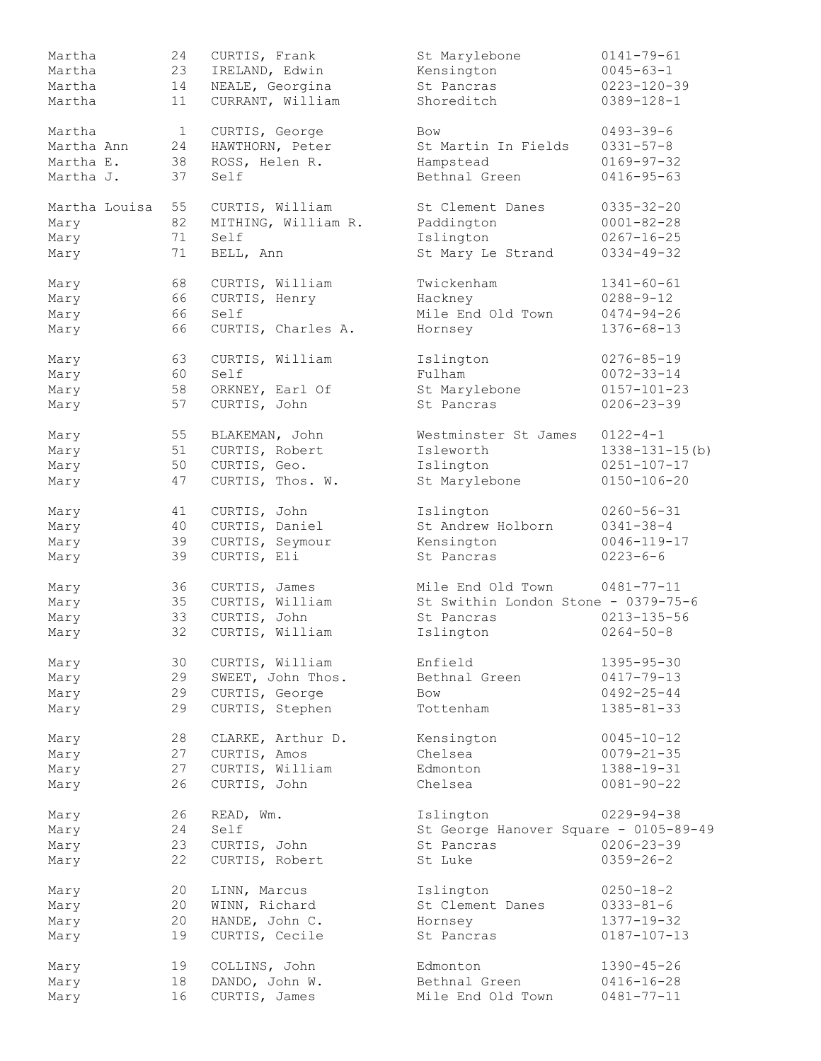| | | | | |
|---|---|---|---|---|
| Martha | 24 | CURTIS, Frank | St Marylebone | 0141-79-61 |
| Martha | 23 | IRELAND, Edwin | Kensington | 0045-63-1 |
| Martha | 14 | NEALE, Georgina | St Pancras | 0223-120-39 |
| Martha | 11 | CURRANT, William | Shoreditch | 0389-128-1 |
| Martha | 1 | CURTIS, George | Bow | 0493-39-6 |
| Martha Ann | 24 | HAWTHORN, Peter | St Martin In Fields | 0331-57-8 |
| Martha E. | 38 | ROSS, Helen R. | Hampstead | 0169-97-32 |
| Martha J. | 37 | Self | Bethnal Green | 0416-95-63 |
| Martha Louisa | 55 | CURTIS, William | St Clement Danes | 0335-32-20 |
| Mary | 82 | MITHING, William R. | Paddington | 0001-82-28 |
| Mary | 71 | Self | Islington | 0267-16-25 |
| Mary | 71 | BELL, Ann | St Mary Le Strand | 0334-49-32 |
| Mary | 68 | CURTIS, William | Twickenham | 1341-60-61 |
| Mary | 66 | CURTIS, Henry | Hackney | 0288-9-12 |
| Mary | 66 | Self | Mile End Old Town | 0474-94-26 |
| Mary | 66 | CURTIS, Charles A. | Hornsey | 1376-68-13 |
| Mary | 63 | CURTIS, William | Islington | 0276-85-19 |
| Mary | 60 | Self | Fulham | 0072-33-14 |
| Mary | 58 | ORKNEY, Earl Of | St Marylebone | 0157-101-23 |
| Mary | 57 | CURTIS, John | St Pancras | 0206-23-39 |
| Mary | 55 | BLAKEMAN, John | Westminster St James | 0122-4-1 |
| Mary | 51 | CURTIS, Robert | Isleworth | 1338-131-15(b) |
| Mary | 50 | CURTIS, Geo. | Islington | 0251-107-17 |
| Mary | 47 | CURTIS, Thos. W. | St Marylebone | 0150-106-20 |
| Mary | 41 | CURTIS, John | Islington | 0260-56-31 |
| Mary | 40 | CURTIS, Daniel | St Andrew Holborn | 0341-38-4 |
| Mary | 39 | CURTIS, Seymour | Kensington | 0046-119-17 |
| Mary | 39 | CURTIS, Eli | St Pancras | 0223-6-6 |
| Mary | 36 | CURTIS, James | Mile End Old Town | 0481-77-11 |
| Mary | 35 | CURTIS, William | St Swithin London Stone - 0379-75-6 | |
| Mary | 33 | CURTIS, John | St Pancras | 0213-135-56 |
| Mary | 32 | CURTIS, William | Islington | 0264-50-8 |
| Mary | 30 | CURTIS, William | Enfield | 1395-95-30 |
| Mary | 29 | SWEET, John Thos. | Bethnal Green | 0417-79-13 |
| Mary | 29 | CURTIS, George | Bow | 0492-25-44 |
| Mary | 29 | CURTIS, Stephen | Tottenham | 1385-81-33 |
| Mary | 28 | CLARKE, Arthur D. | Kensington | 0045-10-12 |
| Mary | 27 | CURTIS, Amos | Chelsea | 0079-21-35 |
| Mary | 27 | CURTIS, William | Edmonton | 1388-19-31 |
| Mary | 26 | CURTIS, John | Chelsea | 0081-90-22 |
| Mary | 26 | READ, Wm. | Islington | 0229-94-38 |
| Mary | 24 | Self | St George Hanover Square - 0105-89-49 | |
| Mary | 23 | CURTIS, John | St Pancras | 0206-23-39 |
| Mary | 22 | CURTIS, Robert | St Luke | 0359-26-2 |
| Mary | 20 | LINN, Marcus | Islington | 0250-18-2 |
| Mary | 20 | WINN, Richard | St Clement Danes | 0333-81-6 |
| Mary | 20 | HANDE, John C. | Hornsey | 1377-19-32 |
| Mary | 19 | CURTIS, Cecile | St Pancras | 0187-107-13 |
| Mary | 19 | COLLINS, John | Edmonton | 1390-45-26 |
| Mary | 18 | DANDO, John W. | Bethnal Green | 0416-16-28 |
| Mary | 16 | CURTIS, James | Mile End Old Town | 0481-77-11 |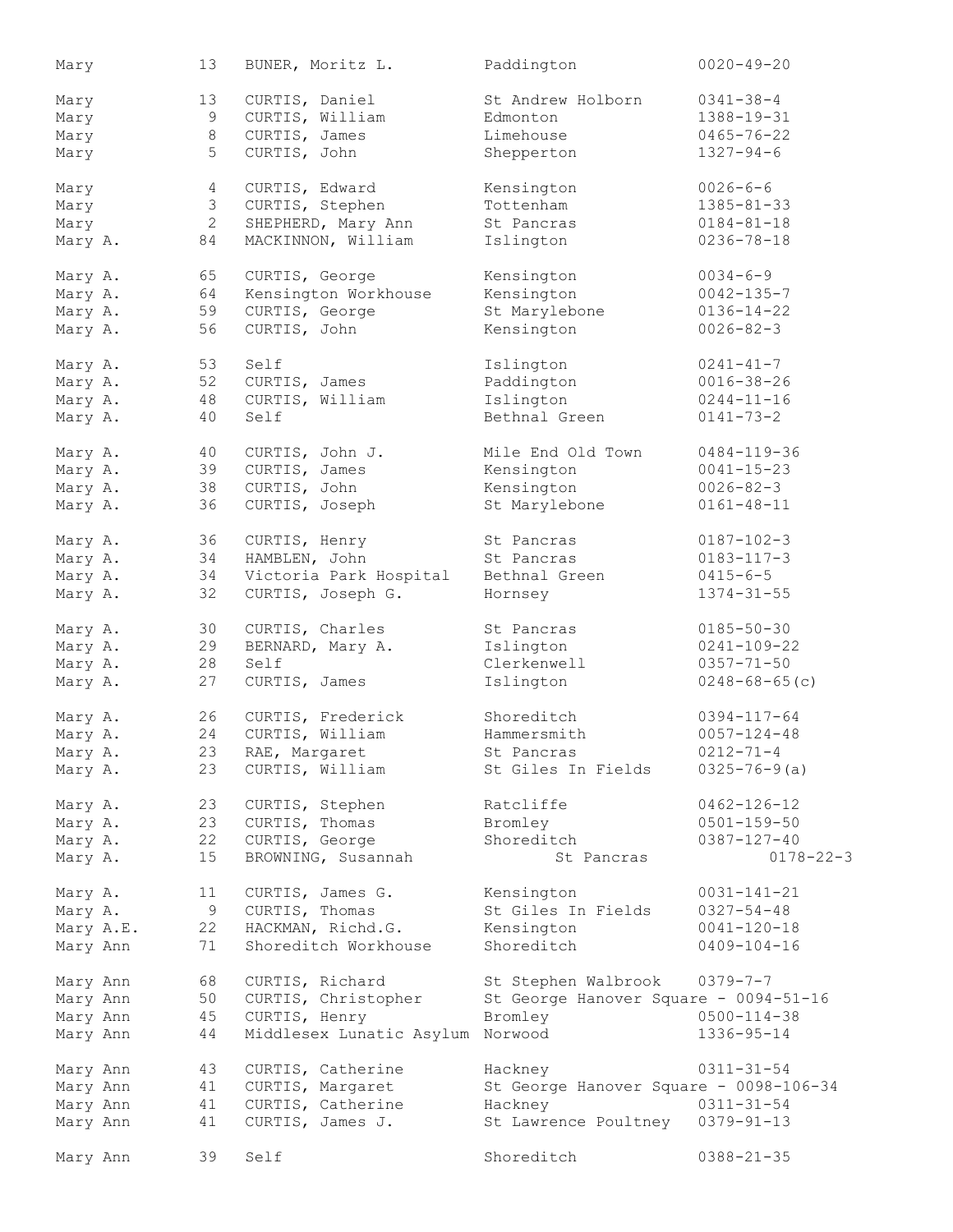| | | | | |
|---|---|---|---|---|
| Mary | 13 | BUNER, Moritz L. | Paddington | 0020-49-20 |
| Mary | 13 | CURTIS, Daniel | St Andrew Holborn | 0341-38-4 |
| Mary | 9 | CURTIS, William | Edmonton | 1388-19-31 |
| Mary | 8 | CURTIS, James | Limehouse | 0465-76-22 |
| Mary | 5 | CURTIS, John | Shepperton | 1327-94-6 |
| Mary | 4 | CURTIS, Edward | Kensington | 0026-6-6 |
| Mary | 3 | CURTIS, Stephen | Tottenham | 1385-81-33 |
| Mary | 2 | SHEPHERD, Mary Ann | St Pancras | 0184-81-18 |
| Mary A. | 84 | MACKINNON, William | Islington | 0236-78-18 |
| Mary A. | 65 | CURTIS, George | Kensington | 0034-6-9 |
| Mary A. | 64 | Kensington Workhouse | Kensington | 0042-135-7 |
| Mary A. | 59 | CURTIS, George | St Marylebone | 0136-14-22 |
| Mary A. | 56 | CURTIS, John | Kensington | 0026-82-3 |
| Mary A. | 53 | Self | Islington | 0241-41-7 |
| Mary A. | 52 | CURTIS, James | Paddington | 0016-38-26 |
| Mary A. | 48 | CURTIS, William | Islington | 0244-11-16 |
| Mary A. | 40 | Self | Bethnal Green | 0141-73-2 |
| Mary A. | 40 | CURTIS, John J. | Mile End Old Town | 0484-119-36 |
| Mary A. | 39 | CURTIS, James | Kensington | 0041-15-23 |
| Mary A. | 38 | CURTIS, John | Kensington | 0026-82-3 |
| Mary A. | 36 | CURTIS, Joseph | St Marylebone | 0161-48-11 |
| Mary A. | 36 | CURTIS, Henry | St Pancras | 0187-102-3 |
| Mary A. | 34 | HAMBLEN, John | St Pancras | 0183-117-3 |
| Mary A. | 34 | Victoria Park Hospital | Bethnal Green | 0415-6-5 |
| Mary A. | 32 | CURTIS, Joseph G. | Hornsey | 1374-31-55 |
| Mary A. | 30 | CURTIS, Charles | St Pancras | 0185-50-30 |
| Mary A. | 29 | BERNARD, Mary A. | Islington | 0241-109-22 |
| Mary A. | 28 | Self | Clerkenwell | 0357-71-50 |
| Mary A. | 27 | CURTIS, James | Islington | 0248-68-65(c) |
| Mary A. | 26 | CURTIS, Frederick | Shoreditch | 0394-117-64 |
| Mary A. | 24 | CURTIS, William | Hammersmith | 0057-124-48 |
| Mary A. | 23 | RAE, Margaret | St Pancras | 0212-71-4 |
| Mary A. | 23 | CURTIS, William | St Giles In Fields | 0325-76-9(a) |
| Mary A. | 23 | CURTIS, Stephen | Ratcliffe | 0462-126-12 |
| Mary A. | 23 | CURTIS, Thomas | Bromley | 0501-159-50 |
| Mary A. | 22 | CURTIS, George | Shoreditch | 0387-127-40 |
| Mary A. | 15 | BROWNING, Susannah | St Pancras | 0178-22-3 |
| Mary A. | 11 | CURTIS, James G. | Kensington | 0031-141-21 |
| Mary A. | 9 | CURTIS, Thomas | St Giles In Fields | 0327-54-48 |
| Mary A.E. | 22 | HACKMAN, Richd.G. | Kensington | 0041-120-18 |
| Mary Ann | 71 | Shoreditch Workhouse | Shoreditch | 0409-104-16 |
| Mary Ann | 68 | CURTIS, Richard | St Stephen Walbrook | 0379-7-7 |
| Mary Ann | 50 | CURTIS, Christopher | St George Hanover Square - 0094-51-16 | |
| Mary Ann | 45 | CURTIS, Henry | Bromley | 0500-114-38 |
| Mary Ann | 44 | Middlesex Lunatic Asylum | Norwood | 1336-95-14 |
| Mary Ann | 43 | CURTIS, Catherine | Hackney | 0311-31-54 |
| Mary Ann | 41 | CURTIS, Margaret | St George Hanover Square - 0098-106-34 | |
| Mary Ann | 41 | CURTIS, Catherine | Hackney | 0311-31-54 |
| Mary Ann | 41 | CURTIS, James J. | St Lawrence Poultney | 0379-91-13 |
| Mary Ann | 39 | Self | Shoreditch | 0388-21-35 |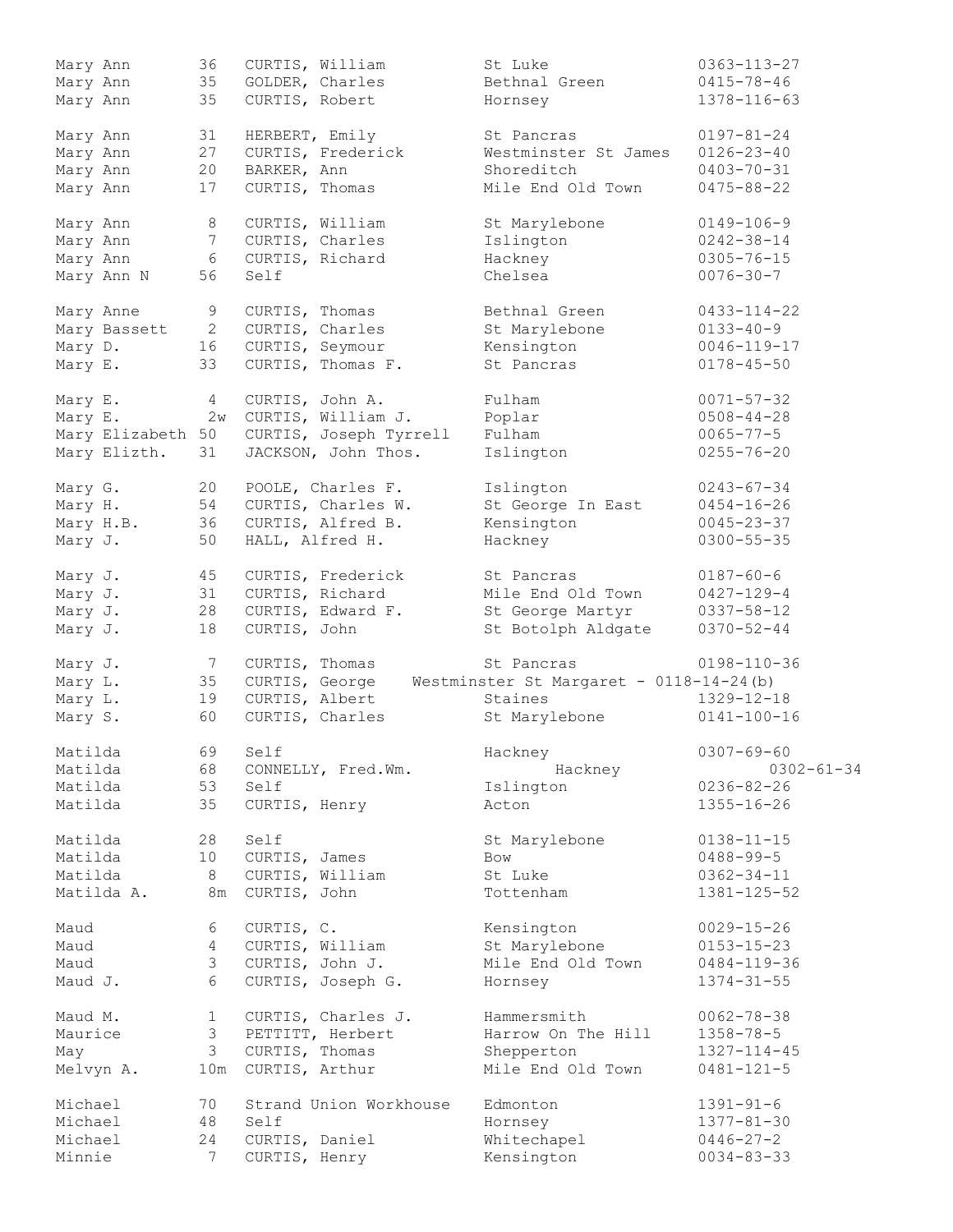| | | | | |
|---|---|---|---|---|
| Mary Ann | 36 | CURTIS, William | St Luke | 0363-113-27 |
| Mary Ann | 35 | GOLDER, Charles | Bethnal Green | 0415-78-46 |
| Mary Ann | 35 | CURTIS, Robert | Hornsey | 1378-116-63 |
| Mary Ann | 31 | HERBERT, Emily | St Pancras | 0197-81-24 |
| Mary Ann | 27 | CURTIS, Frederick | Westminster St James | 0126-23-40 |
| Mary Ann | 20 | BARKER, Ann | Shoreditch | 0403-70-31 |
| Mary Ann | 17 | CURTIS, Thomas | Mile End Old Town | 0475-88-22 |
| Mary Ann | 8 | CURTIS, William | St Marylebone | 0149-106-9 |
| Mary Ann | 7 | CURTIS, Charles | Islington | 0242-38-14 |
| Mary Ann | 6 | CURTIS, Richard | Hackney | 0305-76-15 |
| Mary Ann N | 56 | Self | Chelsea | 0076-30-7 |
| Mary Anne | 9 | CURTIS, Thomas | Bethnal Green | 0433-114-22 |
| Mary Bassett | 2 | CURTIS, Charles | St Marylebone | 0133-40-9 |
| Mary D. | 16 | CURTIS, Seymour | Kensington | 0046-119-17 |
| Mary E. | 33 | CURTIS, Thomas F. | St Pancras | 0178-45-50 |
| Mary E. | 4 | CURTIS, John A. | Fulham | 0071-57-32 |
| Mary E. | 2w | CURTIS, William J. | Poplar | 0508-44-28 |
| Mary Elizabeth | 50 | CURTIS, Joseph Tyrrell | Fulham | 0065-77-5 |
| Mary Elizth. | 31 | JACKSON, John Thos. | Islington | 0255-76-20 |
| Mary G. | 20 | POOLE, Charles F. | Islington | 0243-67-34 |
| Mary H. | 54 | CURTIS, Charles W. | St George In East | 0454-16-26 |
| Mary H.B. | 36 | CURTIS, Alfred B. | Kensington | 0045-23-37 |
| Mary J. | 50 | HALL, Alfred H. | Hackney | 0300-55-35 |
| Mary J. | 45 | CURTIS, Frederick | St Pancras | 0187-60-6 |
| Mary J. | 31 | CURTIS, Richard | Mile End Old Town | 0427-129-4 |
| Mary J. | 28 | CURTIS, Edward F. | St George Martyr | 0337-58-12 |
| Mary J. | 18 | CURTIS, John | St Botolph Aldgate | 0370-52-44 |
| Mary J. | 7 | CURTIS, Thomas | St Pancras | 0198-110-36 |
| Mary L. | 35 | CURTIS, George | Westminster St Margaret | 0118-14-24(b) |
| Mary L. | 19 | CURTIS, Albert | Staines | 1329-12-18 |
| Mary S. | 60 | CURTIS, Charles | St Marylebone | 0141-100-16 |
| Matilda | 69 | Self | Hackney | 0307-69-60 |
| Matilda | 68 | CONNELLY, Fred.Wm. | Hackney | 0302-61-34 |
| Matilda | 53 | Self | Islington | 0236-82-26 |
| Matilda | 35 | CURTIS, Henry | Acton | 1355-16-26 |
| Matilda | 28 | Self | St Marylebone | 0138-11-15 |
| Matilda | 10 | CURTIS, James | Bow | 0488-99-5 |
| Matilda | 8 | CURTIS, William | St Luke | 0362-34-11 |
| Matilda A. | 8m | CURTIS, John | Tottenham | 1381-125-52 |
| Maud | 6 | CURTIS, C. | Kensington | 0029-15-26 |
| Maud | 4 | CURTIS, William | St Marylebone | 0153-15-23 |
| Maud | 3 | CURTIS, John J. | Mile End Old Town | 0484-119-36 |
| Maud J. | 6 | CURTIS, Joseph G. | Hornsey | 1374-31-55 |
| Maud M. | 1 | CURTIS, Charles J. | Hammersmith | 0062-78-38 |
| Maurice | 3 | PETTITT, Herbert | Harrow On The Hill | 1358-78-5 |
| May | 3 | CURTIS, Thomas | Shepperton | 1327-114-45 |
| Melvyn A. | 10m | CURTIS, Arthur | Mile End Old Town | 0481-121-5 |
| Michael | 70 | Strand Union Workhouse | Edmonton | 1391-91-6 |
| Michael | 48 | Self | Hornsey | 1377-81-30 |
| Michael | 24 | CURTIS, Daniel | Whitechapel | 0446-27-2 |
| Minnie | 7 | CURTIS, Henry | Kensington | 0034-83-33 |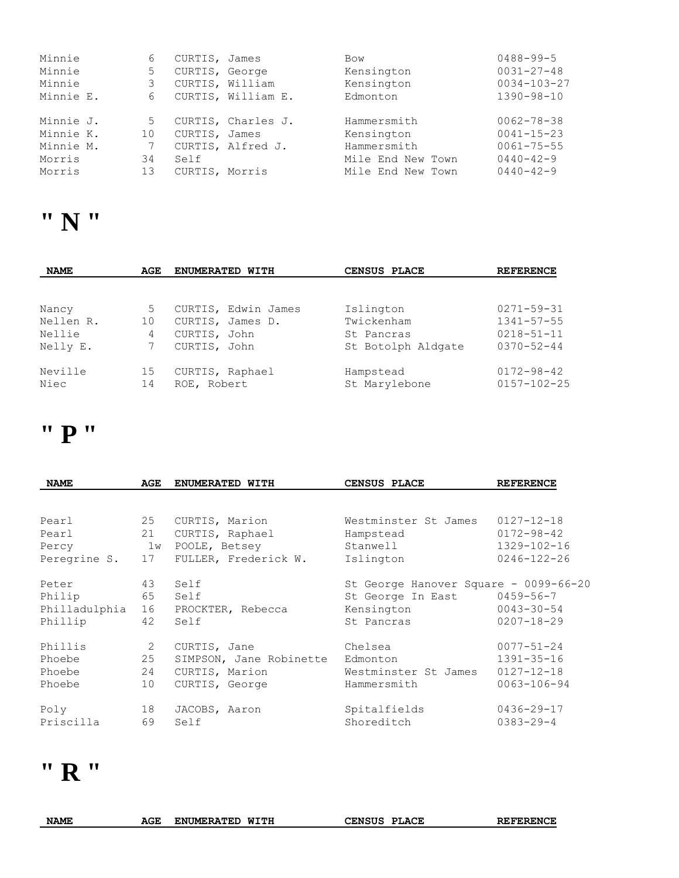| NAME | AGE | ENUMERATED WITH | CENSUS PLACE | REFERENCE |
|---|---|---|---|---|
| Minnie | 6 | CURTIS, James | Bow | 0488-99-5 |
| Minnie | 5 | CURTIS, George | Kensington | 0031-27-48 |
| Minnie | 3 | CURTIS, William | Kensington | 0034-103-27 |
| Minnie E. | 6 | CURTIS, William E. | Edmonton | 1390-98-10 |
| Minnie J. | 5 | CURTIS, Charles J. | Hammersmith | 0062-78-38 |
| Minnie K. | 10 | CURTIS, James | Kensington | 0041-15-23 |
| Minnie M. | 7 | CURTIS, Alfred J. | Hammersmith | 0061-75-55 |
| Morris | 34 | Self | Mile End New Town | 0440-42-9 |
| Morris | 13 | CURTIS, Morris | Mile End New Town | 0440-42-9 |

# " N "

| NAME | AGE | ENUMERATED WITH | CENSUS PLACE | REFERENCE |
|---|---|---|---|---|
| Nancy | 5 | CURTIS, Edwin James | Islington | 0271-59-31 |
| Nellen R. | 10 | CURTIS, James D. | Twickenham | 1341-57-55 |
| Nellie | 4 | CURTIS, John | St Pancras | 0218-51-11 |
| Nelly E. | 7 | CURTIS, John | St Botolph Aldgate | 0370-52-44 |
| Neville | 15 | CURTIS, Raphael | Hampstead | 0172-98-42 |
| Niec | 14 | ROE, Robert | St Marylebone | 0157-102-25 |

# " P "

| NAME | AGE | ENUMERATED WITH | CENSUS PLACE | REFERENCE |
|---|---|---|---|---|
| Pearl | 25 | CURTIS, Marion | Westminster St James | 0127-12-18 |
| Pearl | 21 | CURTIS, Raphael | Hampstead | 0172-98-42 |
| Percy | 1w | POOLE, Betsey | Stanwell | 1329-102-16 |
| Peregrine S. | 17 | FULLER, Frederick W. | Islington | 0246-122-26 |
| Peter | 43 | Self | St George Hanover Square - 0099-66-20 | |
| Philip | 65 | Self | St George In East | 0459-56-7 |
| Philladulphia | 16 | PROCKTER, Rebecca | Kensington | 0043-30-54 |
| Phillip | 42 | Self | St Pancras | 0207-18-29 |
| Phillis | 2 | CURTIS, Jane | Chelsea | 0077-51-24 |
| Phoebe | 25 | SIMPSON, Jane Robinette | Edmonton | 1391-35-16 |
| Phoebe | 24 | CURTIS, Marion | Westminster St James | 0127-12-18 |
| Phoebe | 10 | CURTIS, George | Hammersmith | 0063-106-94 |
| Poly | 18 | JACOBS, Aaron | Spitalfields | 0436-29-17 |
| Priscilla | 69 | Self | Shoreditch | 0383-29-4 |

# " R "

| NAME | AGE | ENUMERATED WITH | CENSUS PLACE | REFERENCE |
|---|---|---|---|---|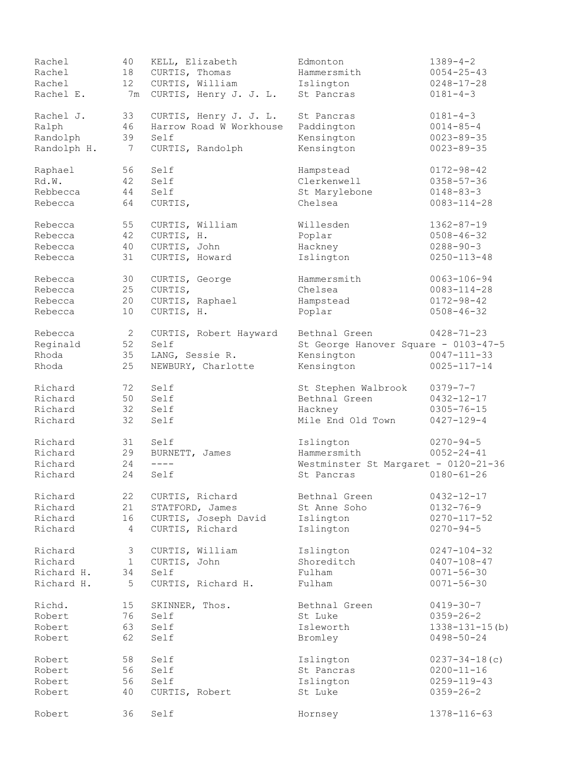| | | | | |
|---|---|---|---|---|
| Rachel | 40 | KELL, Elizabeth | Edmonton | 1389-4-2 |
| Rachel | 18 | CURTIS, Thomas | Hammersmith | 0054-25-43 |
| Rachel | 12 | CURTIS, William | Islington | 0248-17-28 |
| Rachel E. | 7m | CURTIS, Henry J. J. L. | St Pancras | 0181-4-3 |
| Rachel J. | 33 | CURTIS, Henry J. J. L. | St Pancras | 0181-4-3 |
| Ralph | 46 | Harrow Road W Workhouse | Paddington | 0014-85-4 |
| Randolph | 39 | Self | Kensington | 0023-89-35 |
| Randolph H. | 7 | CURTIS, Randolph | Kensington | 0023-89-35 |
| Raphael | 56 | Self | Hampstead | 0172-98-42 |
| Rd.W. | 42 | Self | Clerkenwell | 0358-57-36 |
| Rebbecca | 44 | Self | St Marylebone | 0148-83-3 |
| Rebecca | 64 | CURTIS, | Chelsea | 0083-114-28 |
| Rebecca | 55 | CURTIS, William | Willesden | 1362-87-19 |
| Rebecca | 42 | CURTIS, H. | Poplar | 0508-46-32 |
| Rebecca | 40 | CURTIS, John | Hackney | 0288-90-3 |
| Rebecca | 31 | CURTIS, Howard | Islington | 0250-113-48 |
| Rebecca | 30 | CURTIS, George | Hammersmith | 0063-106-94 |
| Rebecca | 25 | CURTIS, | Chelsea | 0083-114-28 |
| Rebecca | 20 | CURTIS, Raphael | Hampstead | 0172-98-42 |
| Rebecca | 10 | CURTIS, H. | Poplar | 0508-46-32 |
| Rebecca | 2 | CURTIS, Robert Hayward | Bethnal Green | 0428-71-23 |
| Reginald | 52 | Self | St George Hanover Square - 0103-47-5 | |
| Rhoda | 35 | LANG, Sessie R. | Kensington | 0047-111-33 |
| Rhoda | 25 | NEWBURY, Charlotte | Kensington | 0025-117-14 |
| Richard | 72 | Self | St Stephen Walbrook | 0379-7-7 |
| Richard | 50 | Self | Bethnal Green | 0432-12-17 |
| Richard | 32 | Self | Hackney | 0305-76-15 |
| Richard | 32 | Self | Mile End Old Town | 0427-129-4 |
| Richard | 31 | Self | Islington | 0270-94-5 |
| Richard | 29 | BURNETT, James | Hammersmith | 0052-24-41 |
| Richard | 24 | ---- | Westminster St Margaret - 0120-21-36 | |
| Richard | 24 | Self | St Pancras | 0180-61-26 |
| Richard | 22 | CURTIS, Richard | Bethnal Green | 0432-12-17 |
| Richard | 21 | STATFORD, James | St Anne Soho | 0132-76-9 |
| Richard | 16 | CURTIS, Joseph David | Islington | 0270-117-52 |
| Richard | 4 | CURTIS, Richard | Islington | 0270-94-5 |
| Richard | 3 | CURTIS, William | Islington | 0247-104-32 |
| Richard | 1 | CURTIS, John | Shoreditch | 0407-108-47 |
| Richard H. | 34 | Self | Fulham | 0071-56-30 |
| Richard H. | 5 | CURTIS, Richard H. | Fulham | 0071-56-30 |
| Richd. | 15 | SKINNER, Thos. | Bethnal Green | 0419-30-7 |
| Robert | 76 | Self | St Luke | 0359-26-2 |
| Robert | 63 | Self | Isleworth | 1338-131-15(b) |
| Robert | 62 | Self | Bromley | 0498-50-24 |
| Robert | 58 | Self | Islington | 0237-34-18(c) |
| Robert | 56 | Self | St Pancras | 0200-11-16 |
| Robert | 56 | Self | Islington | 0259-119-43 |
| Robert | 40 | CURTIS, Robert | St Luke | 0359-26-2 |
| Robert | 36 | Self | Hornsey | 1378-116-63 |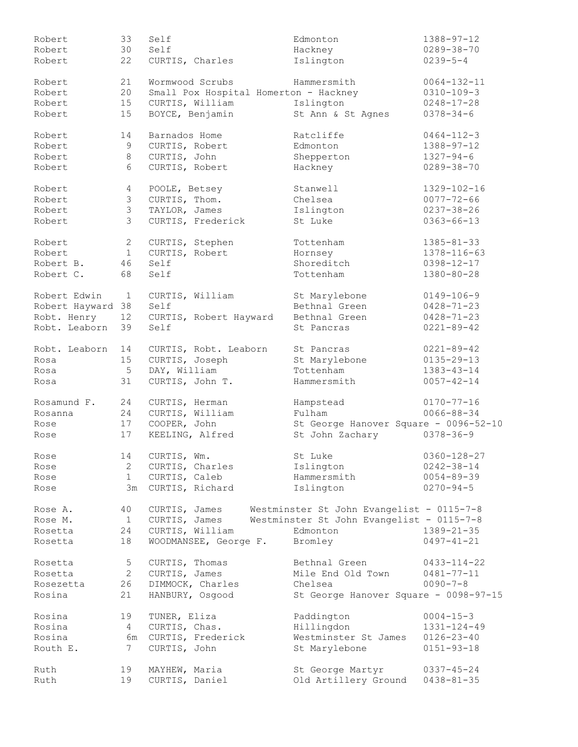| | | | | |
|---|---|---|---|---|
| Robert | 33 | Self | Edmonton | 1388-97-12 |
| Robert | 30 | Self | Hackney | 0289-38-70 |
| Robert | 22 | CURTIS, Charles | Islington | 0239-5-4 |
| Robert | 21 | Wormwood Scrubs | Hammersmith | 0064-132-11 |
| Robert | 20 | Small Pox Hospital Homerton - Hackney | | 0310-109-3 |
| Robert | 15 | CURTIS, William | Islington | 0248-17-28 |
| Robert | 15 | BOYCE, Benjamin | St Ann & St Agnes | 0378-34-6 |
| Robert | 14 | Barnados Home | Ratcliffe | 0464-112-3 |
| Robert | 9 | CURTIS, Robert | Edmonton | 1388-97-12 |
| Robert | 8 | CURTIS, John | Shepperton | 1327-94-6 |
| Robert | 6 | CURTIS, Robert | Hackney | 0289-38-70 |
| Robert | 4 | POOLE, Betsey | Stanwell | 1329-102-16 |
| Robert | 3 | CURTIS, Thom. | Chelsea | 0077-72-66 |
| Robert | 3 | TAYLOR, James | Islington | 0237-38-26 |
| Robert | 3 | CURTIS, Frederick | St Luke | 0363-66-13 |
| Robert | 2 | CURTIS, Stephen | Tottenham | 1385-81-33 |
| Robert | 1 | CURTIS, Robert | Hornsey | 1378-116-63 |
| Robert B. | 46 | Self | Shoreditch | 0398-12-17 |
| Robert C. | 68 | Self | Tottenham | 1380-80-28 |
| Robert Edwin | 1 | CURTIS, William | St Marylebone | 0149-106-9 |
| Robert Hayward | 38 | Self | Bethnal Green | 0428-71-23 |
| Robt. Henry | 12 | CURTIS, Robert Hayward | Bethnal Green | 0428-71-23 |
| Robt. Leaborn | 39 | Self | St Pancras | 0221-89-42 |
| Robt. Leaborn | 14 | CURTIS, Robt. Leaborn | St Pancras | 0221-89-42 |
| Rosa | 15 | CURTIS, Joseph | St Marylebone | 0135-29-13 |
| Rosa | 5 | DAY, William | Tottenham | 1383-43-14 |
| Rosa | 31 | CURTIS, John T. | Hammersmith | 0057-42-14 |
| Rosamund F. | 24 | CURTIS, Herman | Hampstead | 0170-77-16 |
| Rosanna | 24 | CURTIS, William | Fulham | 0066-88-34 |
| Rose | 17 | COOPER, John | St George Hanover Square - 0096-52-10 | |
| Rose | 17 | KEELING, Alfred | St John Zachary | 0378-36-9 |
| Rose | 14 | CURTIS, Wm. | St Luke | 0360-128-27 |
| Rose | 2 | CURTIS, Charles | Islington | 0242-38-14 |
| Rose | 1 | CURTIS, Caleb | Hammersmith | 0054-89-39 |
| Rose | 3m | CURTIS, Richard | Islington | 0270-94-5 |
| Rose A. | 40 | CURTIS, James | Westminster St John Evangelist - 0115-7-8 | |
| Rose M. | 1 | CURTIS, James | Westminster St John Evangelist - 0115-7-8 | |
| Rosetta | 24 | CURTIS, William | Edmonton | 1389-21-35 |
| Rosetta | 18 | WOODMANSEE, George F. | Bromley | 0497-41-21 |
| Rosetta | 5 | CURTIS, Thomas | Bethnal Green | 0433-114-22 |
| Rosetta | 2 | CURTIS, James | Mile End Old Town | 0481-77-11 |
| Rosezetta | 26 | DIMMOCK, Charles | Chelsea | 0090-7-8 |
| Rosina | 21 | HANBURY, Osgood | St George Hanover Square - 0098-97-15 | |
| Rosina | 19 | TUNER, Eliza | Paddington | 0004-15-3 |
| Rosina | 4 | CURTIS, Chas. | Hillingdon | 1331-124-49 |
| Rosina | 6m | CURTIS, Frederick | Westminster St James | 0126-23-40 |
| Routh E. | 7 | CURTIS, John | St Marylebone | 0151-93-18 |
| Ruth | 19 | MAYHEW, Maria | St George Martyr | 0337-45-24 |
| Ruth | 19 | CURTIS, Daniel | Old Artillery Ground | 0438-81-35 |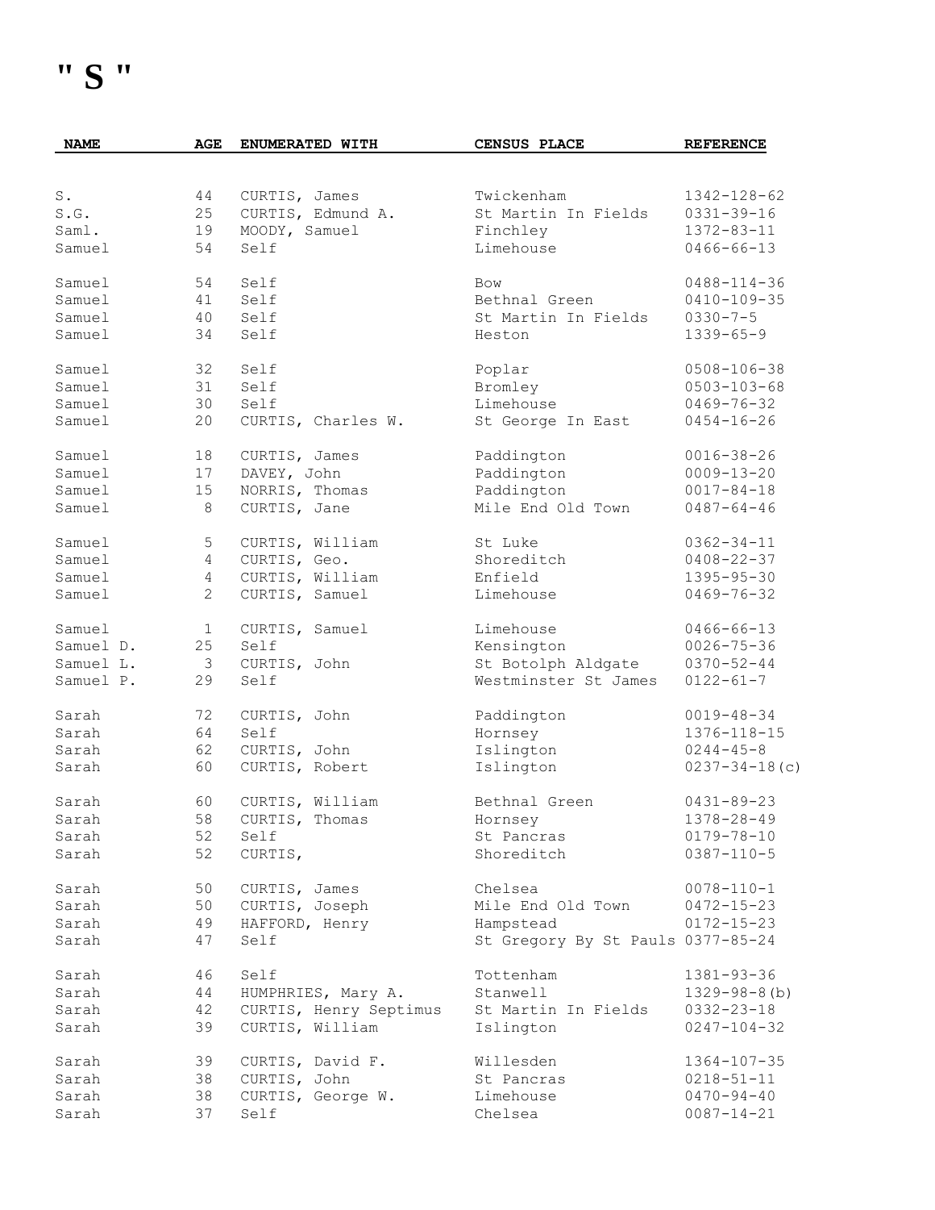# " S "

| NAME | AGE | ENUMERATED WITH | CENSUS PLACE | REFERENCE |
|---|---|---|---|---|
| S. | 44 | CURTIS, James | Twickenham | 1342-128-62 |
| S.G. | 25 | CURTIS, Edmund A. | St Martin In Fields | 0331-39-16 |
| Saml. | 19 | MOODY, Samuel | Finchley | 1372-83-11 |
| Samuel | 54 | Self | Limehouse | 0466-66-13 |
| Samuel | 54 | Self | Bow | 0488-114-36 |
| Samuel | 41 | Self | Bethnal Green | 0410-109-35 |
| Samuel | 40 | Self | St Martin In Fields | 0330-7-5 |
| Samuel | 34 | Self | Heston | 1339-65-9 |
| Samuel | 32 | Self | Poplar | 0508-106-38 |
| Samuel | 31 | Self | Bromley | 0503-103-68 |
| Samuel | 30 | Self | Limehouse | 0469-76-32 |
| Samuel | 20 | CURTIS, Charles W. | St George In East | 0454-16-26 |
| Samuel | 18 | CURTIS, James | Paddington | 0016-38-26 |
| Samuel | 17 | DAVEY, John | Paddington | 0009-13-20 |
| Samuel | 15 | NORRIS, Thomas | Paddington | 0017-84-18 |
| Samuel | 8 | CURTIS, Jane | Mile End Old Town | 0487-64-46 |
| Samuel | 5 | CURTIS, William | St Luke | 0362-34-11 |
| Samuel | 4 | CURTIS, Geo. | Shoreditch | 0408-22-37 |
| Samuel | 4 | CURTIS, William | Enfield | 1395-95-30 |
| Samuel | 2 | CURTIS, Samuel | Limehouse | 0469-76-32 |
| Samuel | 1 | CURTIS, Samuel | Limehouse | 0466-66-13 |
| Samuel D. | 25 | Self | Kensington | 0026-75-36 |
| Samuel L. | 3 | CURTIS, John | St Botolph Aldgate | 0370-52-44 |
| Samuel P. | 29 | Self | Westminster St James | 0122-61-7 |
| Sarah | 72 | CURTIS, John | Paddington | 0019-48-34 |
| Sarah | 64 | Self | Hornsey | 1376-118-15 |
| Sarah | 62 | CURTIS, John | Islington | 0244-45-8 |
| Sarah | 60 | CURTIS, Robert | Islington | 0237-34-18(c) |
| Sarah | 60 | CURTIS, William | Bethnal Green | 0431-89-23 |
| Sarah | 58 | CURTIS, Thomas | Hornsey | 1378-28-49 |
| Sarah | 52 | Self | St Pancras | 0179-78-10 |
| Sarah | 52 | CURTIS, | Shoreditch | 0387-110-5 |
| Sarah | 50 | CURTIS, James | Chelsea | 0078-110-1 |
| Sarah | 50 | CURTIS, Joseph | Mile End Old Town | 0472-15-23 |
| Sarah | 49 | HAFFORD, Henry | Hampstead | 0172-15-23 |
| Sarah | 47 | Self | St Gregory By St Pauls | 0377-85-24 |
| Sarah | 46 | Self | Tottenham | 1381-93-36 |
| Sarah | 44 | HUMPHRIES, Mary A. | Stanwell | 1329-98-8(b) |
| Sarah | 42 | CURTIS, Henry Septimus | St Martin In Fields | 0332-23-18 |
| Sarah | 39 | CURTIS, William | Islington | 0247-104-32 |
| Sarah | 39 | CURTIS, David F. | Willesden | 1364-107-35 |
| Sarah | 38 | CURTIS, John | St Pancras | 0218-51-11 |
| Sarah | 38 | CURTIS, George W. | Limehouse | 0470-94-40 |
| Sarah | 37 | Self | Chelsea | 0087-14-21 |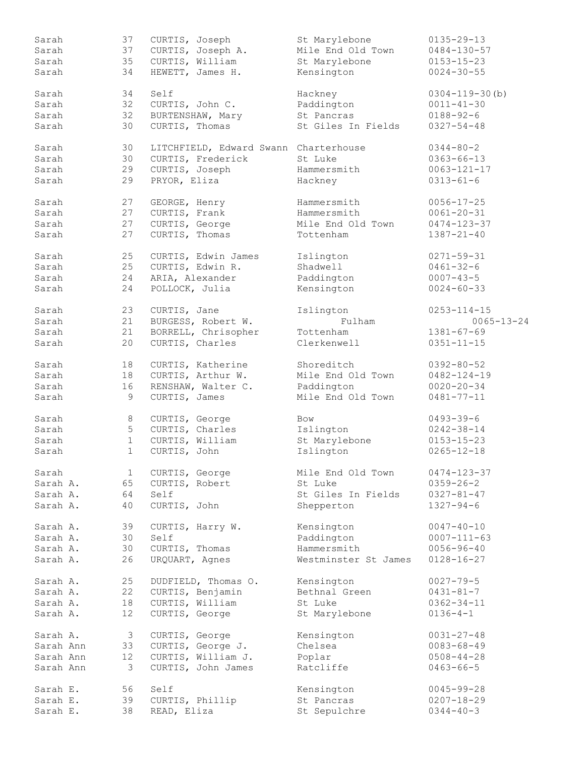| | | | | |
|---|---|---|---|---|
| Sarah | 37 | CURTIS, Joseph | St Marylebone | 0135-29-13 |
| Sarah | 37 | CURTIS, Joseph A. | Mile End Old Town | 0484-130-57 |
| Sarah | 35 | CURTIS, William | St Marylebone | 0153-15-23 |
| Sarah | 34 | HEWETT, James H. | Kensington | 0024-30-55 |
| Sarah | 34 | Self | Hackney | 0304-119-30(b) |
| Sarah | 32 | CURTIS, John C. | Paddington | 0011-41-30 |
| Sarah | 32 | BURTENSHAW, Mary | St Pancras | 0188-92-6 |
| Sarah | 30 | CURTIS, Thomas | St Giles In Fields | 0327-54-48 |
| Sarah | 30 | LITCHFIELD, Edward Swann | Charterhouse | 0344-80-2 |
| Sarah | 30 | CURTIS, Frederick | St Luke | 0363-66-13 |
| Sarah | 29 | CURTIS, Joseph | Hammersmith | 0063-121-17 |
| Sarah | 29 | PRYOR, Eliza | Hackney | 0313-61-6 |
| Sarah | 27 | GEORGE, Henry | Hammersmith | 0056-17-25 |
| Sarah | 27 | CURTIS, Frank | Hammersmith | 0061-20-31 |
| Sarah | 27 | CURTIS, George | Mile End Old Town | 0474-123-37 |
| Sarah | 27 | CURTIS, Thomas | Tottenham | 1387-21-40 |
| Sarah | 25 | CURTIS, Edwin James | Islington | 0271-59-31 |
| Sarah | 25 | CURTIS, Edwin R. | Shadwell | 0461-32-6 |
| Sarah | 24 | ARIA, Alexander | Paddington | 0007-43-5 |
| Sarah | 24 | POLLOCK, Julia | Kensington | 0024-60-33 |
| Sarah | 23 | CURTIS, Jane | Islington | 0253-114-15 |
| Sarah | 21 | BURGESS, Robert W. | Fulham | 0065-13-24 |
| Sarah | 21 | BORRELL, Chrisopher | Tottenham | 1381-67-69 |
| Sarah | 20 | CURTIS, Charles | Clerkenwell | 0351-11-15 |
| Sarah | 18 | CURTIS, Katherine | Shoreditch | 0392-80-52 |
| Sarah | 18 | CURTIS, Arthur W. | Mile End Old Town | 0482-124-19 |
| Sarah | 16 | RENSHAW, Walter C. | Paddington | 0020-20-34 |
| Sarah | 9 | CURTIS, James | Mile End Old Town | 0481-77-11 |
| Sarah | 8 | CURTIS, George | Bow | 0493-39-6 |
| Sarah | 5 | CURTIS, Charles | Islington | 0242-38-14 |
| Sarah | 1 | CURTIS, William | St Marylebone | 0153-15-23 |
| Sarah | 1 | CURTIS, John | Islington | 0265-12-18 |
| Sarah | 1 | CURTIS, George | Mile End Old Town | 0474-123-37 |
| Sarah A. | 65 | CURTIS, Robert | St Luke | 0359-26-2 |
| Sarah A. | 64 | Self | St Giles In Fields | 0327-81-47 |
| Sarah A. | 40 | CURTIS, John | Shepperton | 1327-94-6 |
| Sarah A. | 39 | CURTIS, Harry W. | Kensington | 0047-40-10 |
| Sarah A. | 30 | Self | Paddington | 0007-111-63 |
| Sarah A. | 30 | CURTIS, Thomas | Hammersmith | 0056-96-40 |
| Sarah A. | 26 | URQUART, Agnes | Westminster St James | 0128-16-27 |
| Sarah A. | 25 | DUDFIELD, Thomas O. | Kensington | 0027-79-5 |
| Sarah A. | 22 | CURTIS, Benjamin | Bethnal Green | 0431-81-7 |
| Sarah A. | 18 | CURTIS, William | St Luke | 0362-34-11 |
| Sarah A. | 12 | CURTIS, George | St Marylebone | 0136-4-1 |
| Sarah A. | 3 | CURTIS, George | Kensington | 0031-27-48 |
| Sarah Ann | 33 | CURTIS, George J. | Chelsea | 0083-68-49 |
| Sarah Ann | 12 | CURTIS, William J. | Poplar | 0508-44-28 |
| Sarah Ann | 3 | CURTIS, John James | Ratcliffe | 0463-66-5 |
| Sarah E. | 56 | Self | Kensington | 0045-99-28 |
| Sarah E. | 39 | CURTIS, Phillip | St Pancras | 0207-18-29 |
| Sarah E. | 38 | READ, Eliza | St Sepulchre | 0344-40-3 |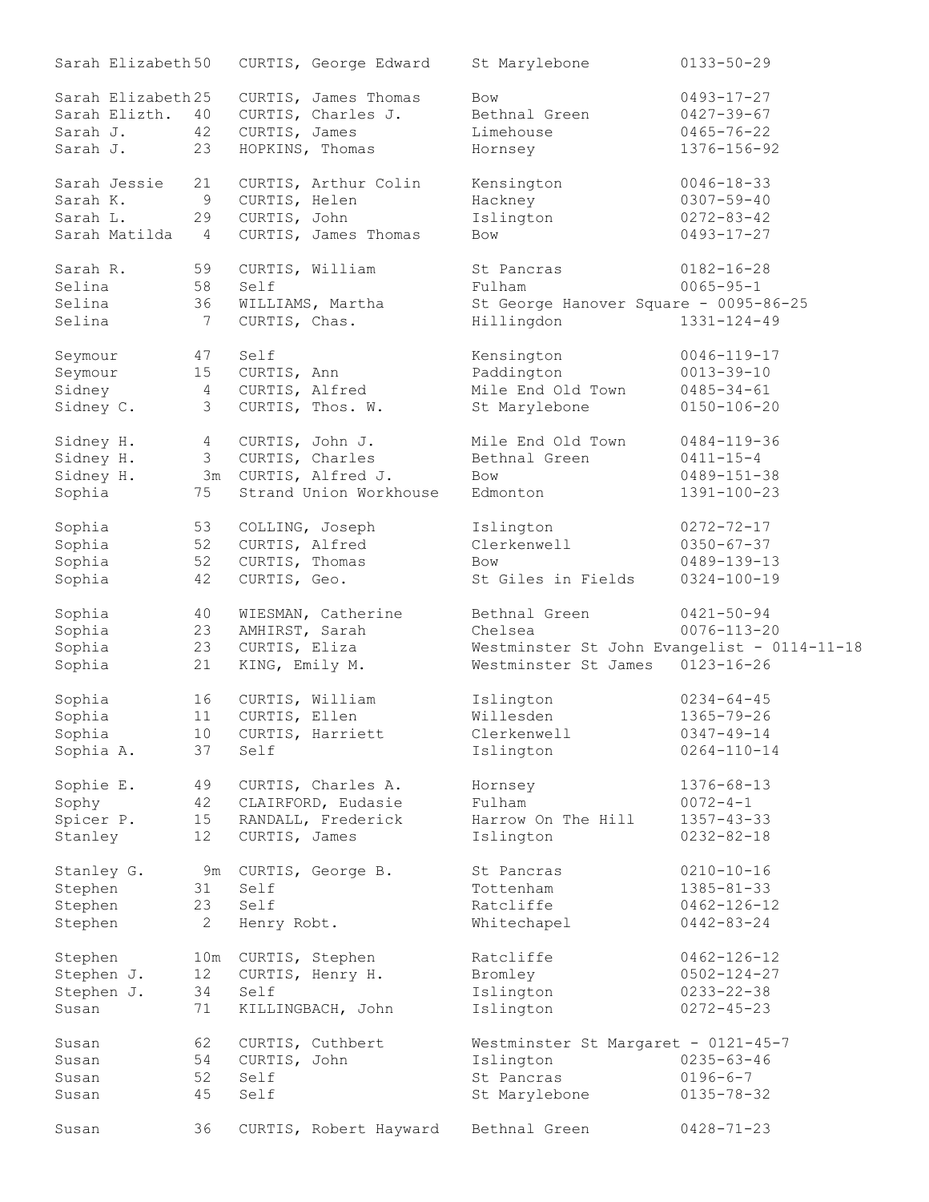| | | | | |
|---|---|---|---|---|
| Sarah Elizabeth | 50 | CURTIS, George Edward | St Marylebone | 0133-50-29 |
| Sarah Elizabeth | 25 | CURTIS, James Thomas | Bow | 0493-17-27 |
| Sarah Elizth. | 40 | CURTIS, Charles J. | Bethnal Green | 0427-39-67 |
| Sarah J. | 42 | CURTIS, James | Limehouse | 0465-76-22 |
| Sarah J. | 23 | HOPKINS, Thomas | Hornsey | 1376-156-92 |
| Sarah Jessie | 21 | CURTIS, Arthur Colin | Kensington | 0046-18-33 |
| Sarah K. | 9 | CURTIS, Helen | Hackney | 0307-59-40 |
| Sarah L. | 29 | CURTIS, John | Islington | 0272-83-42 |
| Sarah Matilda | 4 | CURTIS, James Thomas | Bow | 0493-17-27 |
| Sarah R. | 59 | CURTIS, William | St Pancras | 0182-16-28 |
| Selina | 58 | Self | Fulham | 0065-95-1 |
| Selina | 36 | WILLIAMS, Martha | St George Hanover Square - 0095-86-25 | |
| Selina | 7 | CURTIS, Chas. | Hillingdon | 1331-124-49 |
| Seymour | 47 | Self | Kensington | 0046-119-17 |
| Seymour | 15 | CURTIS, Ann | Paddington | 0013-39-10 |
| Sidney | 4 | CURTIS, Alfred | Mile End Old Town | 0485-34-61 |
| Sidney C. | 3 | CURTIS, Thos. W. | St Marylebone | 0150-106-20 |
| Sidney H. | 4 | CURTIS, John J. | Mile End Old Town | 0484-119-36 |
| Sidney H. | 3 | CURTIS, Charles | Bethnal Green | 0411-15-4 |
| Sidney H. | 3m | CURTIS, Alfred J. | Bow | 0489-151-38 |
| Sophia | 75 | Strand Union Workhouse | Edmonton | 1391-100-23 |
| Sophia | 53 | COLLING, Joseph | Islington | 0272-72-17 |
| Sophia | 52 | CURTIS, Alfred | Clerkenwell | 0350-67-37 |
| Sophia | 52 | CURTIS, Thomas | Bow | 0489-139-13 |
| Sophia | 42 | CURTIS, Geo. | St Giles in Fields | 0324-100-19 |
| Sophia | 40 | WIESMAN, Catherine | Bethnal Green | 0421-50-94 |
| Sophia | 23 | AMHIRST, Sarah | Chelsea | 0076-113-20 |
| Sophia | 23 | CURTIS, Eliza | Westminster St John Evangelist - 0114-11-18 | |
| Sophia | 21 | KING, Emily M. | Westminster St James | 0123-16-26 |
| Sophia | 16 | CURTIS, William | Islington | 0234-64-45 |
| Sophia | 11 | CURTIS, Ellen | Willesden | 1365-79-26 |
| Sophia | 10 | CURTIS, Harriett | Clerkenwell | 0347-49-14 |
| Sophia A. | 37 | Self | Islington | 0264-110-14 |
| Sophie E. | 49 | CURTIS, Charles A. | Hornsey | 1376-68-13 |
| Sophy | 42 | CLAIRFORD, Eudasie | Fulham | 0072-4-1 |
| Spicer P. | 15 | RANDALL, Frederick | Harrow On The Hill | 1357-43-33 |
| Stanley | 12 | CURTIS, James | Islington | 0232-82-18 |
| Stanley G. | 9m | CURTIS, George B. | St Pancras | 0210-10-16 |
| Stephen | 31 | Self | Tottenham | 1385-81-33 |
| Stephen | 23 | Self | Ratcliffe | 0462-126-12 |
| Stephen | 2 | Henry Robt. | Whitechapel | 0442-83-24 |
| Stephen | 10m | CURTIS, Stephen | Ratcliffe | 0462-126-12 |
| Stephen J. | 12 | CURTIS, Henry H. | Bromley | 0502-124-27 |
| Stephen J. | 34 | Self | Islington | 0233-22-38 |
| Susan | 71 | KILLINGBACH, John | Islington | 0272-45-23 |
| Susan | 62 | CURTIS, Cuthbert | Westminster St Margaret - 0121-45-7 | |
| Susan | 54 | CURTIS, John | Islington | 0235-63-46 |
| Susan | 52 | Self | St Pancras | 0196-6-7 |
| Susan | 45 | Self | St Marylebone | 0135-78-32 |
| Susan | 36 | CURTIS, Robert Hayward | Bethnal Green | 0428-71-23 |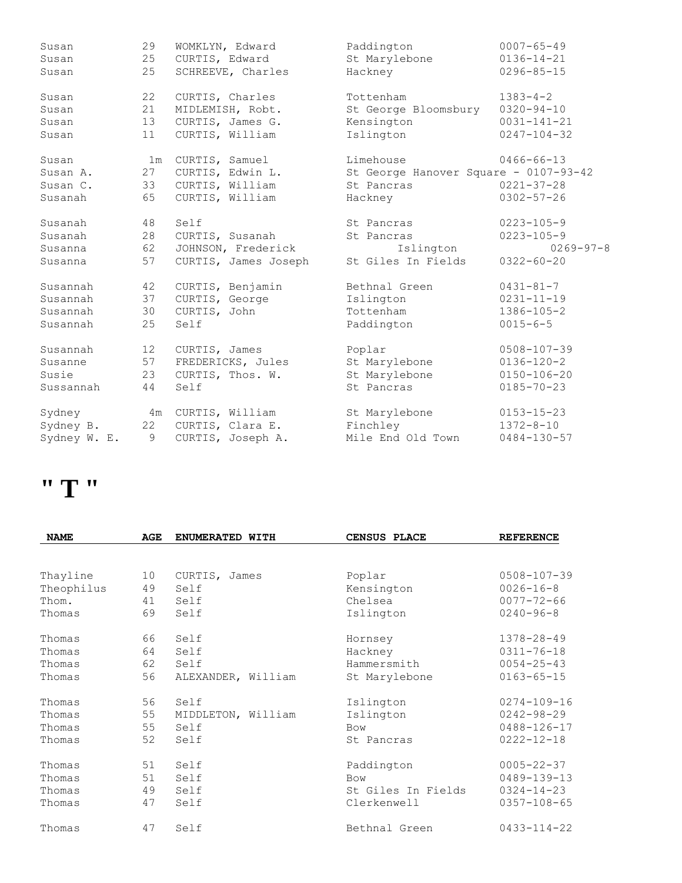| | | | | |
|---|---|---|---|---|
| Susan | 29 | WOMKLYN, Edward | Paddington | 0007-65-49 |
| Susan | 25 | CURTIS, Edward | St Marylebone | 0136-14-21 |
| Susan | 25 | SCHREEVE, Charles | Hackney | 0296-85-15 |
| Susan | 22 | CURTIS, Charles | Tottenham | 1383-4-2 |
| Susan | 21 | MIDLEMISH, Robt. | St George Bloomsbury | 0320-94-10 |
| Susan | 13 | CURTIS, James G. | Kensington | 0031-141-21 |
| Susan | 11 | CURTIS, William | Islington | 0247-104-32 |
| Susan | 1m | CURTIS, Samuel | Limehouse | 0466-66-13 |
| Susan A. | 27 | CURTIS, Edwin L. | St George Hanover Square - 0107-93-42 | |
| Susan C. | 33 | CURTIS, William | St Pancras | 0221-37-28 |
| Susanah | 65 | CURTIS, William | Hackney | 0302-57-26 |
| Susanah | 48 | Self | St Pancras | 0223-105-9 |
| Susanah | 28 | CURTIS, Susanah | St Pancras | 0223-105-9 |
| Susanna | 62 | JOHNSON, Frederick | Islington | 0269-97-8 |
| Susanna | 57 | CURTIS, James Joseph | St Giles In Fields | 0322-60-20 |
| Susannah | 42 | CURTIS, Benjamin | Bethnal Green | 0431-81-7 |
| Susannah | 37 | CURTIS, George | Islington | 0231-11-19 |
| Susannah | 30 | CURTIS, John | Tottenham | 1386-105-2 |
| Susannah | 25 | Self | Paddington | 0015-6-5 |
| Susannah | 12 | CURTIS, James | Poplar | 0508-107-39 |
| Susanne | 57 | FREDERICKS, Jules | St Marylebone | 0136-120-2 |
| Susie | 23 | CURTIS, Thos. W. | St Marylebone | 0150-106-20 |
| Sussannah | 44 | Self | St Pancras | 0185-70-23 |
| Sydney | 4m | CURTIS, William | St Marylebone | 0153-15-23 |
| Sydney B. | 22 | CURTIS, Clara E. | Finchley | 1372-8-10 |
| Sydney W. E. | 9 | CURTIS, Joseph A. | Mile End Old Town | 0484-130-57 |

# " T "

| NAME | AGE | ENUMERATED WITH | CENSUS PLACE | REFERENCE |
|---|---|---|---|---|
| Thayline | 10 | CURTIS, James | Poplar | 0508-107-39 |
| Theophilus | 49 | Self | Kensington | 0026-16-8 |
| Thom. | 41 | Self | Chelsea | 0077-72-66 |
| Thomas | 69 | Self | Islington | 0240-96-8 |
| Thomas | 66 | Self | Hornsey | 1378-28-49 |
| Thomas | 64 | Self | Hackney | 0311-76-18 |
| Thomas | 62 | Self | Hammersmith | 0054-25-43 |
| Thomas | 56 | ALEXANDER, William | St Marylebone | 0163-65-15 |
| Thomas | 56 | Self | Islington | 0274-109-16 |
| Thomas | 55 | MIDDLETON, William | Islington | 0242-98-29 |
| Thomas | 55 | Self | Bow | 0488-126-17 |
| Thomas | 52 | Self | St Pancras | 0222-12-18 |
| Thomas | 51 | Self | Paddington | 0005-22-37 |
| Thomas | 51 | Self | Bow | 0489-139-13 |
| Thomas | 49 | Self | St Giles In Fields | 0324-14-23 |
| Thomas | 47 | Self | Clerkenwell | 0357-108-65 |
| Thomas | 47 | Self | Bethnal Green | 0433-114-22 |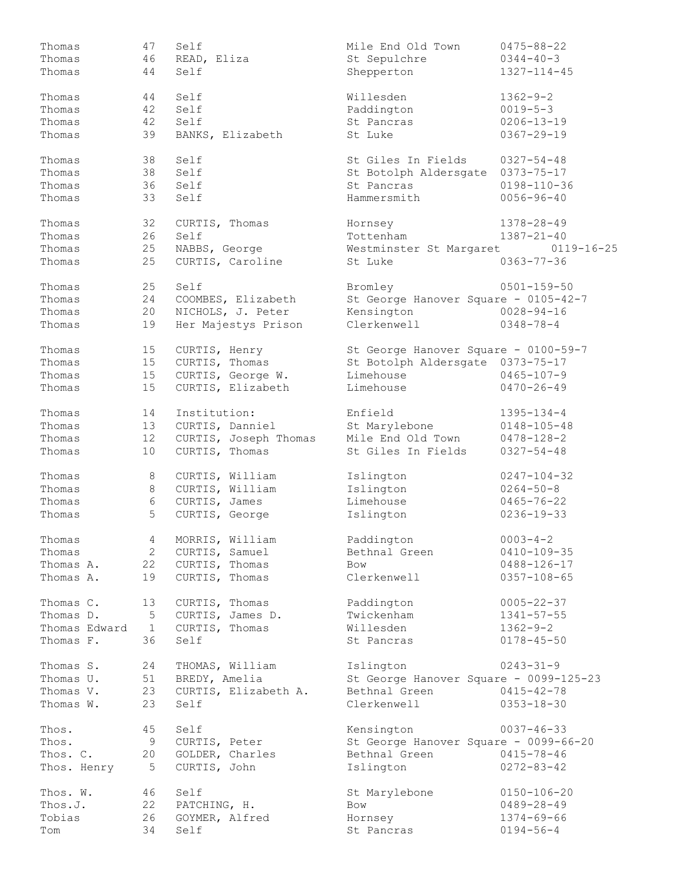| | | | | |
|---|---|---|---|---|
| Thomas | 47 | Self | Mile End Old Town | 0475-88-22 |
| Thomas | 46 | READ, Eliza | St Sepulchre | 0344-40-3 |
| Thomas | 44 | Self | Shepperton | 1327-114-45 |
| Thomas | 44 | Self | Willesden | 1362-9-2 |
| Thomas | 42 | Self | Paddington | 0019-5-3 |
| Thomas | 42 | Self | St Pancras | 0206-13-19 |
| Thomas | 39 | BANKS, Elizabeth | St Luke | 0367-29-19 |
| Thomas | 38 | Self | St Giles In Fields | 0327-54-48 |
| Thomas | 38 | Self | St Botolph Aldersgate | 0373-75-17 |
| Thomas | 36 | Self | St Pancras | 0198-110-36 |
| Thomas | 33 | Self | Hammersmith | 0056-96-40 |
| Thomas | 32 | CURTIS, Thomas | Hornsey | 1378-28-49 |
| Thomas | 26 | Self | Tottenham | 1387-21-40 |
| Thomas | 25 | NABBS, George | Westminster St Margaret | 0119-16-25 |
| Thomas | 25 | CURTIS, Caroline | St Luke | 0363-77-36 |
| Thomas | 25 | Self | Bromley | 0501-159-50 |
| Thomas | 24 | COOMBES, Elizabeth | St George Hanover Square - | 0105-42-7 |
| Thomas | 20 | NICHOLS, J. Peter | Kensington | 0028-94-16 |
| Thomas | 19 | Her Majestys Prison | Clerkenwell | 0348-78-4 |
| Thomas | 15 | CURTIS, Henry | St George Hanover Square - | 0100-59-7 |
| Thomas | 15 | CURTIS, Thomas | St Botolph Aldersgate | 0373-75-17 |
| Thomas | 15 | CURTIS, George W. | Limehouse | 0465-107-9 |
| Thomas | 15 | CURTIS, Elizabeth | Limehouse | 0470-26-49 |
| Thomas | 14 | Institution: | Enfield | 1395-134-4 |
| Thomas | 13 | CURTIS, Danniel | St Marylebone | 0148-105-48 |
| Thomas | 12 | CURTIS, Joseph Thomas | Mile End Old Town | 0478-128-2 |
| Thomas | 10 | CURTIS, Thomas | St Giles In Fields | 0327-54-48 |
| Thomas | 8 | CURTIS, William | Islington | 0247-104-32 |
| Thomas | 8 | CURTIS, William | Islington | 0264-50-8 |
| Thomas | 6 | CURTIS, James | Limehouse | 0465-76-22 |
| Thomas | 5 | CURTIS, George | Islington | 0236-19-33 |
| Thomas | 4 | MORRIS, William | Paddington | 0003-4-2 |
| Thomas | 2 | CURTIS, Samuel | Bethnal Green | 0410-109-35 |
| Thomas A. | 22 | CURTIS, Thomas | Bow | 0488-126-17 |
| Thomas A. | 19 | CURTIS, Thomas | Clerkenwell | 0357-108-65 |
| Thomas C. | 13 | CURTIS, Thomas | Paddington | 0005-22-37 |
| Thomas D. | 5 | CURTIS, James D. | Twickenham | 1341-57-55 |
| Thomas Edward | 1 | CURTIS, Thomas | Willesden | 1362-9-2 |
| Thomas F. | 36 | Self | St Pancras | 0178-45-50 |
| Thomas S. | 24 | THOMAS, William | Islington | 0243-31-9 |
| Thomas U. | 51 | BREDY, Amelia | St George Hanover Square - | 0099-125-23 |
| Thomas V. | 23 | CURTIS, Elizabeth A. | Bethnal Green | 0415-42-78 |
| Thomas W. | 23 | Self | Clerkenwell | 0353-18-30 |
| Thos. | 45 | Self | Kensington | 0037-46-33 |
| Thos. | 9 | CURTIS, Peter | St George Hanover Square - | 0099-66-20 |
| Thos. C. | 20 | GOLDER, Charles | Bethnal Green | 0415-78-46 |
| Thos. Henry | 5 | CURTIS, John | Islington | 0272-83-42 |
| Thos. W. | 46 | Self | St Marylebone | 0150-106-20 |
| Thos.J. | 22 | PATCHING, H. | Bow | 0489-28-49 |
| Tobias | 26 | GOYMER, Alfred | Hornsey | 1374-69-66 |
| Tom | 34 | Self | St Pancras | 0194-56-4 |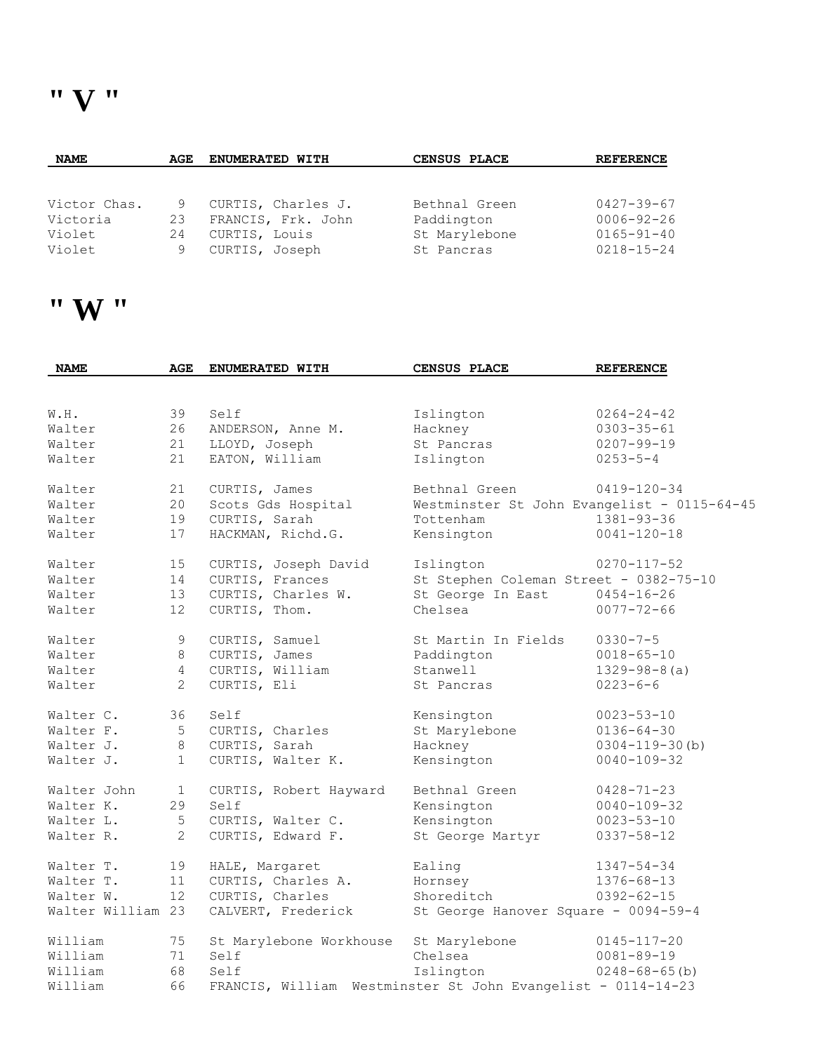# " V "

| NAME | AGE | ENUMERATED WITH | CENSUS PLACE | REFERENCE |
|---|---|---|---|---|
| Victor Chas. | 9 | CURTIS, Charles J. | Bethnal Green | 0427-39-67 |
| Victoria | 23 | FRANCIS, Frk. John | Paddington | 0006-92-26 |
| Violet | 24 | CURTIS, Louis | St Marylebone | 0165-91-40 |
| Violet | 9 | CURTIS, Joseph | St Pancras | 0218-15-24 |

# " W "

| NAME | AGE | ENUMERATED WITH | CENSUS PLACE | REFERENCE |
|---|---|---|---|---|
| W.H. | 39 | Self | Islington | 0264-24-42 |
| Walter | 26 | ANDERSON, Anne M. | Hackney | 0303-35-61 |
| Walter | 21 | LLOYD, Joseph | St Pancras | 0207-99-19 |
| Walter | 21 | EATON, William | Islington | 0253-5-4 |
| Walter | 21 | CURTIS, James | Bethnal Green | 0419-120-34 |
| Walter | 20 | Scots Gds Hospital | Westminster St John Evangelist - 0115-64-45 | |
| Walter | 19 | CURTIS, Sarah | Tottenham | 1381-93-36 |
| Walter | 17 | HACKMAN, Richd.G. | Kensington | 0041-120-18 |
| Walter | 15 | CURTIS, Joseph David | Islington | 0270-117-52 |
| Walter | 14 | CURTIS, Frances | St Stephen Coleman Street - 0382-75-10 | |
| Walter | 13 | CURTIS, Charles W. | St George In East | 0454-16-26 |
| Walter | 12 | CURTIS, Thom. | Chelsea | 0077-72-66 |
| Walter | 9 | CURTIS, Samuel | St Martin In Fields | 0330-7-5 |
| Walter | 8 | CURTIS, James | Paddington | 0018-65-10 |
| Walter | 4 | CURTIS, William | Stanwell | 1329-98-8(a) |
| Walter | 2 | CURTIS, Eli | St Pancras | 0223-6-6 |
| Walter C. | 36 | Self | Kensington | 0023-53-10 |
| Walter F. | 5 | CURTIS, Charles | St Marylebone | 0136-64-30 |
| Walter J. | 8 | CURTIS, Sarah | Hackney | 0304-119-30(b) |
| Walter J. | 1 | CURTIS, Walter K. | Kensington | 0040-109-32 |
| Walter John | 1 | CURTIS, Robert Hayward | Bethnal Green | 0428-71-23 |
| Walter K. | 29 | Self | Kensington | 0040-109-32 |
| Walter L. | 5 | CURTIS, Walter C. | Kensington | 0023-53-10 |
| Walter R. | 2 | CURTIS, Edward F. | St George Martyr | 0337-58-12 |
| Walter T. | 19 | HALE, Margaret | Ealing | 1347-54-34 |
| Walter T. | 11 | CURTIS, Charles A. | Hornsey | 1376-68-13 |
| Walter W. | 12 | CURTIS, Charles | Shoreditch | 0392-62-15 |
| Walter William | 23 | CALVERT, Frederick | St George Hanover Square - 0094-59-4 | |
| William | 75 | St Marylebone Workhouse | St Marylebone | 0145-117-20 |
| William | 71 | Self | Chelsea | 0081-89-19 |
| William | 68 | Self | Islington | 0248-68-65(b) |
| William | 66 | FRANCIS, William | Westminster St John Evangelist - 0114-14-23 | |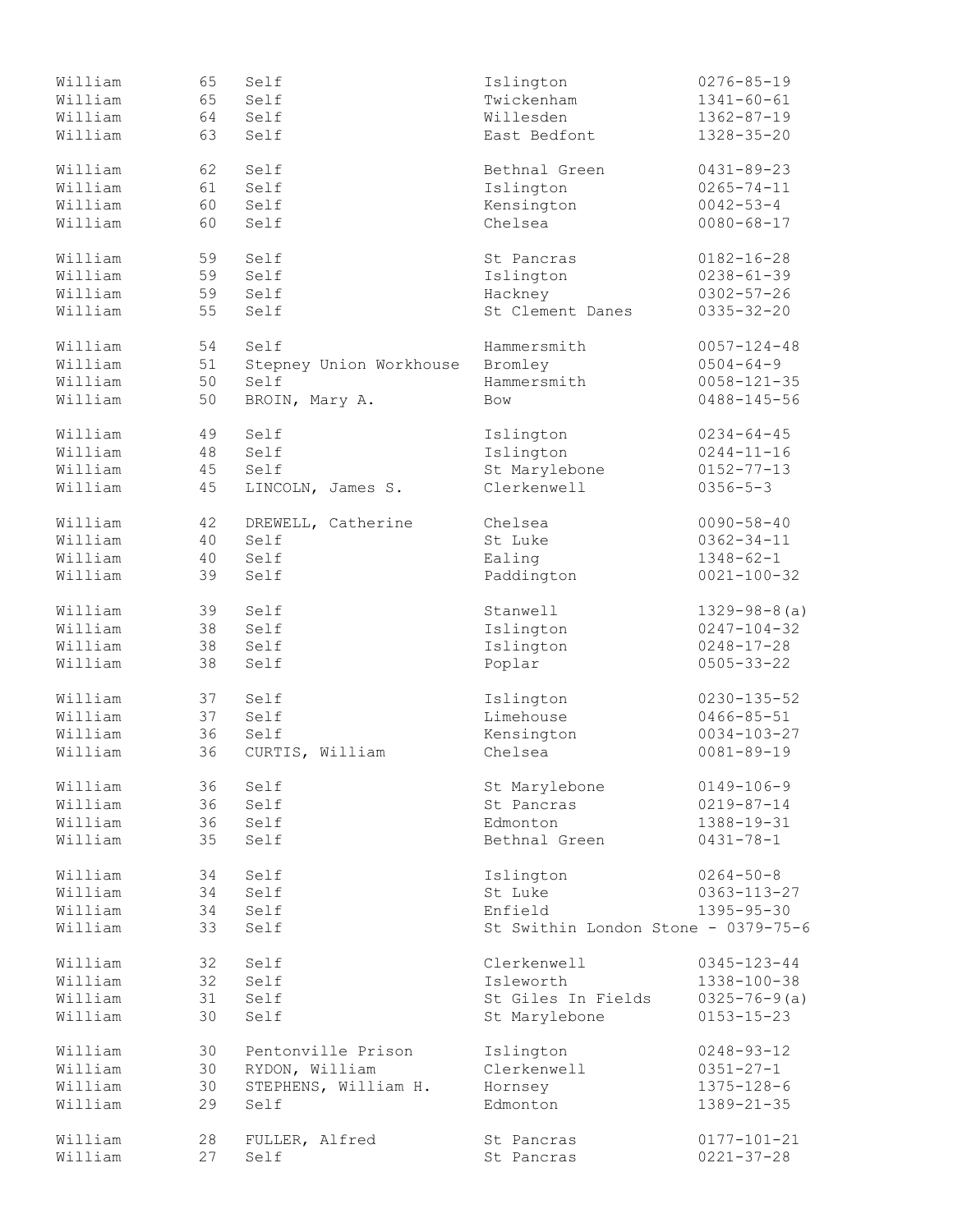| | | | | |
|---|---|---|---|---|
| William | 65 | Self | Islington | 0276-85-19 |
| William | 65 | Self | Twickenham | 1341-60-61 |
| William | 64 | Self | Willesden | 1362-87-19 |
| William | 63 | Self | East Bedfont | 1328-35-20 |
| William | 62 | Self | Bethnal Green | 0431-89-23 |
| William | 61 | Self | Islington | 0265-74-11 |
| William | 60 | Self | Kensington | 0042-53-4 |
| William | 60 | Self | Chelsea | 0080-68-17 |
| William | 59 | Self | St Pancras | 0182-16-28 |
| William | 59 | Self | Islington | 0238-61-39 |
| William | 59 | Self | Hackney | 0302-57-26 |
| William | 55 | Self | St Clement Danes | 0335-32-20 |
| William | 54 | Self | Hammersmith | 0057-124-48 |
| William | 51 | Stepney Union Workhouse | Bromley | 0504-64-9 |
| William | 50 | Self | Hammersmith | 0058-121-35 |
| William | 50 | BROIN, Mary A. | Bow | 0488-145-56 |
| William | 49 | Self | Islington | 0234-64-45 |
| William | 48 | Self | Islington | 0244-11-16 |
| William | 45 | Self | St Marylebone | 0152-77-13 |
| William | 45 | LINCOLN, James S. | Clerkenwell | 0356-5-3 |
| William | 42 | DREWELL, Catherine | Chelsea | 0090-58-40 |
| William | 40 | Self | St Luke | 0362-34-11 |
| William | 40 | Self | Ealing | 1348-62-1 |
| William | 39 | Self | Paddington | 0021-100-32 |
| William | 39 | Self | Stanwell | 1329-98-8(a) |
| William | 38 | Self | Islington | 0247-104-32 |
| William | 38 | Self | Islington | 0248-17-28 |
| William | 38 | Self | Poplar | 0505-33-22 |
| William | 37 | Self | Islington | 0230-135-52 |
| William | 37 | Self | Limehouse | 0466-85-51 |
| William | 36 | Self | Kensington | 0034-103-27 |
| William | 36 | CURTIS, William | Chelsea | 0081-89-19 |
| William | 36 | Self | St Marylebone | 0149-106-9 |
| William | 36 | Self | St Pancras | 0219-87-14 |
| William | 36 | Self | Edmonton | 1388-19-31 |
| William | 35 | Self | Bethnal Green | 0431-78-1 |
| William | 34 | Self | Islington | 0264-50-8 |
| William | 34 | Self | St Luke | 0363-113-27 |
| William | 34 | Self | Enfield | 1395-95-30 |
| William | 33 | Self | St Swithin London Stone - 0379-75-6 | |
| William | 32 | Self | Clerkenwell | 0345-123-44 |
| William | 32 | Self | Isleworth | 1338-100-38 |
| William | 31 | Self | St Giles In Fields | 0325-76-9(a) |
| William | 30 | Self | St Marylebone | 0153-15-23 |
| William | 30 | Pentonville Prison | Islington | 0248-93-12 |
| William | 30 | RYDON, William | Clerkenwell | 0351-27-1 |
| William | 30 | STEPHENS, William H. | Hornsey | 1375-128-6 |
| William | 29 | Self | Edmonton | 1389-21-35 |
| William | 28 | FULLER, Alfred | St Pancras | 0177-101-21 |
| William | 27 | Self | St Pancras | 0221-37-28 |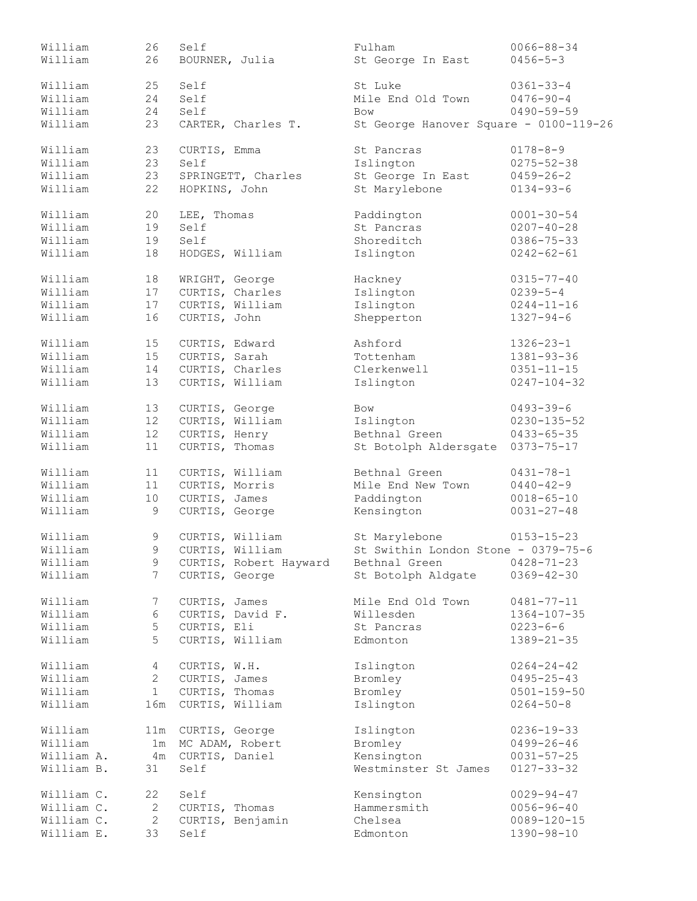| | | | | |
|---|---|---|---|---|
| William | 26 | Self | Fulham | 0066-88-34 |
| William | 26 | BOURNER, Julia | St George In East | 0456-5-3 |
| William | 25 | Self | St Luke | 0361-33-4 |
| William | 24 | Self | Mile End Old Town | 0476-90-4 |
| William | 24 | Self | Bow | 0490-59-59 |
| William | 23 | CARTER, Charles T. | St George Hanover Square - 0100-119-26 | |
| William | 23 | CURTIS, Emma | St Pancras | 0178-8-9 |
| William | 23 | Self | Islington | 0275-52-38 |
| William | 23 | SPRINGETT, Charles | St George In East | 0459-26-2 |
| William | 22 | HOPKINS, John | St Marylebone | 0134-93-6 |
| William | 20 | LEE, Thomas | Paddington | 0001-30-54 |
| William | 19 | Self | St Pancras | 0207-40-28 |
| William | 19 | Self | Shoreditch | 0386-75-33 |
| William | 18 | HODGES, William | Islington | 0242-62-61 |
| William | 18 | WRIGHT, George | Hackney | 0315-77-40 |
| William | 17 | CURTIS, Charles | Islington | 0239-5-4 |
| William | 17 | CURTIS, William | Islington | 0244-11-16 |
| William | 16 | CURTIS, John | Shepperton | 1327-94-6 |
| William | 15 | CURTIS, Edward | Ashford | 1326-23-1 |
| William | 15 | CURTIS, Sarah | Tottenham | 1381-93-36 |
| William | 14 | CURTIS, Charles | Clerkenwell | 0351-11-15 |
| William | 13 | CURTIS, William | Islington | 0247-104-32 |
| William | 13 | CURTIS, George | Bow | 0493-39-6 |
| William | 12 | CURTIS, William | Islington | 0230-135-52 |
| William | 12 | CURTIS, Henry | Bethnal Green | 0433-65-35 |
| William | 11 | CURTIS, Thomas | St Botolph Aldersgate | 0373-75-17 |
| William | 11 | CURTIS, William | Bethnal Green | 0431-78-1 |
| William | 11 | CURTIS, Morris | Mile End New Town | 0440-42-9 |
| William | 10 | CURTIS, James | Paddington | 0018-65-10 |
| William | 9 | CURTIS, George | Kensington | 0031-27-48 |
| William | 9 | CURTIS, William | St Marylebone | 0153-15-23 |
| William | 9 | CURTIS, William | St Swithin London Stone - 0379-75-6 | |
| William | 9 | CURTIS, Robert Hayward | Bethnal Green | 0428-71-23 |
| William | 7 | CURTIS, George | St Botolph Aldgate | 0369-42-30 |
| William | 7 | CURTIS, James | Mile End Old Town | 0481-77-11 |
| William | 6 | CURTIS, David F. | Willesden | 1364-107-35 |
| William | 5 | CURTIS, Eli | St Pancras | 0223-6-6 |
| William | 5 | CURTIS, William | Edmonton | 1389-21-35 |
| William | 4 | CURTIS, W.H. | Islington | 0264-24-42 |
| William | 2 | CURTIS, James | Bromley | 0495-25-43 |
| William | 1 | CURTIS, Thomas | Bromley | 0501-159-50 |
| William | 16m | CURTIS, William | Islington | 0264-50-8 |
| William | 11m | CURTIS, George | Islington | 0236-19-33 |
| William | 1m | MC ADAM, Robert | Bromley | 0499-26-46 |
| William A. | 4m | CURTIS, Daniel | Kensington | 0031-57-25 |
| William B. | 31 | Self | Westminster St James | 0127-33-32 |
| William C. | 22 | Self | Kensington | 0029-94-47 |
| William C. | 2 | CURTIS, Thomas | Hammersmith | 0056-96-40 |
| William C. | 2 | CURTIS, Benjamin | Chelsea | 0089-120-15 |
| William E. | 33 | Self | Edmonton | 1390-98-10 |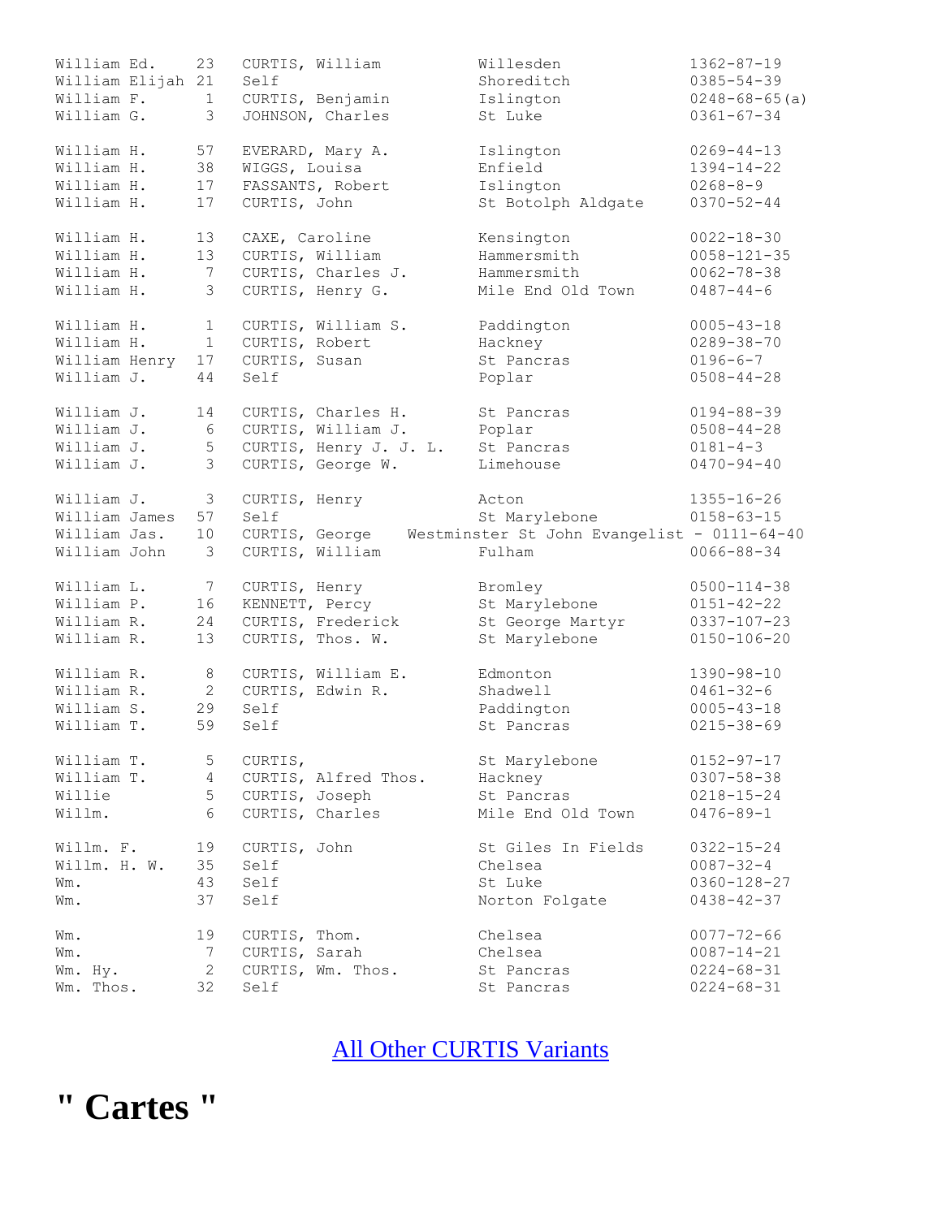| | | | | |
|---|---|---|---|---|
| William Ed. | 23 | CURTIS, William | Willesden | 1362-87-19 |
| William Elijah | 21 | Self | Shoreditch | 0385-54-39 |
| William F. | 1 | CURTIS, Benjamin | Islington | 0248-68-65(a) |
| William G. | 3 | JOHNSON, Charles | St Luke | 0361-67-34 |
| William H. | 57 | EVERARD, Mary A. | Islington | 0269-44-13 |
| William H. | 38 | WIGGS, Louisa | Enfield | 1394-14-22 |
| William H. | 17 | FASSANTS, Robert | Islington | 0268-8-9 |
| William H. | 17 | CURTIS, John | St Botolph Aldgate | 0370-52-44 |
| William H. | 13 | CAXE, Caroline | Kensington | 0022-18-30 |
| William H. | 13 | CURTIS, William | Hammersmith | 0058-121-35 |
| William H. | 7 | CURTIS, Charles J. | Hammersmith | 0062-78-38 |
| William H. | 3 | CURTIS, Henry G. | Mile End Old Town | 0487-44-6 |
| William H. | 1 | CURTIS, William S. | Paddington | 0005-43-18 |
| William H. | 1 | CURTIS, Robert | Hackney | 0289-38-70 |
| William Henry | 17 | CURTIS, Susan | St Pancras | 0196-6-7 |
| William J. | 44 | Self | Poplar | 0508-44-28 |
| William J. | 14 | CURTIS, Charles H. | St Pancras | 0194-88-39 |
| William J. | 6 | CURTIS, William J. | Poplar | 0508-44-28 |
| William J. | 5 | CURTIS, Henry J. J. L. | St Pancras | 0181-4-3 |
| William J. | 3 | CURTIS, George W. | Limehouse | 0470-94-40 |
| William J. | 3 | CURTIS, Henry | Acton | 1355-16-26 |
| William James | 57 | Self | St Marylebone | 0158-63-15 |
| William Jas. | 10 | CURTIS, George | Westminster St John Evangelist - | 0111-64-40 |
| William John | 3 | CURTIS, William | Fulham | 0066-88-34 |
| William L. | 7 | CURTIS, Henry | Bromley | 0500-114-38 |
| William P. | 16 | KENNETT, Percy | St Marylebone | 0151-42-22 |
| William R. | 24 | CURTIS, Frederick | St George Martyr | 0337-107-23 |
| William R. | 13 | CURTIS, Thos. W. | St Marylebone | 0150-106-20 |
| William R. | 8 | CURTIS, William E. | Edmonton | 1390-98-10 |
| William R. | 2 | CURTIS, Edwin R. | Shadwell | 0461-32-6 |
| William S. | 29 | Self | Paddington | 0005-43-18 |
| William T. | 59 | Self | St Pancras | 0215-38-69 |
| William T. | 5 | CURTIS, | St Marylebone | 0152-97-17 |
| William T. | 4 | CURTIS, Alfred Thos. | Hackney | 0307-58-38 |
| Willie | 5 | CURTIS, Joseph | St Pancras | 0218-15-24 |
| Willm. | 6 | CURTIS, Charles | Mile End Old Town | 0476-89-1 |
| Willm. F. | 19 | CURTIS, John | St Giles In Fields | 0322-15-24 |
| Willm. H. W. | 35 | Self | Chelsea | 0087-32-4 |
| Wm. | 43 | Self | St Luke | 0360-128-27 |
| Wm. | 37 | Self | Norton Folgate | 0438-42-37 |
| Wm. | 19 | CURTIS, Thom. | Chelsea | 0077-72-66 |
| Wm. | 7 | CURTIS, Sarah | Chelsea | 0087-14-21 |
| Wm. Hy. | 2 | CURTIS, Wm. Thos. | St Pancras | 0224-68-31 |
| Wm. Thos. | 32 | Self | St Pancras | 0224-68-31 |

All Other CURTIS Variants

# " Cartes "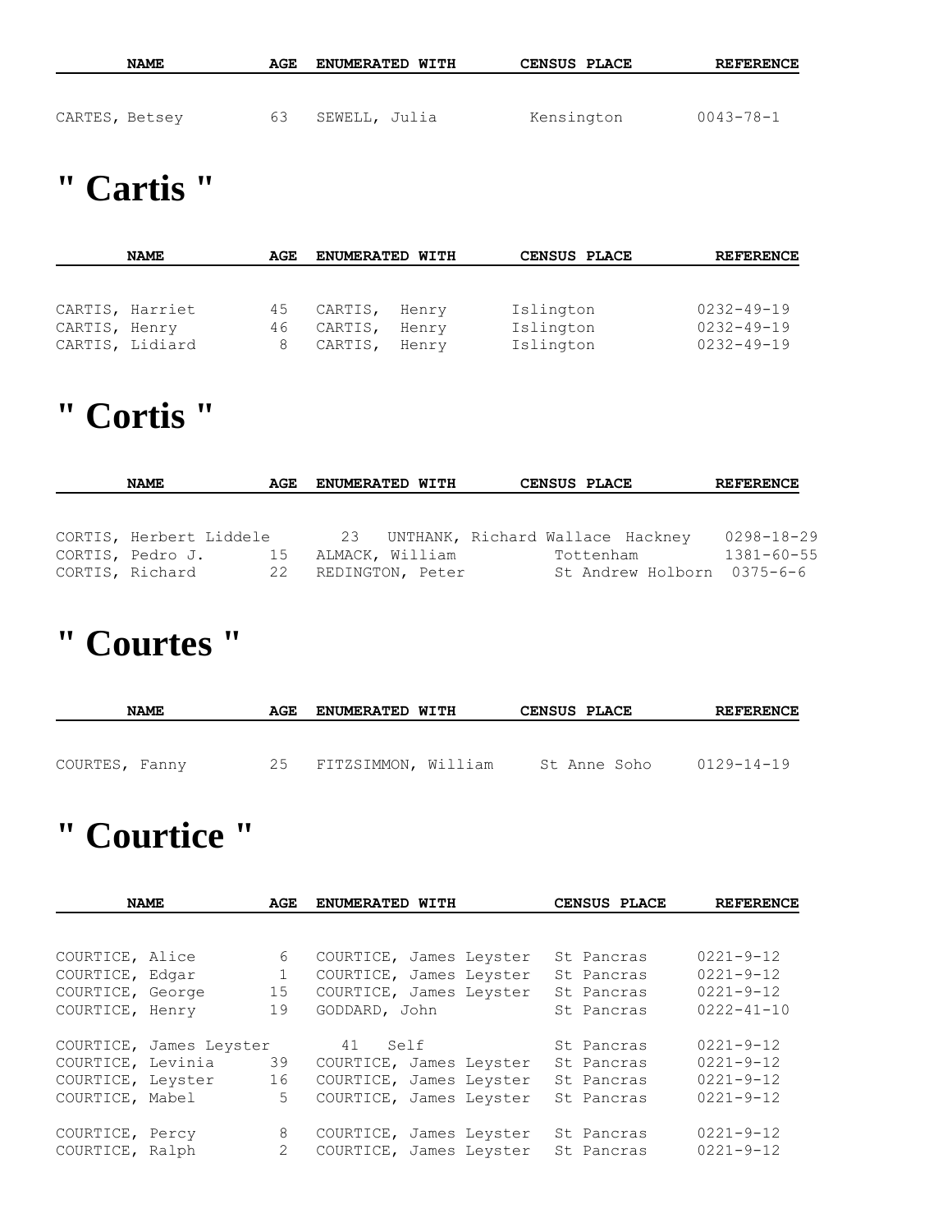| NAME | AGE | ENUMERATED WITH | CENSUS PLACE | REFERENCE |
|---|---|---|---|---|
| CARTES, Betsey | 63 | SEWELL, Julia | Kensington | 0043-78-1 |

# " Cartis "

| NAME | AGE | ENUMERATED WITH | CENSUS PLACE | REFERENCE |
|---|---|---|---|---|
| CARTIS, Harriet | 45 | CARTIS, Henry | Islington | 0232-49-19 |
| CARTIS, Henry | 46 | CARTIS, Henry | Islington | 0232-49-19 |
| CARTIS, Lidiard | 8 | CARTIS, Henry | Islington | 0232-49-19 |

# " Cortis "

| NAME | AGE | ENUMERATED WITH | CENSUS PLACE | REFERENCE |
|---|---|---|---|---|
| CORTIS, Herbert Liddele | 23 | UNTHANK, Richard Wallace | Hackney | 0298-18-29 |
| CORTIS, Pedro J. | 15 | ALMACK, William | Tottenham | 1381-60-55 |
| CORTIS, Richard | 22 | REDINGTON, Peter | St Andrew Holborn | 0375-6-6 |

# " Courtes "

| NAME | AGE | ENUMERATED WITH | CENSUS PLACE | REFERENCE |
|---|---|---|---|---|
| COURTES, Fanny | 25 | FITZSIMMON, William | St Anne Soho | 0129-14-19 |

# " Courtice "

| NAME | AGE | ENUMERATED WITH | CENSUS PLACE | REFERENCE |
|---|---|---|---|---|
| COURTICE, Alice | 6 | COURTICE, James Leyster | St Pancras | 0221-9-12 |
| COURTICE, Edgar | 1 | COURTICE, James Leyster | St Pancras | 0221-9-12 |
| COURTICE, George | 15 | COURTICE, James Leyster | St Pancras | 0221-9-12 |
| COURTICE, Henry | 19 | GODDARD, John | St Pancras | 0222-41-10 |
| COURTICE, James Leyster | 41 | Self | St Pancras | 0221-9-12 |
| COURTICE, Levinia | 39 | COURTICE, James Leyster | St Pancras | 0221-9-12 |
| COURTICE, Leyster | 16 | COURTICE, James Leyster | St Pancras | 0221-9-12 |
| COURTICE, Mabel | 5 | COURTICE, James Leyster | St Pancras | 0221-9-12 |
| COURTICE, Percy | 8 | COURTICE, James Leyster | St Pancras | 0221-9-12 |
| COURTICE, Ralph | 2 | COURTICE, James Leyster | St Pancras | 0221-9-12 |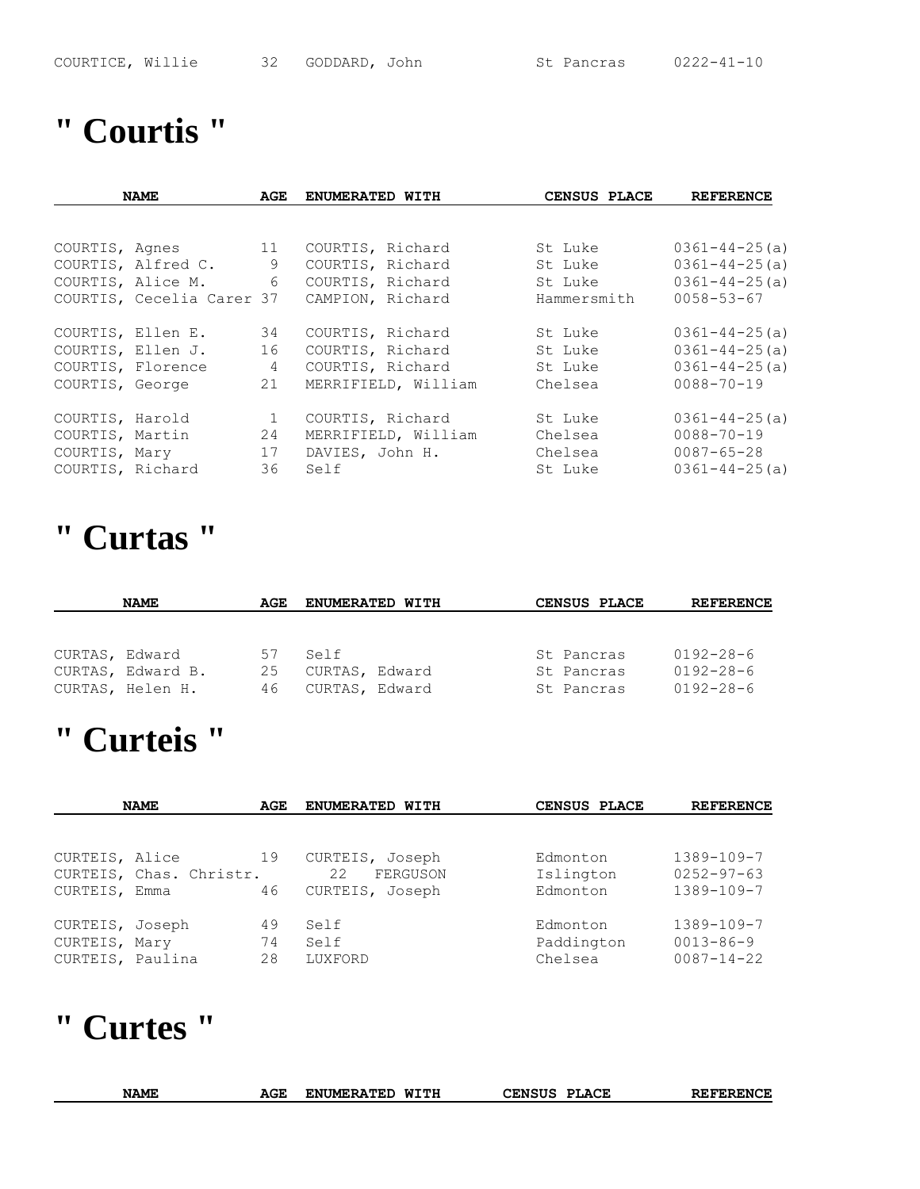| COURTICE, Willie | 32 | GODDARD, John | St Pancras | 0222-41-10 |
|---|---|---|---|---|

# " Courtis "

| NAME | AGE | ENUMERATED WITH | CENSUS PLACE | REFERENCE |
|---|---|---|---|---|
| COURTIS, Agnes | 11 | COURTIS, Richard | St Luke | 0361-44-25(a) |
| COURTIS, Alfred C. | 9 | COURTIS, Richard | St Luke | 0361-44-25(a) |
| COURTIS, Alice M. | 6 | COURTIS, Richard | St Luke | 0361-44-25(a) |
| COURTIS, Cecelia Carer | 37 | CAMPION, Richard | Hammersmith | 0058-53-67 |
| COURTIS, Ellen E. | 34 | COURTIS, Richard | St Luke | 0361-44-25(a) |
| COURTIS, Ellen J. | 16 | COURTIS, Richard | St Luke | 0361-44-25(a) |
| COURTIS, Florence | 4 | COURTIS, Richard | St Luke | 0361-44-25(a) |
| COURTIS, George | 21 | MERRIFIELD, William | Chelsea | 0088-70-19 |
| COURTIS, Harold | 1 | COURTIS, Richard | St Luke | 0361-44-25(a) |
| COURTIS, Martin | 24 | MERRIFIELD, William | Chelsea | 0088-70-19 |
| COURTIS, Mary | 17 | DAVIES, John H. | Chelsea | 0087-65-28 |
| COURTIS, Richard | 36 | Self | St Luke | 0361-44-25(a) |

# " Curtas "

| NAME | AGE | ENUMERATED WITH | CENSUS PLACE | REFERENCE |
|---|---|---|---|---|
| CURTAS, Edward | 57 | Self | St Pancras | 0192-28-6 |
| CURTAS, Edward B. | 25 | CURTAS, Edward | St Pancras | 0192-28-6 |
| CURTAS, Helen H. | 46 | CURTAS, Edward | St Pancras | 0192-28-6 |

# " Curteis "

| NAME | AGE | ENUMERATED WITH | CENSUS PLACE | REFERENCE |
|---|---|---|---|---|
| CURTEIS, Alice | 19 | CURTEIS, Joseph | Edmonton | 1389-109-7 |
| CURTEIS, Chas. Christr. | 22 | FERGUSON | Islington | 0252-97-63 |
| CURTEIS, Emma | 46 | CURTEIS, Joseph | Edmonton | 1389-109-7 |
| CURTEIS, Joseph | 49 | Self | Edmonton | 1389-109-7 |
| CURTEIS, Mary | 74 | Self | Paddington | 0013-86-9 |
| CURTEIS, Paulina | 28 | LUXFORD | Chelsea | 0087-14-22 |

# " Curtes "

| NAME | AGE | ENUMERATED WITH | CENSUS PLACE | REFERENCE |
|---|---|---|---|---|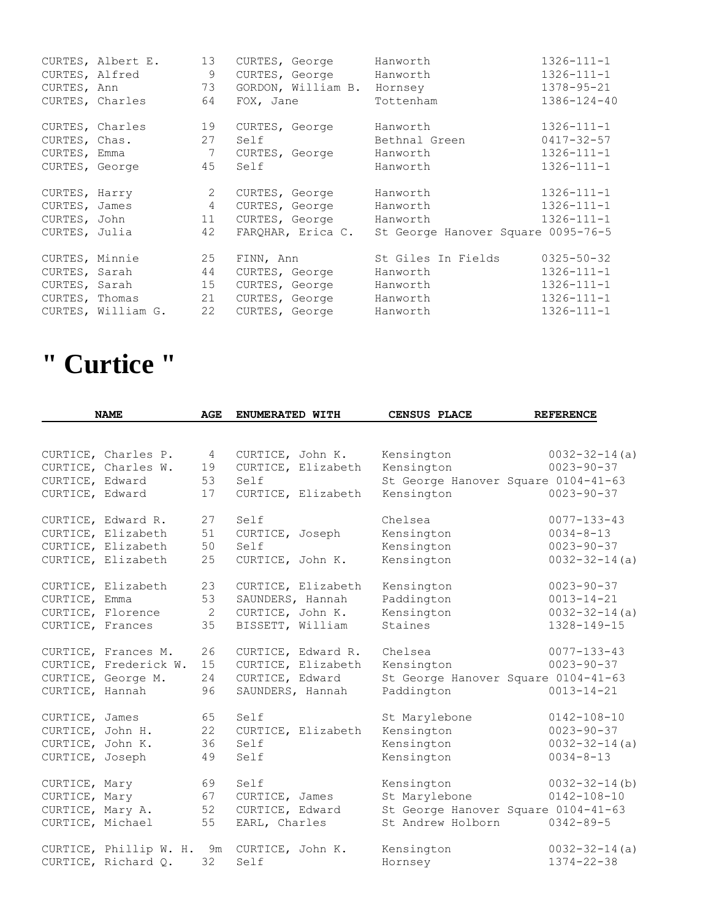| NAME | AGE | ENUMERATED WITH | CENSUS PLACE | REFERENCE |
|---|---|---|---|---|
| CURTES, Albert E. | 13 | CURTES, George | Hanworth | 1326-111-1 |
| CURTES, Alfred | 9 | CURTES, George | Hanworth | 1326-111-1 |
| CURTES, Ann | 73 | GORDON, William B. | Hornsey | 1378-95-21 |
| CURTES, Charles | 64 | FOX, Jane | Tottenham | 1386-124-40 |
| CURTES, Charles | 19 | CURTES, George | Hanworth | 1326-111-1 |
| CURTES, Chas. | 27 | Self | Bethnal Green | 0417-32-57 |
| CURTES, Emma | 7 | CURTES, George | Hanworth | 1326-111-1 |
| CURTES, George | 45 | Self | Hanworth | 1326-111-1 |
| CURTES, Harry | 2 | CURTES, George | Hanworth | 1326-111-1 |
| CURTES, James | 4 | CURTES, George | Hanworth | 1326-111-1 |
| CURTES, John | 11 | CURTES, George | Hanworth | 1326-111-1 |
| CURTES, Julia | 42 | FARQHAR, Erica C. | St George Hanover Square | 0095-76-5 |
| CURTES, Minnie | 25 | FINN, Ann | St Giles In Fields | 0325-50-32 |
| CURTES, Sarah | 44 | CURTES, George | Hanworth | 1326-111-1 |
| CURTES, Sarah | 15 | CURTES, George | Hanworth | 1326-111-1 |
| CURTES, Thomas | 21 | CURTES, George | Hanworth | 1326-111-1 |
| CURTES, William G. | 22 | CURTES, George | Hanworth | 1326-111-1 |

# " Curtice "

| NAME | AGE | ENUMERATED WITH | CENSUS PLACE | REFERENCE |
|---|---|---|---|---|
| CURTICE, Charles P. | 4 | CURTICE, John K. | Kensington | 0032-32-14(a) |
| CURTICE, Charles W. | 19 | CURTICE, Elizabeth | Kensington | 0023-90-37 |
| CURTICE, Edward | 53 | Self | St George Hanover Square | 0104-41-63 |
| CURTICE, Edward | 17 | CURTICE, Elizabeth | Kensington | 0023-90-37 |
| CURTICE, Edward R. | 27 | Self | Chelsea | 0077-133-43 |
| CURTICE, Elizabeth | 51 | CURTICE, Joseph | Kensington | 0034-8-13 |
| CURTICE, Elizabeth | 50 | Self | Kensington | 0023-90-37 |
| CURTICE, Elizabeth | 25 | CURTICE, John K. | Kensington | 0032-32-14(a) |
| CURTICE, Elizabeth | 23 | CURTICE, Elizabeth | Kensington | 0023-90-37 |
| CURTICE, Emma | 53 | SAUNDERS, Hannah | Paddington | 0013-14-21 |
| CURTICE, Florence | 2 | CURTICE, John K. | Kensington | 0032-32-14(a) |
| CURTICE, Frances | 35 | BISSETT, William | Staines | 1328-149-15 |
| CURTICE, Frances M. | 26 | CURTICE, Edward R. | Chelsea | 0077-133-43 |
| CURTICE, Frederick W. | 15 | CURTICE, Elizabeth | Kensington | 0023-90-37 |
| CURTICE, George M. | 24 | CURTICE, Edward | St George Hanover Square | 0104-41-63 |
| CURTICE, Hannah | 96 | SAUNDERS, Hannah | Paddington | 0013-14-21 |
| CURTICE, James | 65 | Self | St Marylebone | 0142-108-10 |
| CURTICE, John H. | 22 | CURTICE, Elizabeth | Kensington | 0023-90-37 |
| CURTICE, John K. | 36 | Self | Kensington | 0032-32-14(a) |
| CURTICE, Joseph | 49 | Self | Kensington | 0034-8-13 |
| CURTICE, Mary | 69 | Self | Kensington | 0032-32-14(b) |
| CURTICE, Mary | 67 | CURTICE, James | St Marylebone | 0142-108-10 |
| CURTICE, Mary A. | 52 | CURTICE, Edward | St George Hanover Square | 0104-41-63 |
| CURTICE, Michael | 55 | EARL, Charles | St Andrew Holborn | 0342-89-5 |
| CURTICE, Phillip W. H. | 9m | CURTICE, John K. | Kensington | 0032-32-14(a) |
| CURTICE, Richard Q. | 32 | Self | Hornsey | 1374-22-38 |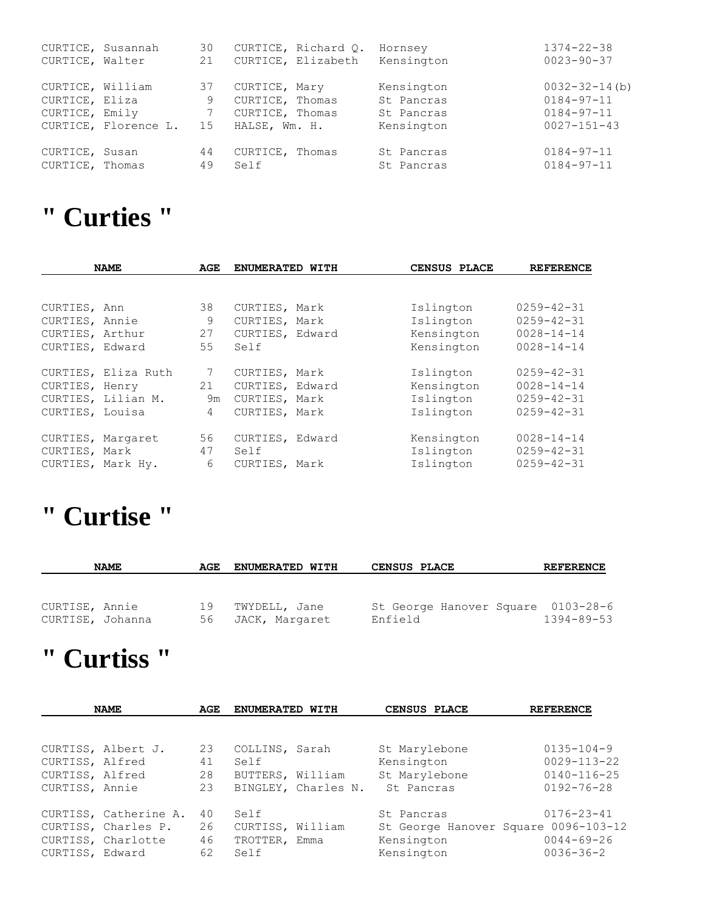| NAME | AGE | ENUMERATED WITH | CENSUS PLACE | REFERENCE |
|---|---|---|---|---|
| CURTICE, Susannah | 30 | CURTICE, Richard Q. | Hornsey | 1374-22-38 |
| CURTICE, Walter | 21 | CURTICE, Elizabeth | Kensington | 0023-90-37 |
| CURTICE, William | 37 | CURTICE, Mary | Kensington | 0032-32-14(b) |
| CURTICE, Eliza | 9 | CURTICE, Thomas | St Pancras | 0184-97-11 |
| CURTICE, Emily | 7 | CURTICE, Thomas | St Pancras | 0184-97-11 |
| CURTICE, Florence L. | 15 | HALSE, Wm. H. | Kensington | 0027-151-43 |
| CURTICE, Susan | 44 | CURTICE, Thomas | St Pancras | 0184-97-11 |
| CURTICE, Thomas | 49 | Self | St Pancras | 0184-97-11 |

# " Curties "

| NAME | AGE | ENUMERATED WITH | CENSUS PLACE | REFERENCE |
|---|---|---|---|---|
| CURTIES, Ann | 38 | CURTIES, Mark | Islington | 0259-42-31 |
| CURTIES, Annie | 9 | CURTIES, Mark | Islington | 0259-42-31 |
| CURTIES, Arthur | 27 | CURTIES, Edward | Kensington | 0028-14-14 |
| CURTIES, Edward | 55 | Self | Kensington | 0028-14-14 |
| CURTIES, Eliza Ruth | 7 | CURTIES, Mark | Islington | 0259-42-31 |
| CURTIES, Henry | 21 | CURTIES, Edward | Kensington | 0028-14-14 |
| CURTIES, Lilian M. | 9m | CURTIES, Mark | Islington | 0259-42-31 |
| CURTIES, Louisa | 4 | CURTIES, Mark | Islington | 0259-42-31 |
| CURTIES, Margaret | 56 | CURTIES, Edward | Kensington | 0028-14-14 |
| CURTIES, Mark | 47 | Self | Islington | 0259-42-31 |
| CURTIES, Mark Hy. | 6 | CURTIES, Mark | Islington | 0259-42-31 |

# " Curtise "

| NAME | AGE | ENUMERATED WITH | CENSUS PLACE | REFERENCE |
|---|---|---|---|---|
| CURTISE, Annie | 19 | TWYDELL, Jane | St George Hanover Square | 0103-28-6 |
| CURTISE, Johanna | 56 | JACK, Margaret | Enfield | 1394-89-53 |

# " Curtiss "

| NAME | AGE | ENUMERATED WITH | CENSUS PLACE | REFERENCE |
|---|---|---|---|---|
| CURTISS, Albert J. | 23 | COLLINS, Sarah | St Marylebone | 0135-104-9 |
| CURTISS, Alfred | 41 | Self | Kensington | 0029-113-22 |
| CURTISS, Alfred | 28 | BUTTERS, William | St Marylebone | 0140-116-25 |
| CURTISS, Annie | 23 | BINGLEY, Charles N. | St Pancras | 0192-76-28 |
| CURTISS, Catherine A. | 40 | Self | St Pancras | 0176-23-41 |
| CURTISS, Charles P. | 26 | CURTISS, William | St George Hanover Square | 0096-103-12 |
| CURTISS, Charlotte | 46 | TROTTER, Emma | Kensington | 0044-69-26 |
| CURTISS, Edward | 62 | Self | Kensington | 0036-36-2 |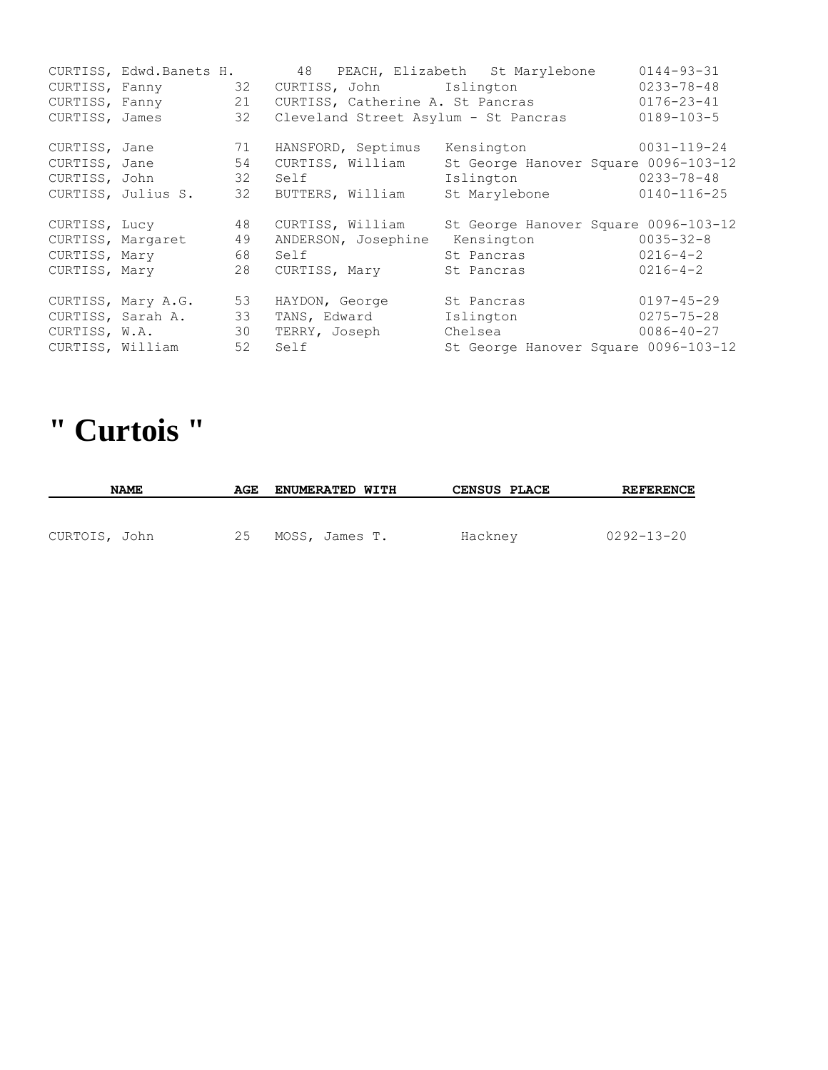| | | | | |
|---|---|---|---|---|
| CURTISS, Edwd.Banets H. | 48 | PEACH, Elizabeth | St Marylebone | 0144-93-31 |
| CURTISS, Fanny | 32 | CURTISS, John | Islington | 0233-78-48 |
| CURTISS, Fanny | 21 | CURTISS, Catherine A. | St Pancras | 0176-23-41 |
| CURTISS, James | 32 | Cleveland Street Asylum - St Pancras | | 0189-103-5 |
| CURTISS, Jane | 71 | HANSFORD, Septimus | Kensington | 0031-119-24 |
| CURTISS, Jane | 54 | CURTISS, William | St George Hanover Square | 0096-103-12 |
| CURTISS, John | 32 | Self | Islington | 0233-78-48 |
| CURTISS, Julius S. | 32 | BUTTERS, William | St Marylebone | 0140-116-25 |
| CURTISS, Lucy | 48 | CURTISS, William | St George Hanover Square | 0096-103-12 |
| CURTISS, Margaret | 49 | ANDERSON, Josephine | Kensington | 0035-32-8 |
| CURTISS, Mary | 68 | Self | St Pancras | 0216-4-2 |
| CURTISS, Mary | 28 | CURTISS, Mary | St Pancras | 0216-4-2 |
| CURTISS, Mary A.G. | 53 | HAYDON, George | St Pancras | 0197-45-29 |
| CURTISS, Sarah A. | 33 | TANS, Edward | Islington | 0275-75-28 |
| CURTISS, W.A. | 30 | TERRY, Joseph | Chelsea | 0086-40-27 |
| CURTISS, William | 52 | Self | St George Hanover Square | 0096-103-12 |

# " Curtois "

| NAME | AGE | ENUMERATED WITH | CENSUS PLACE | REFERENCE |
|---|---|---|---|---|
| CURTOIS, John | 25 | MOSS, James T. | Hackney | 0292-13-20 |